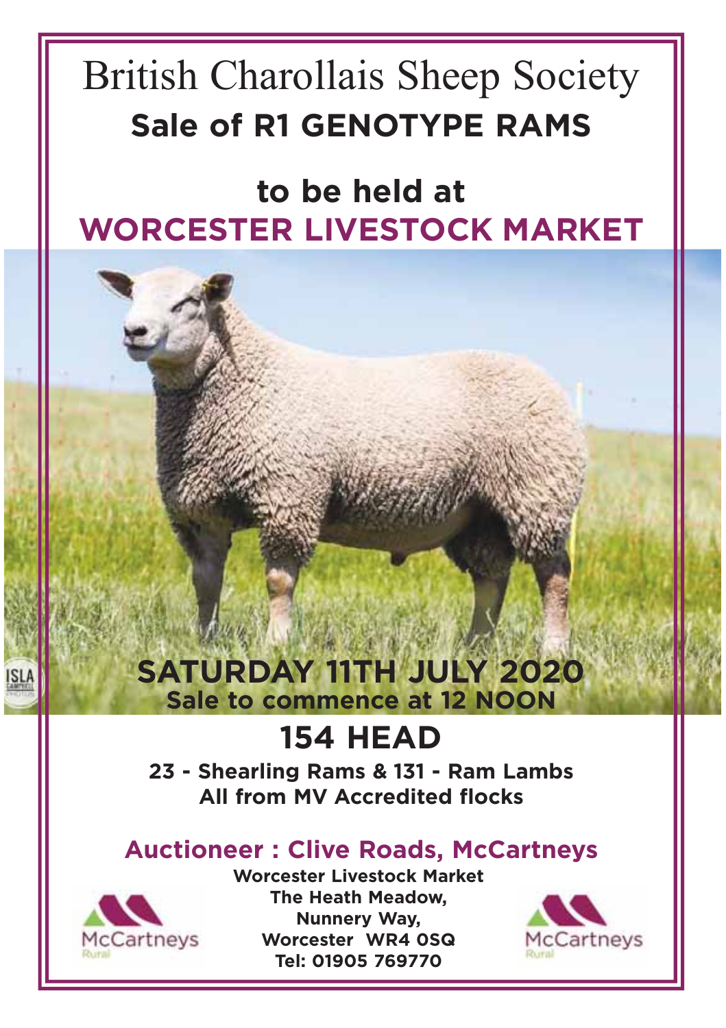# British Charollais Sheep Society

## Sale of R1 GENOTYPE RAMS

## to be held at
## WORCESTER LIVESTOCK MARKET

## SATURDAY 11TH JULY 2020

**Sale to commence at 12 NOON**

## 154 HEAD

**23 - Shearling Rams & 131 - Ram Lambs**
**All from MV Accredited flocks**

### Auctioneer : Clive Roads, McCartneys

**Worcester Livestock Market**
**The Heath Meadow,**
**Nunnery Way,**
**Worcester WR4 0SQ**
**Tel: 01905 769770**

McCartneys Rural

McCartneys Rural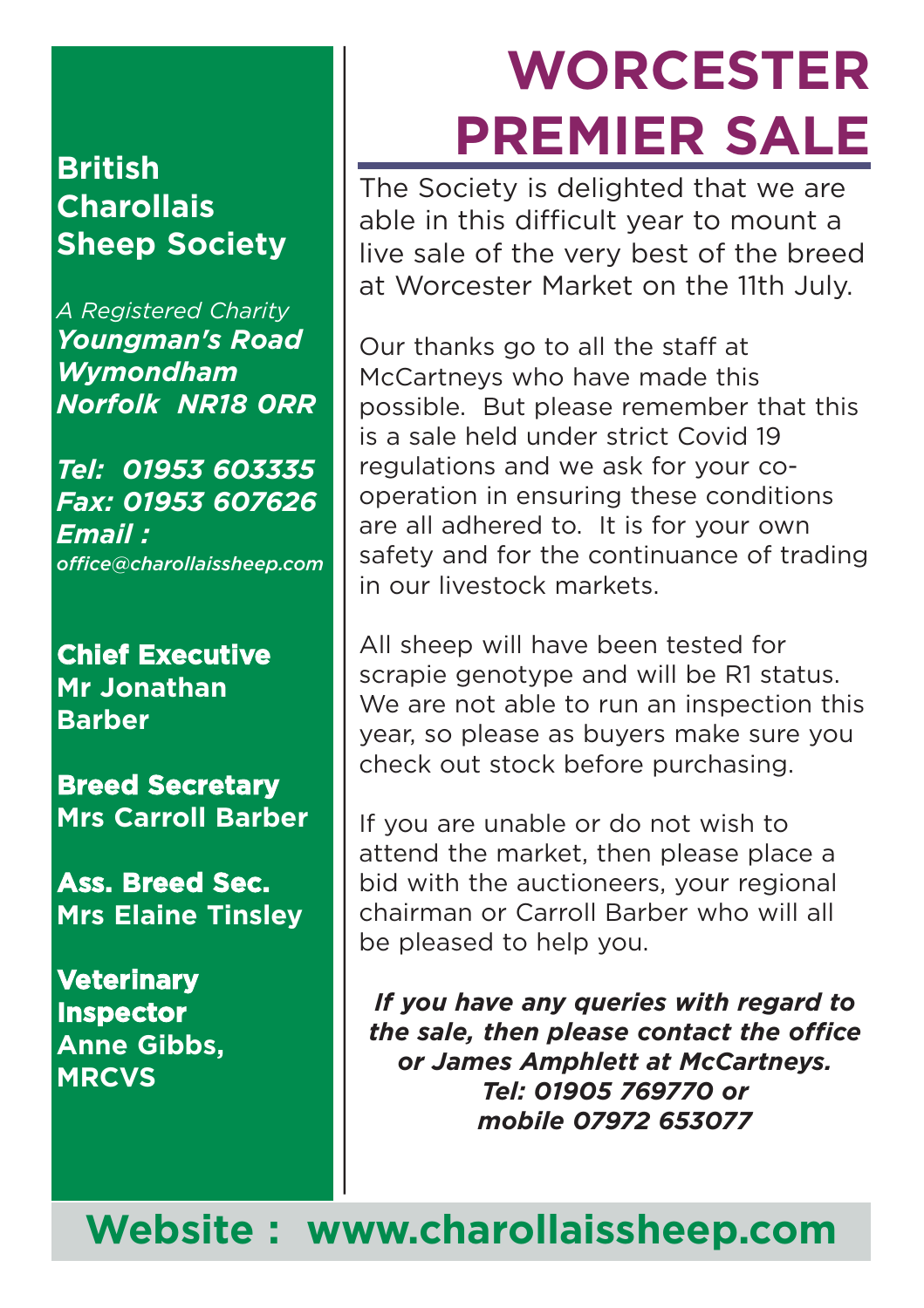# WORCESTER PREMIER SALE

The Society is delighted that we are able in this difficult year to mount a live sale of the very best of the breed at Worcester Market on the 11th July.

Our thanks go to all the staff at McCartneys who have made this possible. But please remember that this is a sale held under strict Covid 19 regulations and we ask for your co-operation in ensuring these conditions are all adhered to. It is for your own safety and for the continuance of trading in our livestock markets.

All sheep will have been tested for scrapie genotype and will be R1 status. We are not able to run an inspection this year, so please as buyers make sure you check out stock before purchasing.

If you are unable or do not wish to attend the market, then please place a bid with the auctioneers, your regional chairman or Carroll Barber who will all be pleased to help you.

***If you have any queries with regard to the sale, then please contact the office or James Amphlett at McCartneys. Tel: 01905 769770 or mobile 07972 653077***

## British Charollais Sheep Society

*A Registered Charity*
***Youngman's Road***
***Wymondham***
***Norfolk NR18 0RR***

***Tel: 01953 603335***
***Fax: 01953 607626***
***Email :***
*office@charollaissheep.com*

**Chief Executive**
**Mr Jonathan Barber**

**Breed Secretary**
**Mrs Carroll Barber**

**Ass. Breed Sec.**
**Mrs Elaine Tinsley**

**Veterinary Inspector**
**Anne Gibbs, MRCVS**

**Website : www.charollaissheep.com**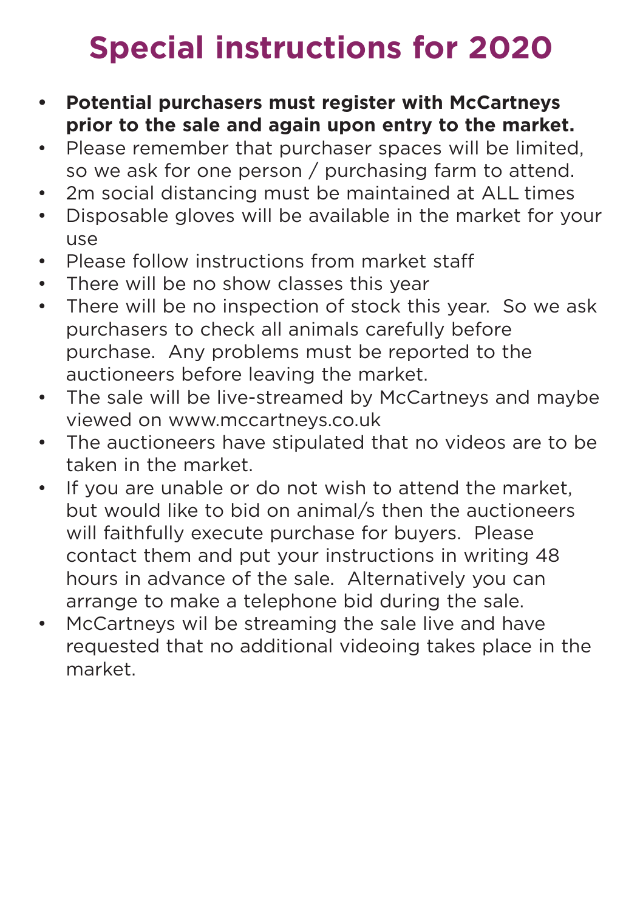# Special instructions for 2020

- **Potential purchasers must register with McCartneys prior to the sale and again upon entry to the market.**
- Please remember that purchaser spaces will be limited, so we ask for one person / purchasing farm to attend.
- 2m social distancing must be maintained at ALL times
- Disposable gloves will be available in the market for your use
- Please follow instructions from market staff
- There will be no show classes this year
- There will be no inspection of stock this year. So we ask purchasers to check all animals carefully before purchase. Any problems must be reported to the auctioneers before leaving the market.
- The sale will be live-streamed by McCartneys and maybe viewed on www.mccartneys.co.uk
- The auctioneers have stipulated that no videos are to be taken in the market.
- If you are unable or do not wish to attend the market, but would like to bid on animal/s then the auctioneers will faithfully execute purchase for buyers. Please contact them and put your instructions in writing 48 hours in advance of the sale. Alternatively you can arrange to make a telephone bid during the sale.
- McCartneys wil be streaming the sale live and have requested that no additional videoing takes place in the market.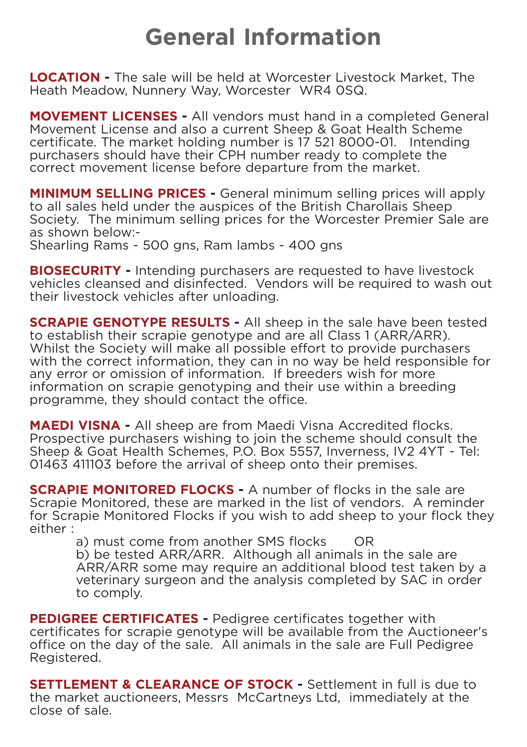# General Information

**LOCATION -** The sale will be held at Worcester Livestock Market, The Heath Meadow, Nunnery Way, Worcester WR4 0SQ.

**MOVEMENT LICENSES -** All vendors must hand in a completed General Movement License and also a current Sheep & Goat Health Scheme certificate. The market holding number is 17 521 8000-01. Intending purchasers should have their CPH number ready to complete the correct movement license before departure from the market.

**MINIMUM SELLING PRICES -** General minimum selling prices will apply to all sales held under the auspices of the British Charollais Sheep Society. The minimum selling prices for the Worcester Premier Sale are as shown below:-
Shearling Rams - 500 gns, Ram lambs - 400 gns

**BIOSECURITY -** Intending purchasers are requested to have livestock vehicles cleansed and disinfected. Vendors will be required to wash out their livestock vehicles after unloading.

**SCRAPIE GENOTYPE RESULTS -** All sheep in the sale have been tested to establish their scrapie genotype and are all Class 1 (ARR/ARR). Whilst the Society will make all possible effort to provide purchasers with the correct information, they can in no way be held responsible for any error or omission of information. If breeders wish for more information on scrapie genotyping and their use within a breeding programme, they should contact the office.

**MAEDI VISNA -** All sheep are from Maedi Visna Accredited flocks. Prospective purchasers wishing to join the scheme should consult the Sheep & Goat Health Schemes, P.O. Box 5557, Inverness, IV2 4YT - Tel: 01463 411103 before the arrival of sheep onto their premises.

**SCRAPIE MONITORED FLOCKS -** A number of flocks in the sale are Scrapie Monitored, these are marked in the list of vendors. A reminder for Scrapie Monitored Flocks if you wish to add sheep to your flock they either :

a) must come from another SMS flocks OR
b) be tested ARR/ARR. Although all animals in the sale are ARR/ARR some may require an additional blood test taken by a veterinary surgeon and the analysis completed by SAC in order to comply.

**PEDIGREE CERTIFICATES -** Pedigree certificates together with certificates for scrapie genotype will be available from the Auctioneer's office on the day of the sale. All animals in the sale are Full Pedigree Registered.

**SETTLEMENT & CLEARANCE OF STOCK -** Settlement in full is due to the market auctioneers, Messrs McCartneys Ltd, immediately at the close of sale.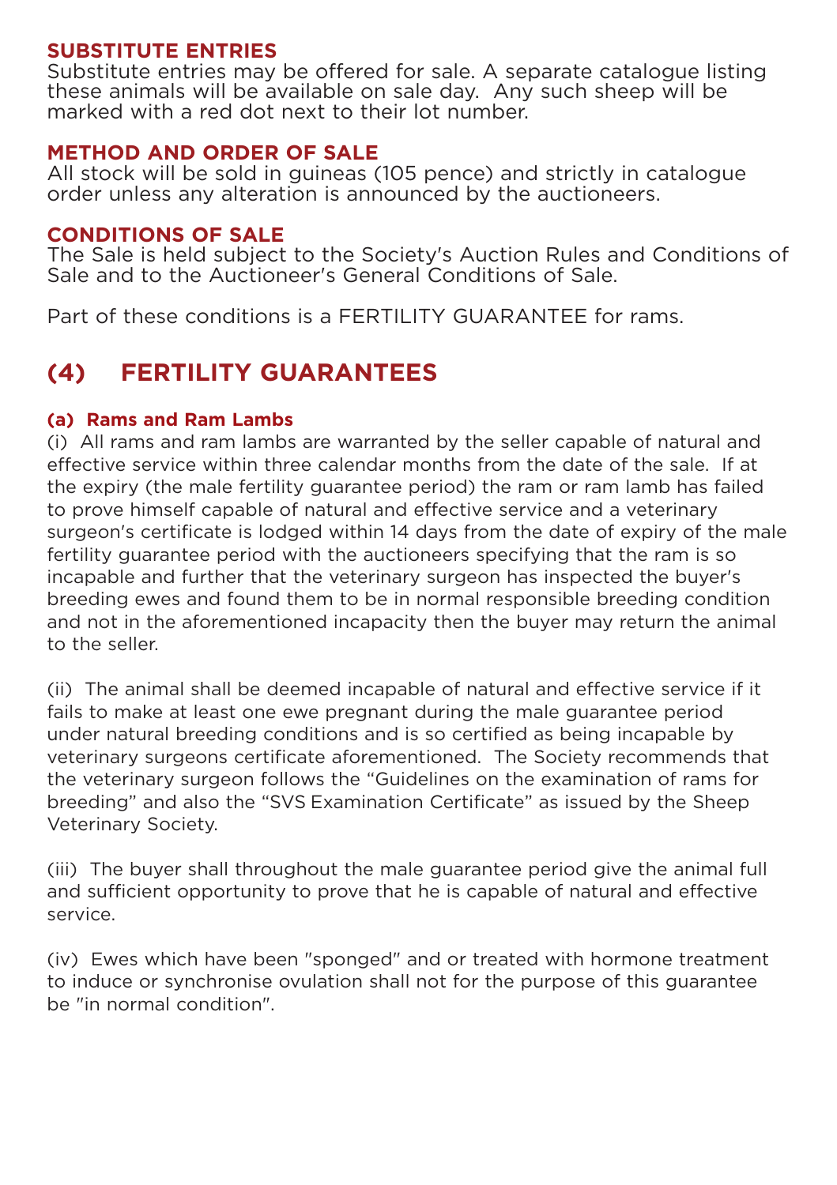## SUBSTITUTE ENTRIES

Substitute entries may be offered for sale. A separate catalogue listing these animals will be available on sale day. Any such sheep will be marked with a red dot next to their lot number.

## METHOD AND ORDER OF SALE

All stock will be sold in guineas (105 pence) and strictly in catalogue order unless any alteration is announced by the auctioneers.

## CONDITIONS OF SALE

The Sale is held subject to the Society's Auction Rules and Conditions of Sale and to the Auctioneer's General Conditions of Sale.

Part of these conditions is a FERTILITY GUARANTEE for rams.

# (4) FERTILITY GUARANTEES

### (a) Rams and Ram Lambs

(i) All rams and ram lambs are warranted by the seller capable of natural and effective service within three calendar months from the date of the sale. If at the expiry (the male fertility guarantee period) the ram or ram lamb has failed to prove himself capable of natural and effective service and a veterinary surgeon's certificate is lodged within 14 days from the date of expiry of the male fertility guarantee period with the auctioneers specifying that the ram is so incapable and further that the veterinary surgeon has inspected the buyer's breeding ewes and found them to be in normal responsible breeding condition and not in the aforementioned incapacity then the buyer may return the animal to the seller.

(ii) The animal shall be deemed incapable of natural and effective service if it fails to make at least one ewe pregnant during the male guarantee period under natural breeding conditions and is so certified as being incapable by veterinary surgeons certificate aforementioned. The Society recommends that the veterinary surgeon follows the "Guidelines on the examination of rams for breeding" and also the "SVS Examination Certificate" as issued by the Sheep Veterinary Society.

(iii) The buyer shall throughout the male guarantee period give the animal full and sufficient opportunity to prove that he is capable of natural and effective service.

(iv) Ewes which have been "sponged" and or treated with hormone treatment to induce or synchronise ovulation shall not for the purpose of this guarantee be "in normal condition".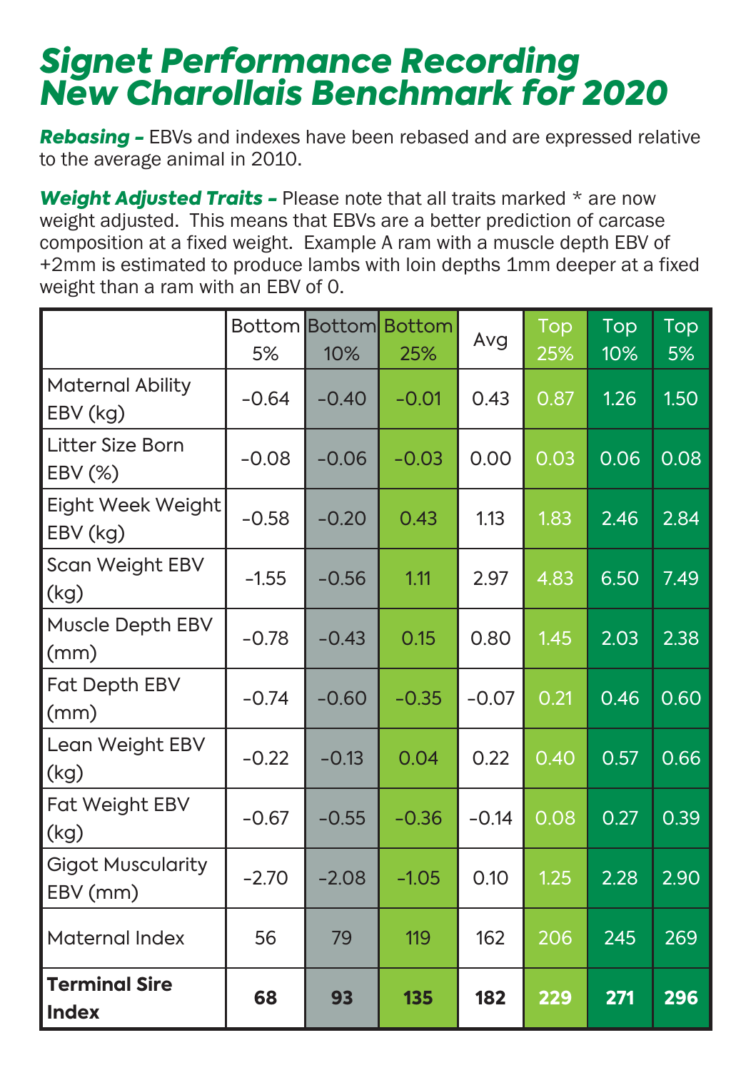# Signet Performance Recording New Charollais Benchmark for 2020

***Rebasing –*** EBVs and indexes have been rebased and are expressed relative to the average animal in 2010.

***Weight Adjusted Traits –*** Please note that all traits marked * are now weight adjusted. This means that EBVs are a better prediction of carcase composition at a fixed weight. Example A ram with a muscle depth EBV of +2mm is estimated to produce lambs with loin depths 1mm deeper at a fixed weight than a ram with an EBV of 0.

| | Bottom 5% | Bottom 10% | Bottom 25% | Avg | Top 25% | Top 10% | Top 5% |
|---|---|---|---|---|---|---|---|
| Maternal Ability EBV (kg) | -0.64 | -0.40 | -0.01 | 0.43 | 0.87 | 1.26 | 1.50 |
| Litter Size Born EBV (%) | -0.08 | -0.06 | -0.03 | 0.00 | 0.03 | 0.06 | 0.08 |
| Eight Week Weight EBV (kg) | -0.58 | -0.20 | 0.43 | 1.13 | 1.83 | 2.46 | 2.84 |
| Scan Weight EBV (kg) | -1.55 | -0.56 | 1.11 | 2.97 | 4.83 | 6.50 | 7.49 |
| Muscle Depth EBV (mm) | -0.78 | -0.43 | 0.15 | 0.80 | 1.45 | 2.03 | 2.38 |
| Fat Depth EBV (mm) | -0.74 | -0.60 | -0.35 | -0.07 | 0.21 | 0.46 | 0.60 |
| Lean Weight EBV (kg) | -0.22 | -0.13 | 0.04 | 0.22 | 0.40 | 0.57 | 0.66 |
| Fat Weight EBV (kg) | -0.67 | -0.55 | -0.36 | -0.14 | 0.08 | 0.27 | 0.39 |
| Gigot Muscularity EBV (mm) | -2.70 | -2.08 | -1.05 | 0.10 | 1.25 | 2.28 | 2.90 |
| Maternal Index | 56 | 79 | 119 | 162 | 206 | 245 | 269 |
| **Terminal Sire Index** | **68** | **93** | **135** | **182** | **229** | **271** | **296** |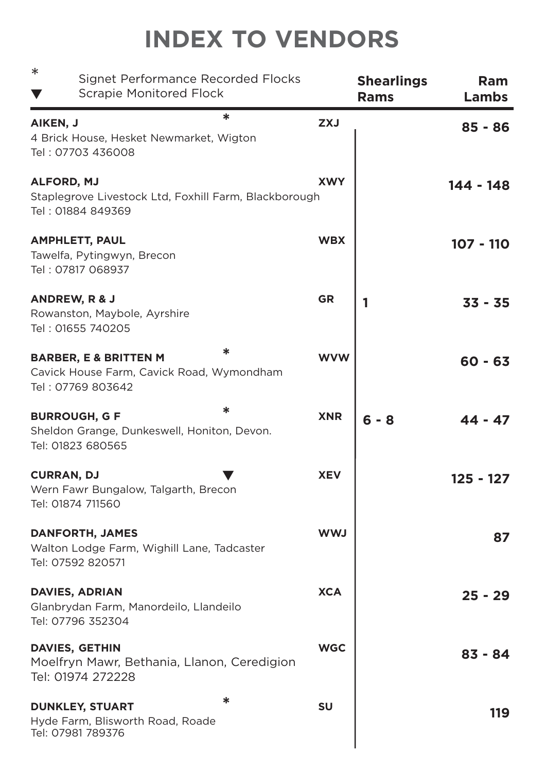# INDEX TO VENDORS

| * Signet Performance Recorded Flocks<br>▼ Scrapie Monitored Flock | | **Shearlings Rams** | **Ram Lambs** |
|---|---|---|---|
| **AIKEN, J** *<br>4 Brick House, Hesket Newmarket, Wigton<br>Tel : 07703 436008 | **ZXJ** | | **85 - 86** |
| **ALFORD, MJ**<br>Staplegrove Livestock Ltd, Foxhill Farm, Blackborough<br>Tel : 01884 849369 | **XWY** | | **144 - 148** |
| **AMPHLETT, PAUL**<br>Tawelfa, Pytingwyn, Brecon<br>Tel : 07817 068937 | **WBX** | | **107 - 110** |
| **ANDREW, R & J**<br>Rowanston, Maybole, Ayrshire<br>Tel : 01655 740205 | **GR** | **1** | **33 - 35** |
| **BARBER, E & BRITTEN M** *<br>Cavick House Farm, Cavick Road, Wymondham<br>Tel : 07769 803642 | **WVW** | | **60 - 63** |
| **BURROUGH, G F** *<br>Sheldon Grange, Dunkeswell, Honiton, Devon.<br>Tel: 01823 680565 | **XNR** | **6 - 8** | **44 - 47** |
| **CURRAN, DJ** ▼<br>Wern Fawr Bungalow, Talgarth, Brecon<br>Tel: 01874 711560 | **XEV** | | **125 - 127** |
| **DANFORTH, JAMES**<br>Walton Lodge Farm, Wighill Lane, Tadcaster<br>Tel: 07592 820571 | **WWJ** | | **87** |
| **DAVIES, ADRIAN**<br>Glanbrydan Farm, Manordeilo, Llandeilo<br>Tel: 07796 352304 | **XCA** | | **25 - 29** |
| **DAVIES, GETHIN**<br>Moelfryn Mawr, Bethania, Llanon, Ceredigion<br>Tel: 01974 272228 | **WGC** | | **83 - 84** |
| **DUNKLEY, STUART** *<br>Hyde Farm, Blisworth Road, Roade<br>Tel: 07981 789376 | **SU** | | **119** |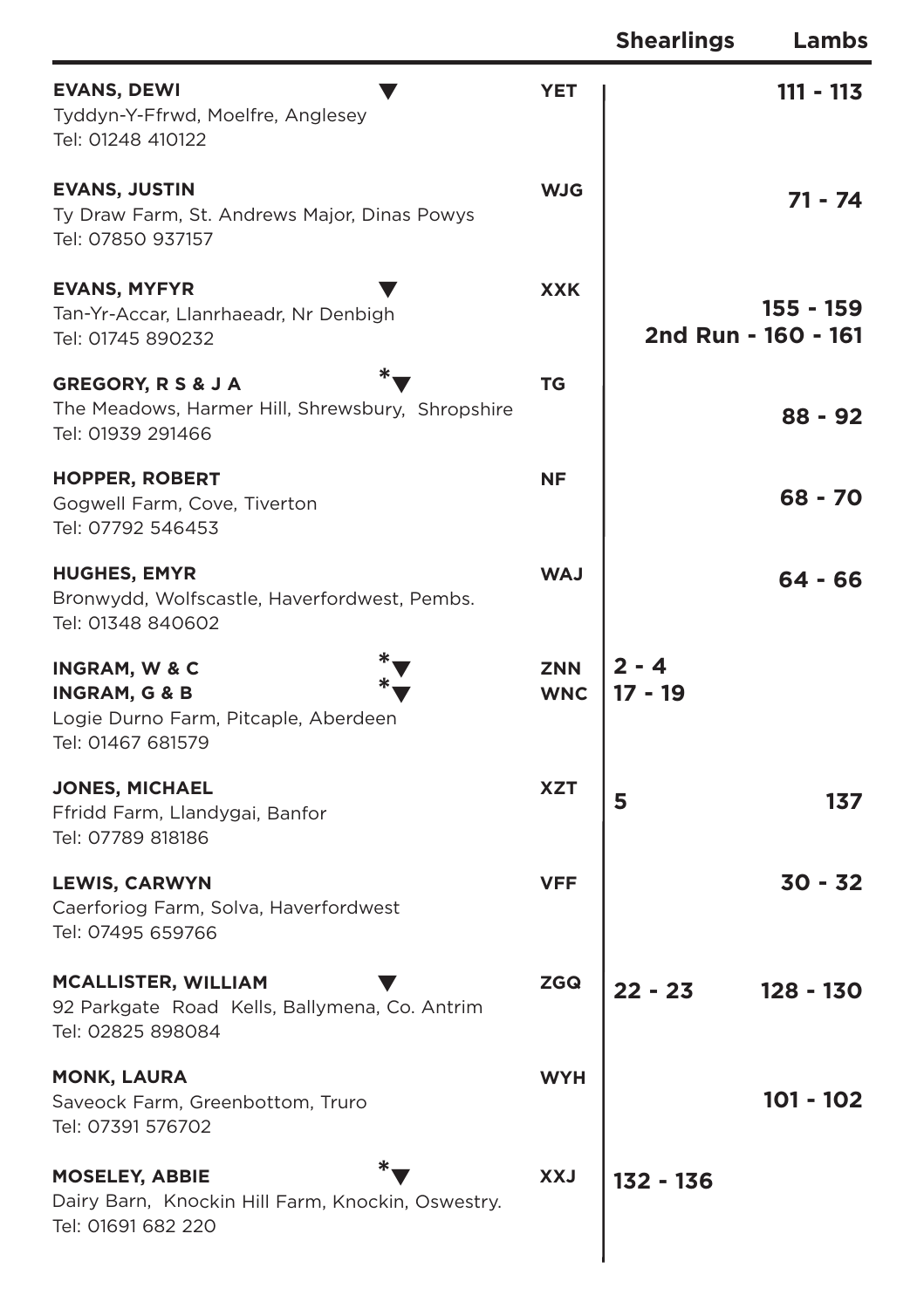| | | Shearlings | Lambs |
|---|---|---|---|
| **EVANS, DEWI** ▼<br>Tyddyn-Y-Ffrwd, Moelfre, Anglesey<br>Tel: 01248 410122 | **YET** | | **111 - 113** |
| **EVANS, JUSTIN**<br>Ty Draw Farm, St. Andrews Major, Dinas Powys<br>Tel: 07850 937157 | **WJG** | | **71 - 74** |
| **EVANS, MYFYR** ▼<br>Tan-Yr-Accar, Llanrhaeadr, Nr Denbigh<br>Tel: 01745 890232 | **XXK** | | **155 - 159**<br>**2nd Run - 160 - 161** |
| **GREGORY, R S & J A** *▼<br>The Meadows, Harmer Hill, Shrewsbury, Shropshire<br>Tel: 01939 291466 | **TG** | | **88 - 92** |
| **HOPPER, ROBERT**<br>Gogwell Farm, Cove, Tiverton<br>Tel: 07792 546453 | **NF** | | **68 - 70** |
| **HUGHES, EMYR**<br>Bronwydd, Wolfscastle, Haverfordwest, Pembs.<br>Tel: 01348 840602 | **WAJ** | | **64 - 66** |
| **INGRAM, W & C** *▼<br>**INGRAM, G & B** *▼<br>Logie Durno Farm, Pitcaple, Aberdeen<br>Tel: 01467 681579 | **ZNN**<br>**WNC** | **2 - 4**<br>**17 - 19** | |
| **JONES, MICHAEL**<br>Ffridd Farm, Llandygai, Banfor<br>Tel: 07789 818186 | **XZT** | **5** | **137** |
| **LEWIS, CARWYN**<br>Caerforiog Farm, Solva, Haverfordwest<br>Tel: 07495 659766 | **VFF** | | **30 - 32** |
| **MCALLISTER, WILLIAM** ▼<br>92 Parkgate Road Kells, Ballymena, Co. Antrim<br>Tel: 02825 898084 | **ZGQ** | **22 - 23** | **128 - 130** |
| **MONK, LAURA**<br>Saveock Farm, Greenbottom, Truro<br>Tel: 07391 576702 | **WYH** | | **101 - 102** |
| **MOSELEY, ABBIE** *▼<br>Dairy Barn, Knockin Hill Farm, Knockin, Oswestry.<br>Tel: 01691 682 220 | **XXJ** | **132 - 136** | |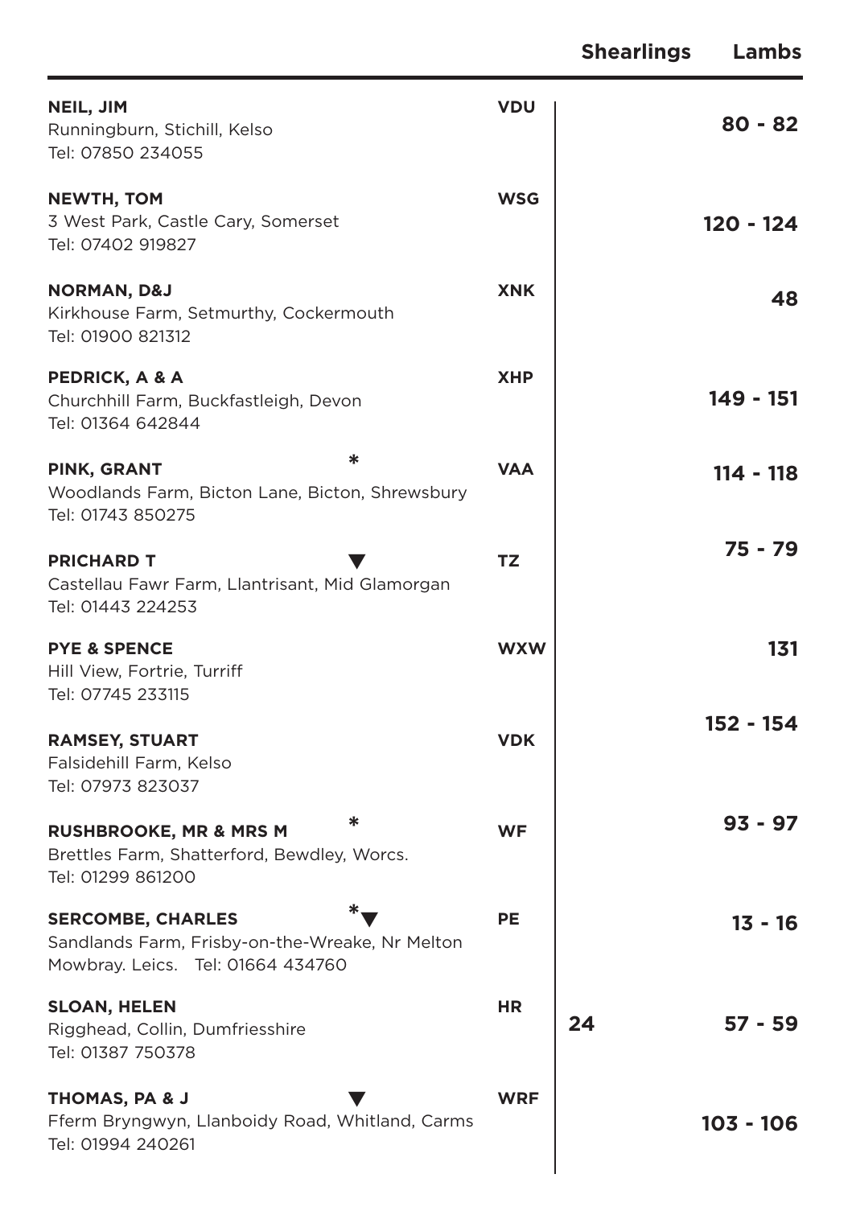| | | Shearlings | Lambs |
|---|---|---|---|
| **NEIL, JIM**<br>Runningburn, Stichill, Kelso<br>Tel: 07850 234055 | **VDU** | | **80 - 82** |
| **NEWTH, TOM**<br>3 West Park, Castle Cary, Somerset<br>Tel: 07402 919827 | **WSG** | | **120 - 124** |
| **NORMAN, D&J**<br>Kirkhouse Farm, Setmurthy, Cockermouth<br>Tel: 01900 821312 | **XNK** | | **48** |
| **PEDRICK, A & A**<br>Churchhill Farm, Buckfastleigh, Devon<br>Tel: 01364 642844 | **XHP** | | **149 - 151** |
| **PINK, GRANT** *<br>Woodlands Farm, Bicton Lane, Bicton, Shrewsbury<br>Tel: 01743 850275 | **VAA** | | **114 - 118** |
| **PRICHARD T** ▼<br>Castellau Fawr Farm, Llantrisant, Mid Glamorgan<br>Tel: 01443 224253 | **TZ** | | **75 - 79** |
| **PYE & SPENCE**<br>Hill View, Fortrie, Turriff<br>Tel: 07745 233115 | **WXW** | | **131** |
| **RAMSEY, STUART**<br>Falsidehill Farm, Kelso<br>Tel: 07973 823037 | **VDK** | | **152 - 154** |
| **RUSHBROOKE, MR & MRS M** *<br>Brettles Farm, Shatterford, Bewdley, Worcs.<br>Tel: 01299 861200 | **WF** | | **93 - 97** |
| **SERCOMBE, CHARLES** *▼<br>Sandlands Farm, Frisby-on-the-Wreake, Nr Melton Mowbray. Leics. Tel: 01664 434760 | **PE** | | **13 - 16** |
| **SLOAN, HELEN**<br>Rigghead, Collin, Dumfriesshire<br>Tel: 01387 750378 | **HR** | **24** | **57 - 59** |
| **THOMAS, PA & J** ▼<br>Fferm Bryngwyn, Llanboidy Road, Whitland, Carms<br>Tel: 01994 240261 | **WRF** | | **103 - 106** |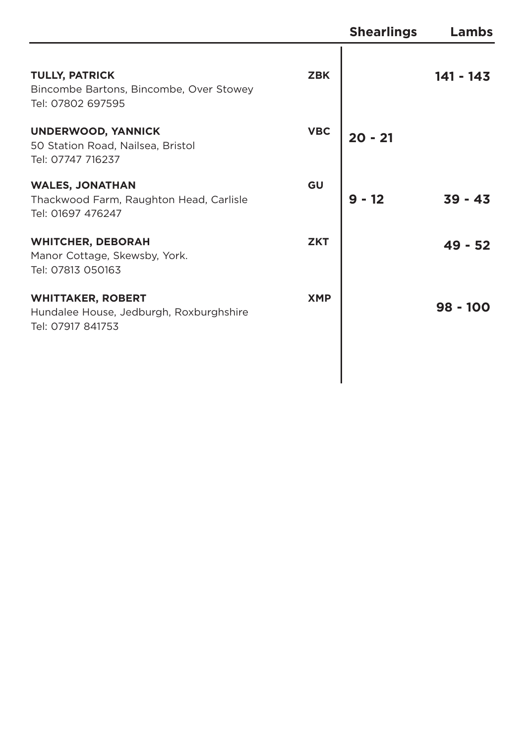| | | Shearlings | Lambs |
|---|---|---|---|
| **TULLY, PATRICK**<br>Bincombe Bartons, Bincombe, Over Stowey<br>Tel: 07802 697595 | **ZBK** | | **141 - 143** |
| **UNDERWOOD, YANNICK**<br>50 Station Road, Nailsea, Bristol<br>Tel: 07747 716237 | **VBC** | **20 - 21** | |
| **WALES, JONATHAN**<br>Thackwood Farm, Raughton Head, Carlisle<br>Tel: 01697 476247 | **GU** | **9 - 12** | **39 - 43** |
| **WHITCHER, DEBORAH**<br>Manor Cottage, Skewsby, York.<br>Tel: 07813 050163 | **ZKT** | | **49 - 52** |
| **WHITTAKER, ROBERT**<br>Hundalee House, Jedburgh, Roxburghshire<br>Tel: 07917 841753 | **XMP** | | **98 - 100** |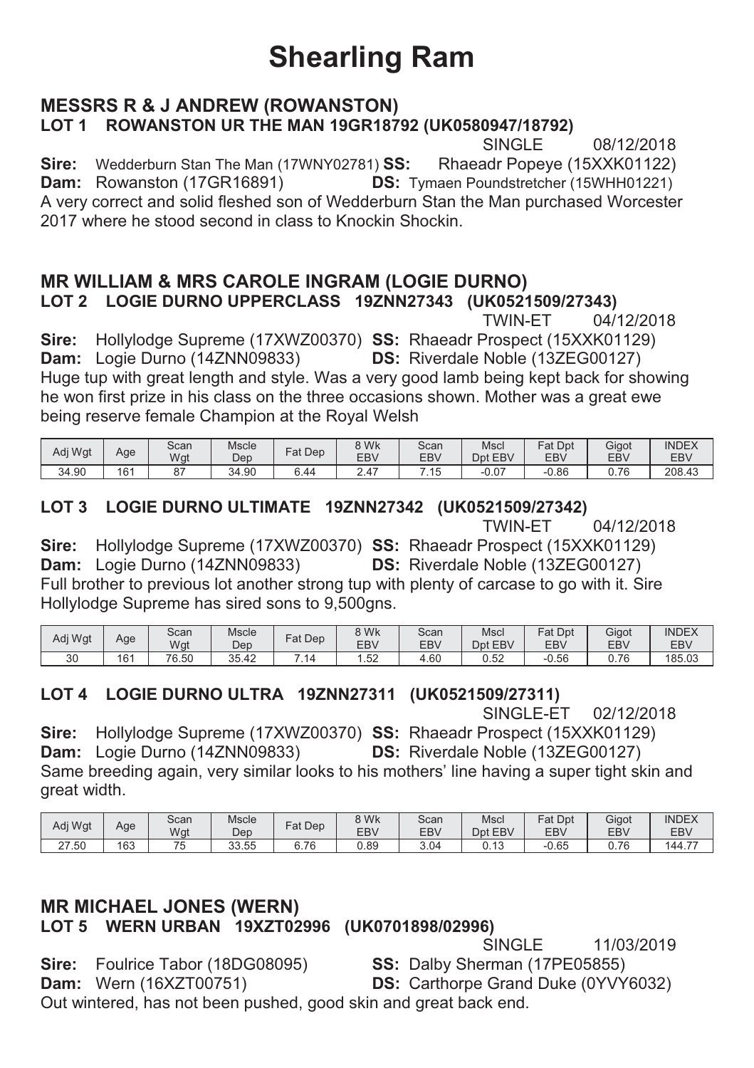# Shearling Ram

## MESSRS R & J ANDREW (ROWANSTON)

### LOT 1 ROWANSTON UR THE MAN 19GR18792 (UK0580947/18792)

SINGLE 08/12/2018

**Sire:** Wedderburn Stan The Man (17WNY02781) **SS:** Rhaeadr Popeye (15XXK01122)
**Dam:** Rowanston (17GR16891) **DS:** Tymaen Poundstretcher (15WHH01221)

A very correct and solid fleshed son of Wedderburn Stan the Man purchased Worcester 2017 where he stood second in class to Knockin Shockin.

## MR WILLIAM & MRS CAROLE INGRAM (LOGIE DURNO)

### LOT 2 LOGIE DURNO UPPERCLASS 19ZNN27343 (UK0521509/27343)

TWIN-ET 04/12/2018

**Sire:** Hollylodge Supreme (17XWZ00370) **SS:** Rhaeadr Prospect (15XXK01129)
**Dam:** Logie Durno (14ZNN09833) **DS:** Riverdale Noble (13ZEG00127)

Huge tup with great length and style. Was a very good lamb being kept back for showing he won first prize in his class on the three occasions shown. Mother was a great ewe being reserve female Champion at the Royal Welsh

| Adj Wgt | Age | Scan Wgt | Mscle Dep | Fat Dep | 8 Wk EBV | Scan EBV | Mscl Dpt EBV | Fat Dpt EBV | Gigot EBV | INDEX EBV |
|---|---|---|---|---|---|---|---|---|---|---|
| 34.90 | 161 | 87 | 34.90 | 6.44 | 2.47 | 7.15 | -0.07 | -0.86 | 0.76 | 208.43 |

### LOT 3 LOGIE DURNO ULTIMATE 19ZNN27342 (UK0521509/27342)

TWIN-ET 04/12/2018

**Sire:** Hollylodge Supreme (17XWZ00370) **SS:** Rhaeadr Prospect (15XXK01129)
**Dam:** Logie Durno (14ZNN09833) **DS:** Riverdale Noble (13ZEG00127)

Full brother to previous lot another strong tup with plenty of carcase to go with it. Sire Hollylodge Supreme has sired sons to 9,500gns.

| Adj Wgt | Age | Scan Wgt | Mscle Dep | Fat Dep | 8 Wk EBV | Scan EBV | Mscl Dpt EBV | Fat Dpt EBV | Gigot EBV | INDEX EBV |
|---|---|---|---|---|---|---|---|---|---|---|
| 30 | 161 | 76.50 | 35.42 | 7.14 | 1.52 | 4.60 | 0.52 | -0.56 | 0.76 | 185.03 |

### LOT 4 LOGIE DURNO ULTRA 19ZNN27311 (UK0521509/27311)

SINGLE-ET 02/12/2018

**Sire:** Hollylodge Supreme (17XWZ00370) **SS:** Rhaeadr Prospect (15XXK01129)
**Dam:** Logie Durno (14ZNN09833) **DS:** Riverdale Noble (13ZEG00127)

Same breeding again, very similar looks to his mothers' line having a super tight skin and great width.

| Adj Wgt | Age | Scan Wgt | Mscle Dep | Fat Dep | 8 Wk EBV | Scan EBV | Mscl Dpt EBV | Fat Dpt EBV | Gigot EBV | INDEX EBV |
|---|---|---|---|---|---|---|---|---|---|---|
| 27.50 | 163 | 75 | 33.55 | 6.76 | 0.89 | 3.04 | 0.13 | -0.65 | 0.76 | 144.77 |

## MR MICHAEL JONES (WERN)

### LOT 5 WERN URBAN 19XZT02996 (UK0701898/02996)

SINGLE 11/03/2019

**Sire:** Foulrice Tabor (18DG08095) **SS:** Dalby Sherman (17PE05855)
**Dam:** Wern (16XZT00751) **DS:** Carthorpe Grand Duke (0YVY6032)

Out wintered, has not been pushed, good skin and great back end.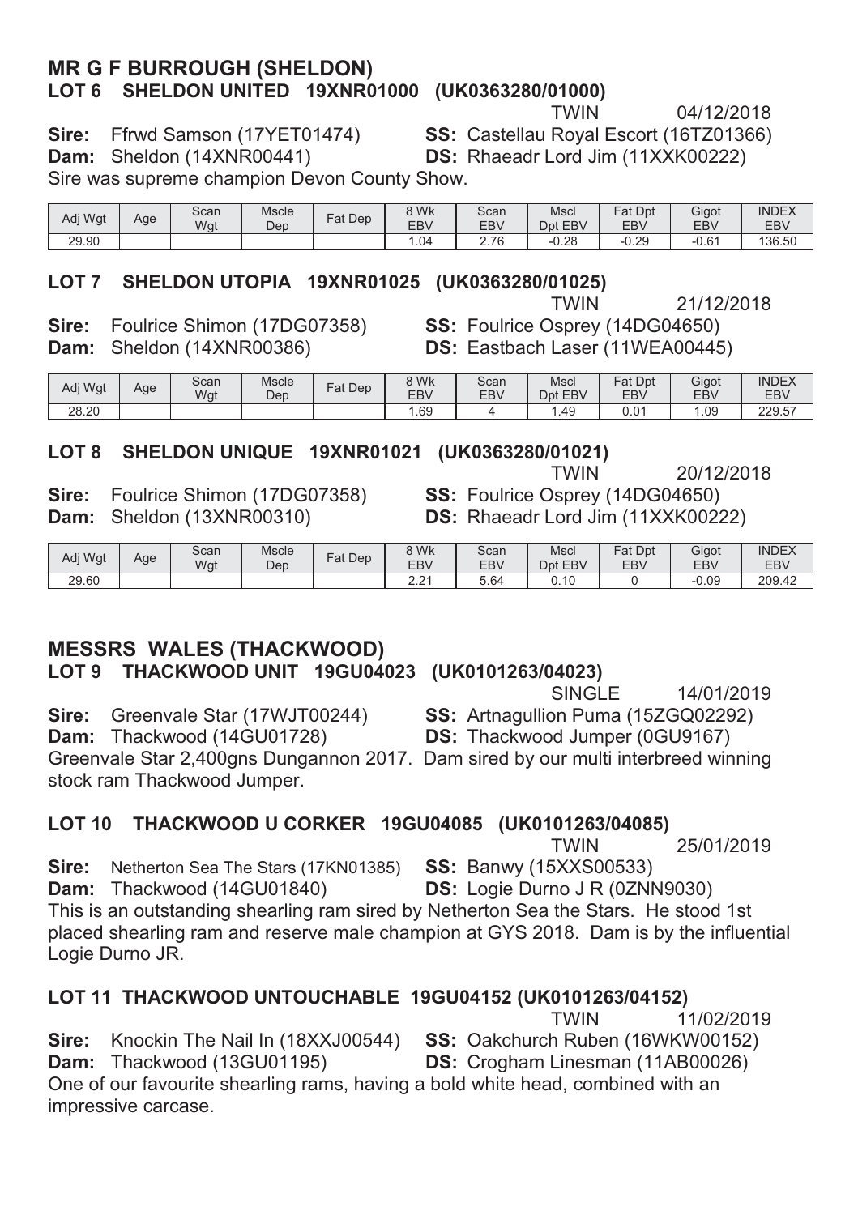## MR G F BURROUGH (SHELDON)

### LOT 6 SHELDON UNITED 19XNR01000 (UK0363280/01000)

TWIN 04/12/2018

**Sire:** Ffrwd Samson (17YET01474) **SS:** Castellau Royal Escort (16TZ01366)
**Dam:** Sheldon (14XNR00441) **DS:** Rhaeadr Lord Jim (11XXK00222)

Sire was supreme champion Devon County Show.

| Adj Wgt | Age | Scan Wgt | Mscle Dep | Fat Dep | 8 Wk EBV | Scan EBV | Mscl Dpt EBV | Fat Dpt EBV | Gigot EBV | INDEX EBV |
|---|---|---|---|---|---|---|---|---|---|---|
| 29.90 | | | | | 1.04 | 2.76 | -0.28 | -0.29 | -0.61 | 136.50 |

### LOT 7 SHELDON UTOPIA 19XNR01025 (UK0363280/01025)

TWIN 21/12/2018

**Sire:** Foulrice Shimon (17DG07358) **SS:** Foulrice Osprey (14DG04650)
**Dam:** Sheldon (14XNR00386) **DS:** Eastbach Laser (11WEA00445)

| Adj Wgt | Age | Scan Wgt | Mscle Dep | Fat Dep | 8 Wk EBV | Scan EBV | Mscl Dpt EBV | Fat Dpt EBV | Gigot EBV | INDEX EBV |
|---|---|---|---|---|---|---|---|---|---|---|
| 28.20 | | | | | 1.69 | 4 | 1.49 | 0.01 | 1.09 | 229.57 |

### LOT 8 SHELDON UNIQUE 19XNR01021 (UK0363280/01021)

TWIN 20/12/2018

**Sire:** Foulrice Shimon (17DG07358) **SS:** Foulrice Osprey (14DG04650)
**Dam:** Sheldon (13XNR00310) **DS:** Rhaeadr Lord Jim (11XXK00222)

| Adj Wgt | Age | Scan Wgt | Mscle Dep | Fat Dep | 8 Wk EBV | Scan EBV | Mscl Dpt EBV | Fat Dpt EBV | Gigot EBV | INDEX EBV |
|---|---|---|---|---|---|---|---|---|---|---|
| 29.60 | | | | | 2.21 | 5.64 | 0.10 | 0 | -0.09 | 209.42 |

## MESSRS WALES (THACKWOOD)

### LOT 9 THACKWOOD UNIT 19GU04023 (UK0101263/04023)

SINGLE 14/01/2019

**Sire:** Greenvale Star (17WJT00244) **SS:** Artnagullion Puma (15ZGQ02292)
**Dam:** Thackwood (14GU01728) **DS:** Thackwood Jumper (0GU9167)

Greenvale Star 2,400gns Dungannon 2017. Dam sired by our multi interbreed winning stock ram Thackwood Jumper.

### LOT 10 THACKWOOD U CORKER 19GU04085 (UK0101263/04085)

TWIN 25/01/2019

**Sire:** Netherton Sea The Stars (17KN01385) **SS:** Banwy (15XXS00533)
**Dam:** Thackwood (14GU01840) **DS:** Logie Durno J R (0ZNN9030)

This is an outstanding shearling ram sired by Netherton Sea the Stars. He stood 1st placed shearling ram and reserve male champion at GYS 2018. Dam is by the influential Logie Durno JR.

### LOT 11 THACKWOOD UNTOUCHABLE 19GU04152 (UK0101263/04152)

TWIN 11/02/2019

**Sire:** Knockin The Nail In (18XXJ00544) **SS:** Oakchurch Ruben (16WKW00152)
**Dam:** Thackwood (13GU01195) **DS:** Crogham Linesman (11AB00026)

One of our favourite shearling rams, having a bold white head, combined with an impressive carcase.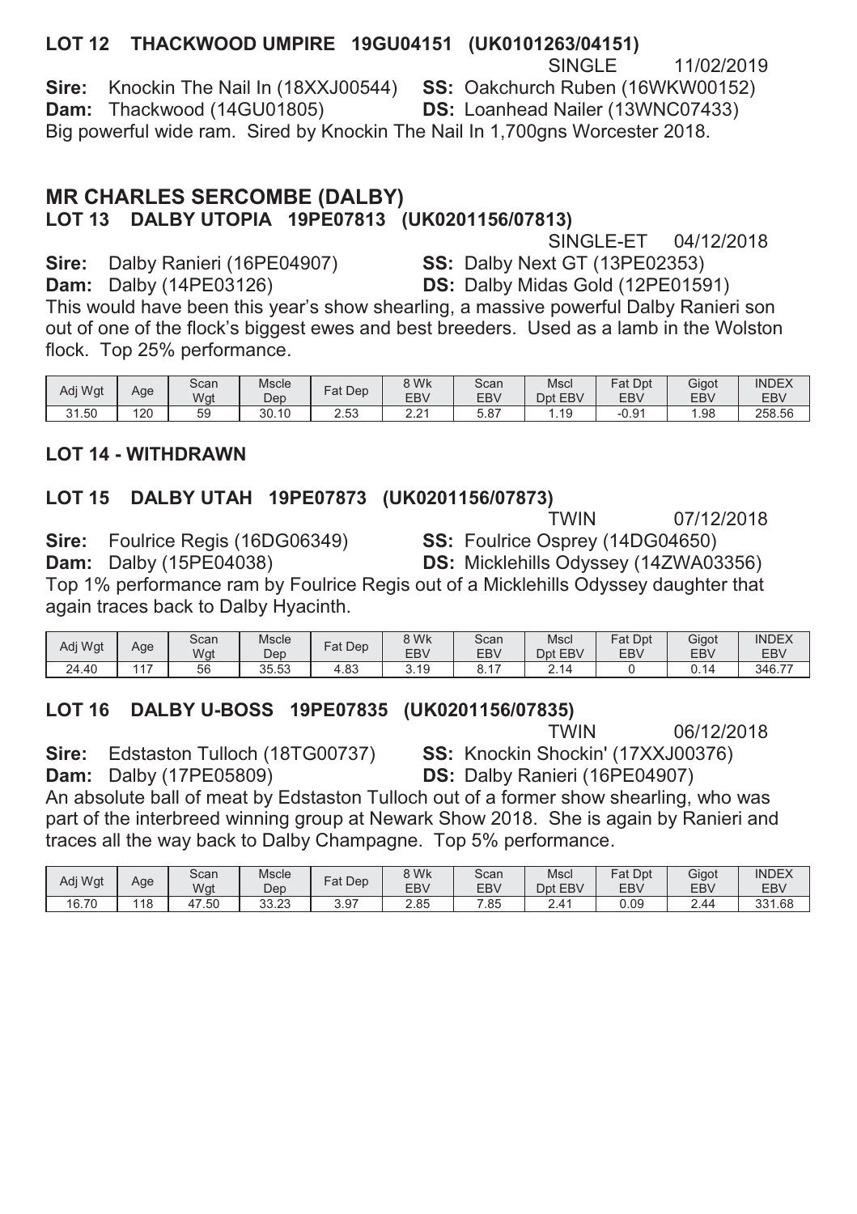### LOT 12 THACKWOOD UMPIRE 19GU04151 (UK0101263/04151)

SINGLE 11/02/2019

**Sire:** Knockin The Nail In (18XXJ00544) **SS:** Oakchurch Ruben (16WKW00152)
**Dam:** Thackwood (14GU01805) **DS:** Loanhead Nailer (13WNC07433)

Big powerful wide ram. Sired by Knockin The Nail In 1,700gns Worcester 2018.

## MR CHARLES SERCOMBE (DALBY)

### LOT 13 DALBY UTOPIA 19PE07813 (UK0201156/07813)

SINGLE-ET 04/12/2018

**Sire:** Dalby Ranieri (16PE04907) **SS:** Dalby Next GT (13PE02353)
**Dam:** Dalby (14PE03126) **DS:** Dalby Midas Gold (12PE01591)

This would have been this year's show shearling, a massive powerful Dalby Ranieri son out of one of the flock's biggest ewes and best breeders. Used as a lamb in the Wolston flock. Top 25% performance.

| Adj Wgt | Age | Scan Wgt | Mscle Dep | Fat Dep | 8 Wk EBV | Scan EBV | Mscl Dpt EBV | Fat Dpt EBV | Gigot EBV | INDEX EBV |
|---|---|---|---|---|---|---|---|---|---|---|
| 31.50 | 120 | 59 | 30.10 | 2.53 | 2.21 | 5.87 | 1.19 | -0.91 | 1.98 | 258.56 |

### LOT 14 - WITHDRAWN

### LOT 15 DALBY UTAH 19PE07873 (UK0201156/07873)

TWIN 07/12/2018

**Sire:** Foulrice Regis (16DG06349) **SS:** Foulrice Osprey (14DG04650)
**Dam:** Dalby (15PE04038) **DS:** Micklehills Odyssey (14ZWA03356)

Top 1% performance ram by Foulrice Regis out of a Micklehills Odyssey daughter that again traces back to Dalby Hyacinth.

| Adj Wgt | Age | Scan Wgt | Mscle Dep | Fat Dep | 8 Wk EBV | Scan EBV | Mscl Dpt EBV | Fat Dpt EBV | Gigot EBV | INDEX EBV |
|---|---|---|---|---|---|---|---|---|---|---|
| 24.40 | 117 | 56 | 35.53 | 4.83 | 3.19 | 8.17 | 2.14 | 0 | 0.14 | 346.77 |

### LOT 16 DALBY U-BOSS 19PE07835 (UK0201156/07835)

TWIN 06/12/2018

**Sire:** Edstaston Tulloch (18TG00737) **SS:** Knockin Shockin' (17XXJ00376)
**Dam:** Dalby (17PE05809) **DS:** Dalby Ranieri (16PE04907)

An absolute ball of meat by Edstaston Tulloch out of a former show shearling, who was part of the interbreed winning group at Newark Show 2018. She is again by Ranieri and traces all the way back to Dalby Champagne. Top 5% performance.

| Adj Wgt | Age | Scan Wgt | Mscle Dep | Fat Dep | 8 Wk EBV | Scan EBV | Mscl Dpt EBV | Fat Dpt EBV | Gigot EBV | INDEX EBV |
|---|---|---|---|---|---|---|---|---|---|---|
| 16.70 | 118 | 47.50 | 33.23 | 3.97 | 2.85 | 7.85 | 2.41 | 0.09 | 2.44 | 331.68 |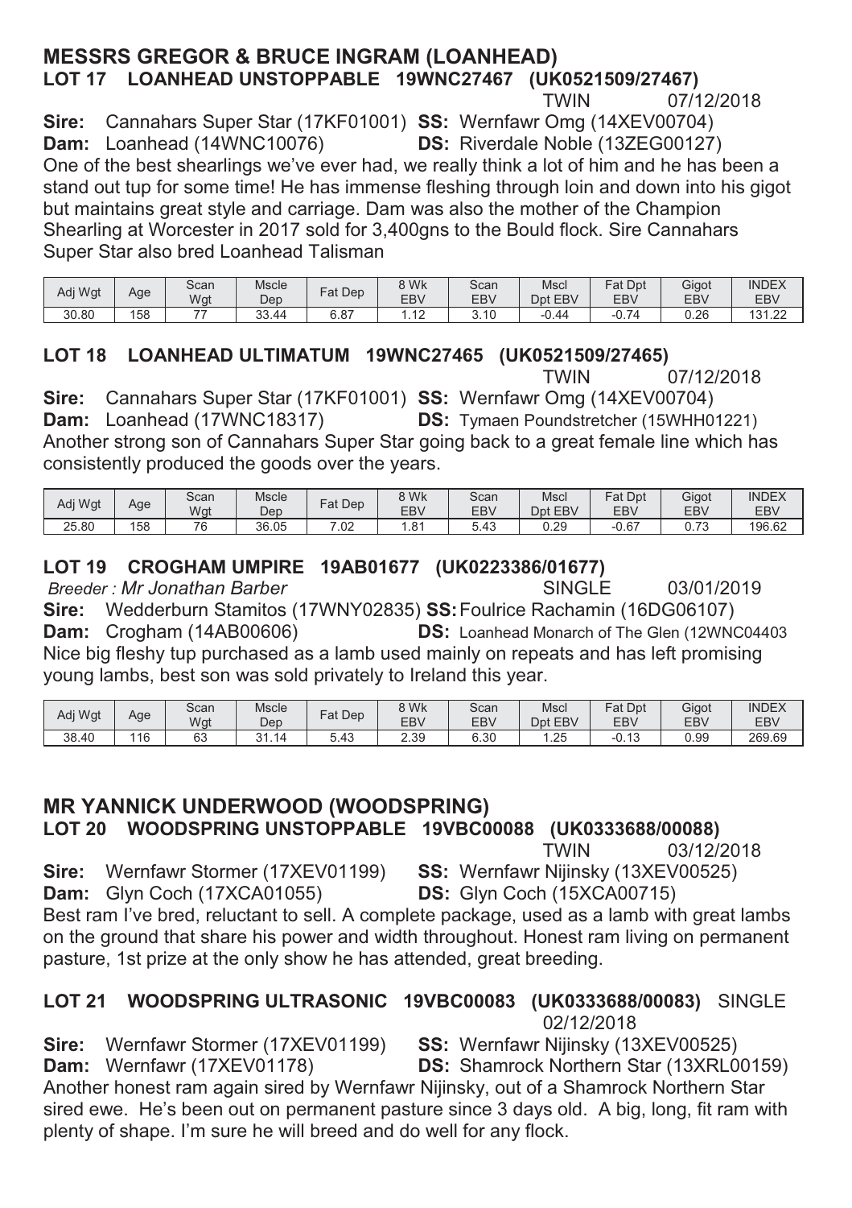## MESSRS GREGOR & BRUCE INGRAM (LOANHEAD)

### LOT 17 LOANHEAD UNSTOPPABLE 19WNC27467 (UK0521509/27467)

TWIN 07/12/2018

**Sire:** Cannahars Super Star (17KF01001) **SS:** Wernfawr Omg (14XEV00704)
**Dam:** Loanhead (14WNC10076) **DS:** Riverdale Noble (13ZEG00127)

One of the best shearlings we've ever had, we really think a lot of him and he has been a stand out tup for some time! He has immense fleshing through loin and down into his gigot but maintains great style and carriage. Dam was also the mother of the Champion Shearling at Worcester in 2017 sold for 3,400gns to the Bould flock. Sire Cannahars Super Star also bred Loanhead Talisman

| Adj Wgt | Age | Scan Wgt | Mscle Dep | Fat Dep | 8 Wk EBV | Scan EBV | Mscl Dpt EBV | Fat Dpt EBV | Gigot EBV | INDEX EBV |
|---|---|---|---|---|---|---|---|---|---|---|
| 30.80 | 158 | 77 | 33.44 | 6.87 | 1.12 | 3.10 | -0.44 | -0.74 | 0.26 | 131.22 |

### LOT 18 LOANHEAD ULTIMATUM 19WNC27465 (UK0521509/27465)

TWIN 07/12/2018

**Sire:** Cannahars Super Star (17KF01001) **SS:** Wernfawr Omg (14XEV00704)
**Dam:** Loanhead (17WNC18317) **DS:** Tymaen Poundstretcher (15WHH01221)

Another strong son of Cannahars Super Star going back to a great female line which has consistently produced the goods over the years.

| Adj Wgt | Age | Scan Wgt | Mscle Dep | Fat Dep | 8 Wk EBV | Scan EBV | Mscl Dpt EBV | Fat Dpt EBV | Gigot EBV | INDEX EBV |
|---|---|---|---|---|---|---|---|---|---|---|
| 25.80 | 158 | 76 | 36.05 | 7.02 | 1.81 | 5.43 | 0.29 | -0.67 | 0.73 | 196.62 |

### LOT 19 CROGHAM UMPIRE 19AB01677 (UK0223386/01677)

*Breeder : Mr Jonathan Barber* SINGLE 03/01/2019

**Sire:** Wedderburn Stamitos (17WNY02835) **SS:** Foulrice Rachamin (16DG06107)
**Dam:** Crogham (14AB00606) **DS:** Loanhead Monarch of The Glen (12WNC04403

Nice big fleshy tup purchased as a lamb used mainly on repeats and has left promising young lambs, best son was sold privately to Ireland this year.

| Adj Wgt | Age | Scan Wgt | Mscle Dep | Fat Dep | 8 Wk EBV | Scan EBV | Mscl Dpt EBV | Fat Dpt EBV | Gigot EBV | INDEX EBV |
|---|---|---|---|---|---|---|---|---|---|---|
| 38.40 | 116 | 63 | 31.14 | 5.43 | 2.39 | 6.30 | 1.25 | -0.13 | 0.99 | 269.69 |

## MR YANNICK UNDERWOOD (WOODSPRING)

### LOT 20 WOODSPRING UNSTOPPABLE 19VBC00088 (UK0333688/00088)

TWIN 03/12/2018

**Sire:** Wernfawr Stormer (17XEV01199) **SS:** Wernfawr Nijinsky (13XEV00525)
**Dam:** Glyn Coch (17XCA01055) **DS:** Glyn Coch (15XCA00715)

Best ram I've bred, reluctant to sell. A complete package, used as a lamb with great lambs on the ground that share his power and width throughout. Honest ram living on permanent pasture, 1st prize at the only show he has attended, great breeding.

### LOT 21 WOODSPRING ULTRASONIC 19VBC00083 (UK0333688/00083) SINGLE

02/12/2018

**Sire:** Wernfawr Stormer (17XEV01199) **SS:** Wernfawr Nijinsky (13XEV00525)
**Dam:** Wernfawr (17XEV01178) **DS:** Shamrock Northern Star (13XRL00159)

Another honest ram again sired by Wernfawr Nijinsky, out of a Shamrock Northern Star sired ewe. He's been out on permanent pasture since 3 days old. A big, long, fit ram with plenty of shape. I'm sure he will breed and do well for any flock.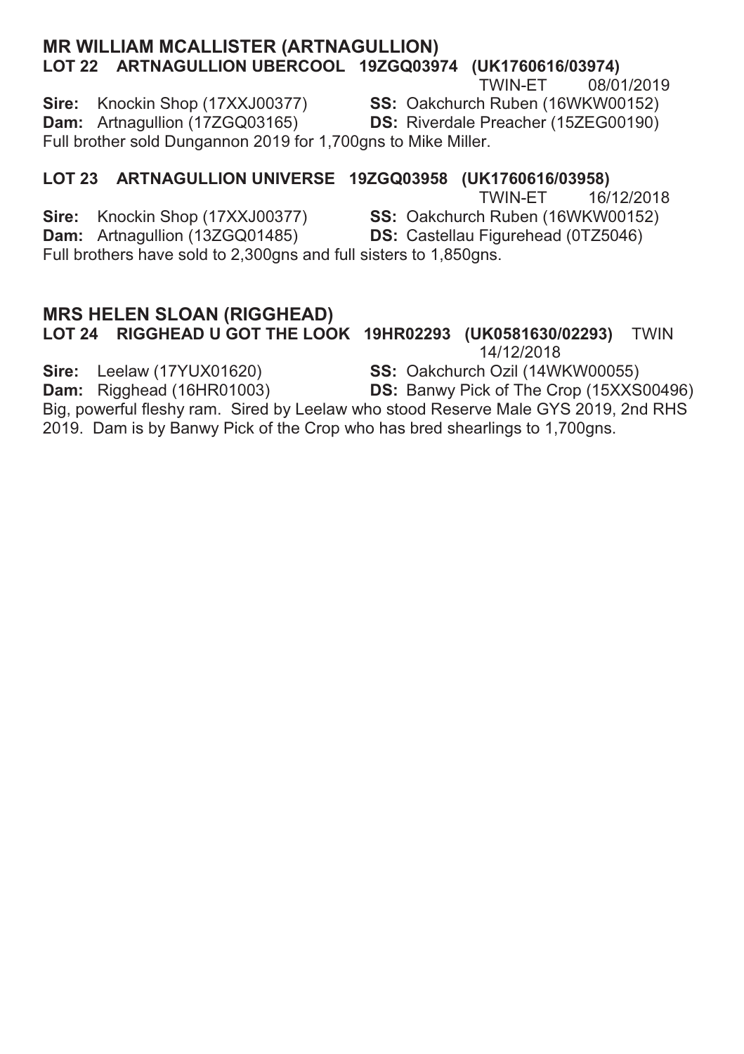## MR WILLIAM MCALLISTER (ARTNAGULLION)

### LOT 22 ARTNAGULLION UBERCOOL 19ZGQ03974 (UK1760616/03974)

TWIN-ET 08/01/2019

**Sire:** Knockin Shop (17XXJ00377) **SS:** Oakchurch Ruben (16WKW00152)
**Dam:** Artnagullion (17ZGQ03165) **DS:** Riverdale Preacher (15ZEG00190)

Full brother sold Dungannon 2019 for 1,700gns to Mike Miller.

### LOT 23 ARTNAGULLION UNIVERSE 19ZGQ03958 (UK1760616/03958)

TWIN-ET 16/12/2018

**Sire:** Knockin Shop (17XXJ00377) **SS:** Oakchurch Ruben (16WKW00152)
**Dam:** Artnagullion (13ZGQ01485) **DS:** Castellau Figurehead (0TZ5046)

Full brothers have sold to 2,300gns and full sisters to 1,850gns.

## MRS HELEN SLOAN (RIGGHEAD)

### LOT 24 RIGGHEAD U GOT THE LOOK 19HR02293 (UK0581630/02293) TWIN

14/12/2018

**Sire:** Leelaw (17YUX01620) **SS:** Oakchurch Ozil (14WKW00055)
**Dam:** Rigghead (16HR01003) **DS:** Banwy Pick of The Crop (15XXS00496)

Big, powerful fleshy ram. Sired by Leelaw who stood Reserve Male GYS 2019, 2nd RHS 2019. Dam is by Banwy Pick of the Crop who has bred shearlings to 1,700gns.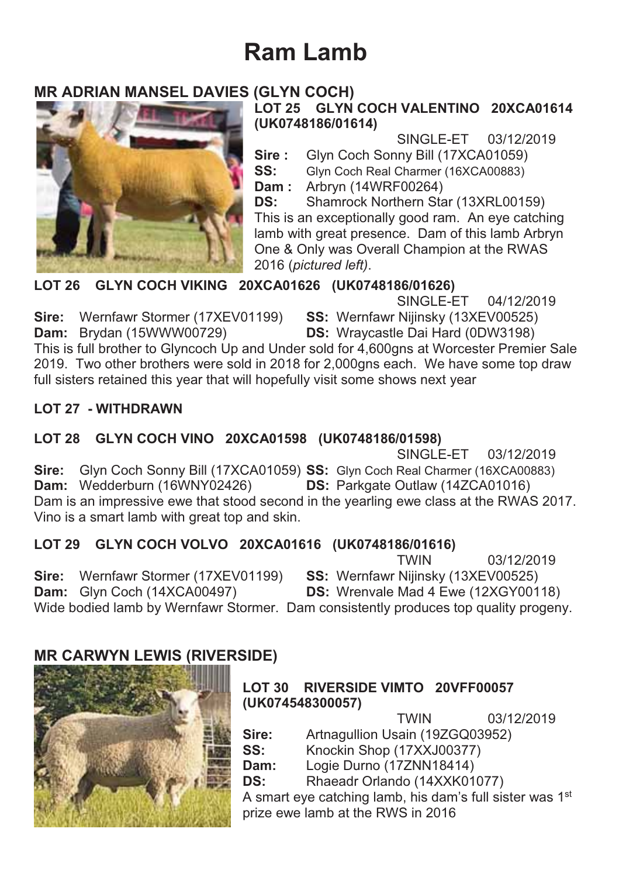# Ram Lamb

## MR ADRIAN MANSEL DAVIES (GLYN COCH)

**LOT 25 GLYN COCH VALENTINO 20XCA01614 (UK0748186/01614)**

SINGLE-ET 03/12/2019

**Sire :** Glyn Coch Sonny Bill (17XCA01059)
**SS:** Glyn Coch Real Charmer (16XCA00883)
**Dam :** Arbryn (14WRF00264)
**DS:** Shamrock Northern Star (13XRL00159)

This is an exceptionally good ram. An eye catching lamb with great presence. Dam of this lamb Arbryn One & Only was Overall Champion at the RWAS 2016 (*pictured left)*.

**LOT 26 GLYN COCH VIKING 20XCA01626 (UK0748186/01626)**

SINGLE-ET 04/12/2019

**Sire:** Wernfawr Stormer (17XEV01199) **SS:** Wernfawr Nijinsky (13XEV00525)
**Dam:** Brydan (15WWW00729) **DS:** Wraycastle Dai Hard (0DW3198)

This is full brother to Glyncoch Up and Under sold for 4,600gns at Worcester Premier Sale 2019. Two other brothers were sold in 2018 for 2,000gns each. We have some top draw full sisters retained this year that will hopefully visit some shows next year

**LOT 27 - WITHDRAWN**

**LOT 28 GLYN COCH VINO 20XCA01598 (UK0748186/01598)**

SINGLE-ET 03/12/2019

**Sire:** Glyn Coch Sonny Bill (17XCA01059) **SS:** Glyn Coch Real Charmer (16XCA00883)
**Dam:** Wedderburn (16WNY02426) **DS:** Parkgate Outlaw (14ZCA01016)

Dam is an impressive ewe that stood second in the yearling ewe class at the RWAS 2017. Vino is a smart lamb with great top and skin.

**LOT 29 GLYN COCH VOLVO 20XCA01616 (UK0748186/01616)**

TWIN 03/12/2019

**Sire:** Wernfawr Stormer (17XEV01199) **SS:** Wernfawr Nijinsky (13XEV00525)
**Dam:** Glyn Coch (14XCA00497) **DS:** Wrenvale Mad 4 Ewe (12XGY00118)

Wide bodied lamb by Wernfawr Stormer. Dam consistently produces top quality progeny.

## MR CARWYN LEWIS (RIVERSIDE)

**LOT 30 RIVERSIDE VIMTO 20VFF00057 (UK074548300057)**

TWIN 03/12/2019

**Sire:** Artnagullion Usain (19ZGQ03952)
**SS:** Knockin Shop (17XXJ00377)
**Dam:** Logie Durno (17ZNN18414)
**DS:** Rhaeadr Orlando (14XXK01077)

A smart eye catching lamb, his dam's full sister was 1st prize ewe lamb at the RWS in 2016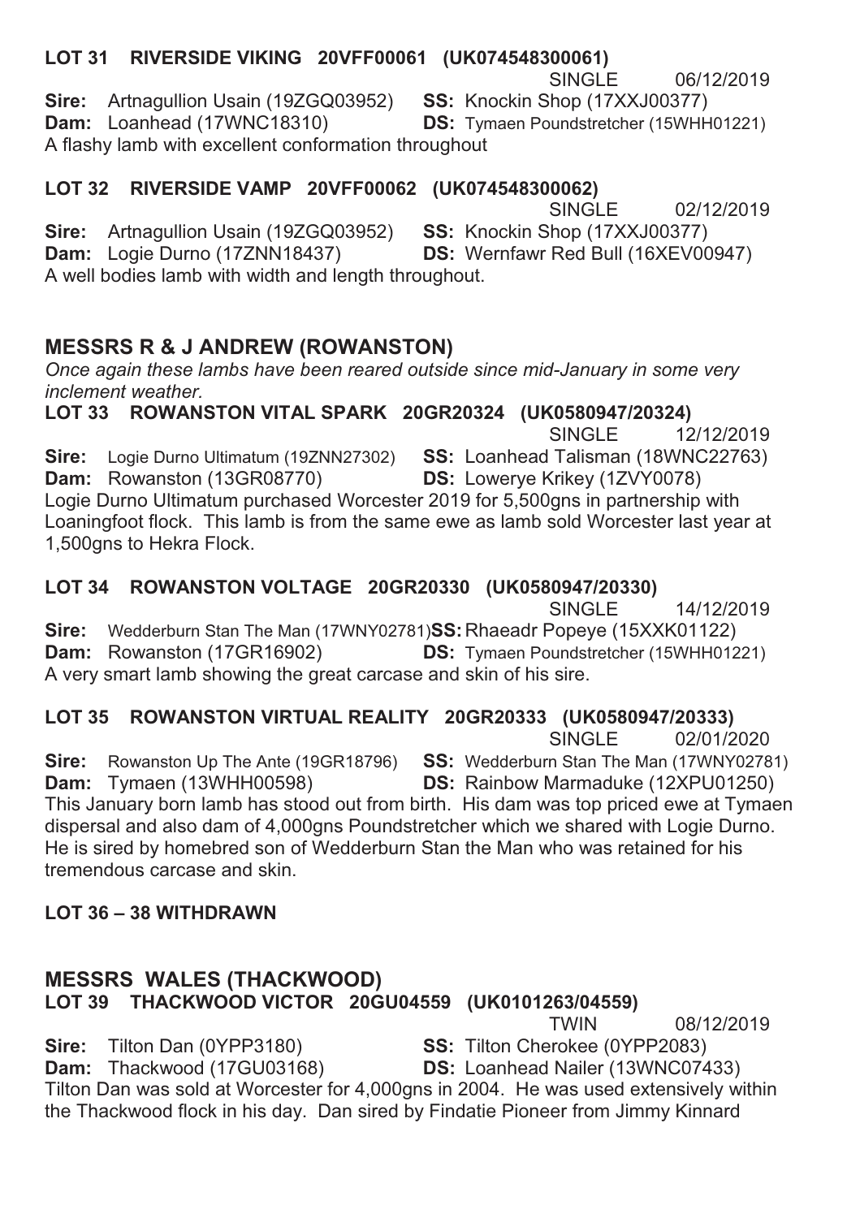**LOT 31 RIVERSIDE VIKING 20VFF00061 (UK074548300061)**

SINGLE 06/12/2019

**Sire:** Artnagullion Usain (19ZGQ03952) **SS:** Knockin Shop (17XXJ00377)
**Dam:** Loanhead (17WNC18310) **DS:** Tymaen Poundstretcher (15WHH01221)

A flashy lamb with excellent conformation throughout

**LOT 32 RIVERSIDE VAMP 20VFF00062 (UK074548300062)**

SINGLE 02/12/2019

**Sire:** Artnagullion Usain (19ZGQ03952) **SS:** Knockin Shop (17XXJ00377)
**Dam:** Logie Durno (17ZNN18437) **DS:** Wernfawr Red Bull (16XEV00947)

A well bodies lamb with width and length throughout.

## MESSRS R & J ANDREW (ROWANSTON)

*Once again these lambs have been reared outside since mid-January in some very inclement weather.*

**LOT 33 ROWANSTON VITAL SPARK 20GR20324 (UK0580947/20324)**

SINGLE 12/12/2019

**Sire:** Logie Durno Ultimatum (19ZNN27302) **SS:** Loanhead Talisman (18WNC22763)
**Dam:** Rowanston (13GR08770) **DS:** Lowerye Krikey (1ZVY0078)

Logie Durno Ultimatum purchased Worcester 2019 for 5,500gns in partnership with Loaningfoot flock. This lamb is from the same ewe as lamb sold Worcester last year at 1,500gns to Hekra Flock.

**LOT 34 ROWANSTON VOLTAGE 20GR20330 (UK0580947/20330)**

SINGLE 14/12/2019

**Sire:** Wedderburn Stan The Man (17WNY02781) **SS:** Rhaeadr Popeye (15XXK01122)
**Dam:** Rowanston (17GR16902) **DS:** Tymaen Poundstretcher (15WHH01221)

A very smart lamb showing the great carcase and skin of his sire.

**LOT 35 ROWANSTON VIRTUAL REALITY 20GR20333 (UK0580947/20333)**

SINGLE 02/01/2020

**Sire:** Rowanston Up The Ante (19GR18796) **SS:** Wedderburn Stan The Man (17WNY02781)
**Dam:** Tymaen (13WHH00598) **DS:** Rainbow Marmaduke (12XPU01250)

This January born lamb has stood out from birth. His dam was top priced ewe at Tymaen dispersal and also dam of 4,000gns Poundstretcher which we shared with Logie Durno. He is sired by homebred son of Wedderburn Stan the Man who was retained for his tremendous carcase and skin.

**LOT 36 – 38 WITHDRAWN**

## MESSRS WALES (THACKWOOD)

**LOT 39 THACKWOOD VICTOR 20GU04559 (UK0101263/04559)**

TWIN 08/12/2019

**Sire:** Tilton Dan (0YPP3180) **SS:** Tilton Cherokee (0YPP2083)
**Dam:** Thackwood (17GU03168) **DS:** Loanhead Nailer (13WNC07433)

Tilton Dan was sold at Worcester for 4,000gns in 2004. He was used extensively within the Thackwood flock in his day. Dan sired by Findatie Pioneer from Jimmy Kinnard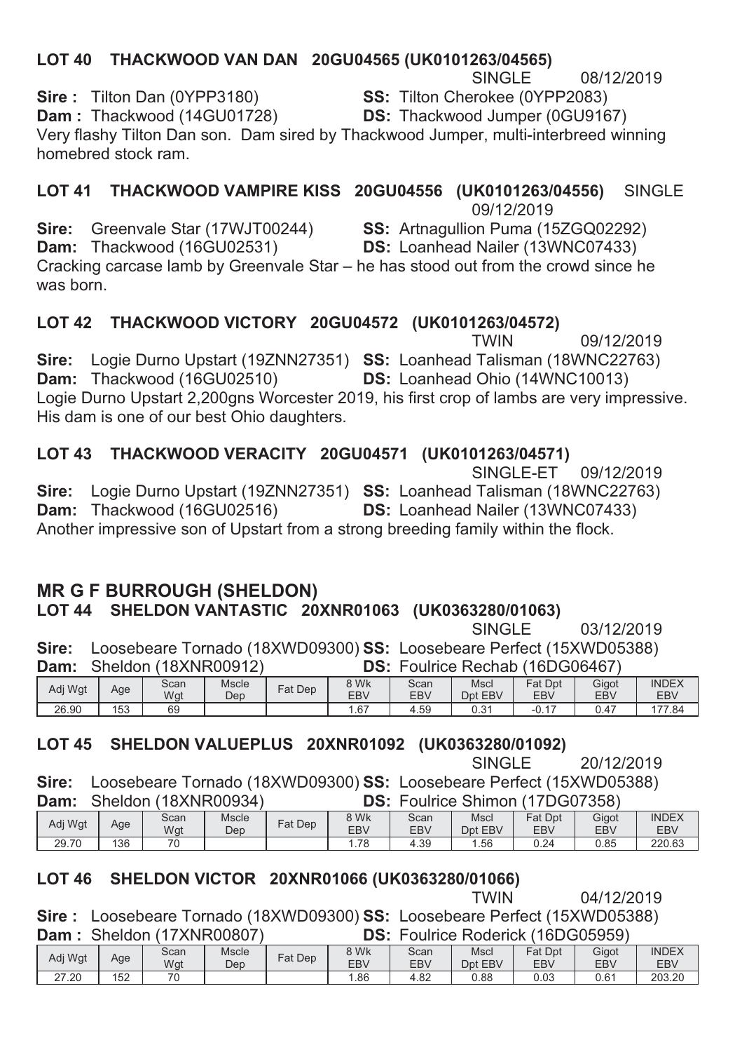### LOT 40 THACKWOOD VAN DAN 20GU04565 (UK0101263/04565)

SINGLE 08/12/2019

**Sire :** Tilton Dan (0YPP3180) **SS:** Tilton Cherokee (0YPP2083)
**Dam :** Thackwood (14GU01728) **DS:** Thackwood Jumper (0GU9167)

Very flashy Tilton Dan son. Dam sired by Thackwood Jumper, multi-interbreed winning homebred stock ram.

### LOT 41 THACKWOOD VAMPIRE KISS 20GU04556 (UK0101263/04556) SINGLE

09/12/2019

**Sire:** Greenvale Star (17WJT00244) **SS:** Artnagullion Puma (15ZGQ02292)
**Dam:** Thackwood (16GU02531) **DS:** Loanhead Nailer (13WNC07433)

Cracking carcase lamb by Greenvale Star – he has stood out from the crowd since he was born.

### LOT 42 THACKWOOD VICTORY 20GU04572 (UK0101263/04572)

TWIN 09/12/2019

**Sire:** Logie Durno Upstart (19ZNN27351) **SS:** Loanhead Talisman (18WNC22763)
**Dam:** Thackwood (16GU02510) **DS:** Loanhead Ohio (14WNC10013)

Logie Durno Upstart 2,200gns Worcester 2019, his first crop of lambs are very impressive. His dam is one of our best Ohio daughters.

### LOT 43 THACKWOOD VERACITY 20GU04571 (UK0101263/04571)

SINGLE-ET 09/12/2019

**Sire:** Logie Durno Upstart (19ZNN27351) **SS:** Loanhead Talisman (18WNC22763)
**Dam:** Thackwood (16GU02516) **DS:** Loanhead Nailer (13WNC07433)

Another impressive son of Upstart from a strong breeding family within the flock.

## MR G F BURROUGH (SHELDON)

### LOT 44 SHELDON VANTASTIC 20XNR01063 (UK0363280/01063)

SINGLE 03/12/2019

**Sire:** Loosebeare Tornado (18XWD09300) **SS:** Loosebeare Perfect (15XWD05388)
**Dam:** Sheldon (18XNR00912) **DS:** Foulrice Rechab (16DG06467)

| Adj Wgt | Age | Scan Wgt | Mscle Dep | Fat Dep | 8 Wk EBV | Scan EBV | Mscl Dpt EBV | Fat Dpt EBV | Gigot EBV | INDEX EBV |
|---|---|---|---|---|---|---|---|---|---|---|
| 26.90 | 153 | 69 | | | 1.67 | 4.59 | 0.31 | -0.17 | 0.47 | 177.84 |

### LOT 45 SHELDON VALUEPLUS 20XNR01092 (UK0363280/01092)

SINGLE 20/12/2019

**Sire:** Loosebeare Tornado (18XWD09300) **SS:** Loosebeare Perfect (15XWD05388)
**Dam:** Sheldon (18XNR00934) **DS:** Foulrice Shimon (17DG07358)

| Adj Wgt | Age | Scan Wgt | Mscle Dep | Fat Dep | 8 Wk EBV | Scan EBV | Mscl Dpt EBV | Fat Dpt EBV | Gigot EBV | INDEX EBV |
|---|---|---|---|---|---|---|---|---|---|---|
| 29.70 | 136 | 70 | | | 1.78 | 4.39 | 1.56 | 0.24 | 0.85 | 220.63 |

### LOT 46 SHELDON VICTOR 20XNR01066 (UK0363280/01066)

TWIN 04/12/2019

**Sire :** Loosebeare Tornado (18XWD09300) **SS:** Loosebeare Perfect (15XWD05388)
**Dam :** Sheldon (17XNR00807) **DS:** Foulrice Roderick (16DG05959)

| Adj Wgt | Age | Scan Wgt | Mscle Dep | Fat Dep | 8 Wk EBV | Scan EBV | Mscl Dpt EBV | Fat Dpt EBV | Gigot EBV | INDEX EBV |
|---|---|---|---|---|---|---|---|---|---|---|
| 27.20 | 152 | 70 | | | 1.86 | 4.82 | 0.88 | 0.03 | 0.61 | 203.20 |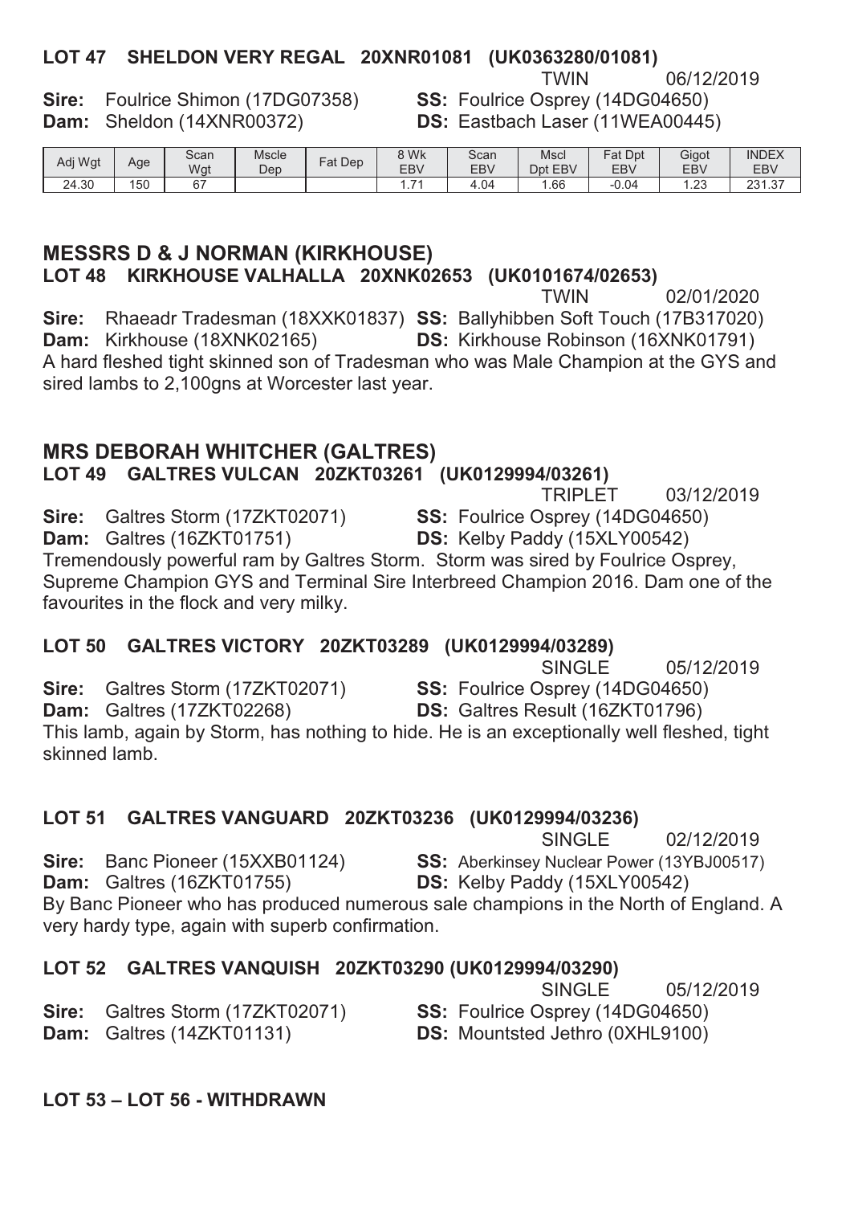## LOT 47 SHELDON VERY REGAL 20XNR01081 (UK0363280/01081)

TWIN 06/12/2019

**Sire:** Foulrice Shimon (17DG07358) **SS:** Foulrice Osprey (14DG04650)
**Dam:** Sheldon (14XNR00372) **DS:** Eastbach Laser (11WEA00445)

| Adj Wgt | Age | Scan Wgt | Mscle Dep | Fat Dep | 8 Wk EBV | Scan EBV | Mscl Dpt EBV | Fat Dpt EBV | Gigot EBV | INDEX EBV |
|---|---|---|---|---|---|---|---|---|---|---|
| 24.30 | 150 | 67 | | | 1.71 | 4.04 | 1.66 | -0.04 | 1.23 | 231.37 |

## MESSRS D & J NORMAN (KIRKHOUSE)

### LOT 48 KIRKHOUSE VALHALLA 20XNK02653 (UK0101674/02653)

TWIN 02/01/2020

**Sire:** Rhaeadr Tradesman (18XXK01837) **SS:** Ballyhibben Soft Touch (17B317020)
**Dam:** Kirkhouse (18XNK02165) **DS:** Kirkhouse Robinson (16XNK01791)

A hard fleshed tight skinned son of Tradesman who was Male Champion at the GYS and sired lambs to 2,100gns at Worcester last year.

## MRS DEBORAH WHITCHER (GALTRES)

### LOT 49 GALTRES VULCAN 20ZKT03261 (UK0129994/03261)

TRIPLET 03/12/2019

**Sire:** Galtres Storm (17ZKT02071) **SS:** Foulrice Osprey (14DG04650)
**Dam:** Galtres (16ZKT01751) **DS:** Kelby Paddy (15XLY00542)

Tremendously powerful ram by Galtres Storm. Storm was sired by Foulrice Osprey, Supreme Champion GYS and Terminal Sire Interbreed Champion 2016. Dam one of the favourites in the flock and very milky.

### LOT 50 GALTRES VICTORY 20ZKT03289 (UK0129994/03289)

SINGLE 05/12/2019

**Sire:** Galtres Storm (17ZKT02071) **SS:** Foulrice Osprey (14DG04650)
**Dam:** Galtres (17ZKT02268) **DS:** Galtres Result (16ZKT01796)

This lamb, again by Storm, has nothing to hide. He is an exceptionally well fleshed, tight skinned lamb.

### LOT 51 GALTRES VANGUARD 20ZKT03236 (UK0129994/03236)

SINGLE 02/12/2019

**Sire:** Banc Pioneer (15XXB01124) **SS:** Aberkinsey Nuclear Power (13YBJ00517)
**Dam:** Galtres (16ZKT01755) **DS:** Kelby Paddy (15XLY00542)

By Banc Pioneer who has produced numerous sale champions in the North of England. A very hardy type, again with superb confirmation.

### LOT 52 GALTRES VANQUISH 20ZKT03290 (UK0129994/03290)

SINGLE 05/12/2019

**Sire:** Galtres Storm (17ZKT02071) **SS:** Foulrice Osprey (14DG04650)
**Dam:** Galtres (14ZKT01131) **DS:** Mountsted Jethro (0XHL9100)

### LOT 53 – LOT 56 - WITHDRAWN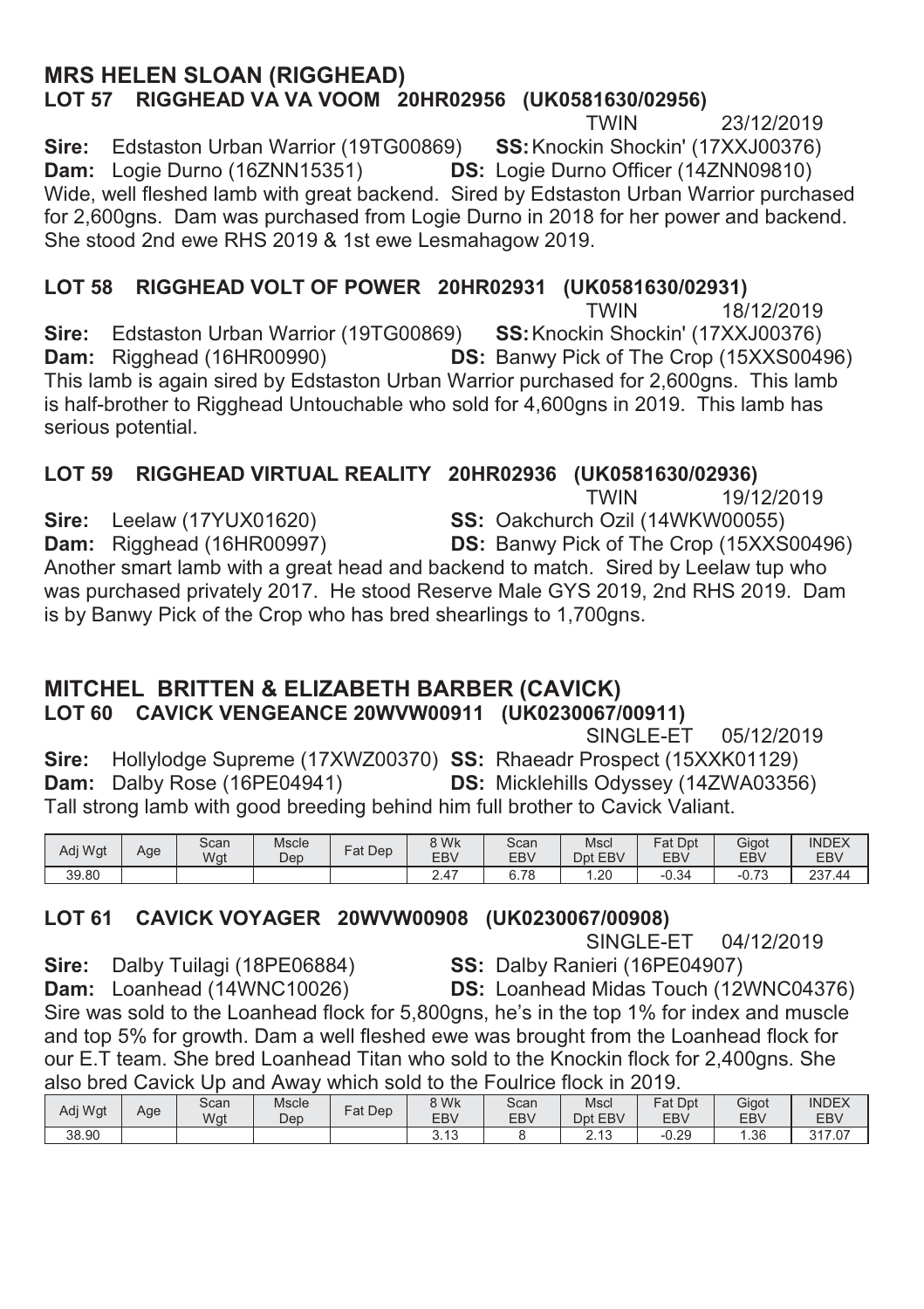## MRS HELEN SLOAN (RIGGHEAD)

### LOT 57 RIGGHEAD VA VA VOOM 20HR02956 (UK0581630/02956)

TWIN 23/12/2019

**Sire:** Edstaston Urban Warrior (19TG00869) **SS:** Knockin Shockin' (17XXJ00376)
**Dam:** Logie Durno (16ZNN15351) **DS:** Logie Durno Officer (14ZNN09810)

Wide, well fleshed lamb with great backend. Sired by Edstaston Urban Warrior purchased for 2,600gns. Dam was purchased from Logie Durno in 2018 for her power and backend. She stood 2nd ewe RHS 2019 & 1st ewe Lesmahagow 2019.

### LOT 58 RIGGHEAD VOLT OF POWER 20HR02931 (UK0581630/02931)

TWIN 18/12/2019

**Sire:** Edstaston Urban Warrior (19TG00869) **SS:** Knockin Shockin' (17XXJ00376)
**Dam:** Rigghead (16HR00990) **DS:** Banwy Pick of The Crop (15XXS00496)

This lamb is again sired by Edstaston Urban Warrior purchased for 2,600gns. This lamb is half-brother to Rigghead Untouchable who sold for 4,600gns in 2019. This lamb has serious potential.

### LOT 59 RIGGHEAD VIRTUAL REALITY 20HR02936 (UK0581630/02936)

TWIN 19/12/2019

**Sire:** Leelaw (17YUX01620) **SS:** Oakchurch Ozil (14WKW00055)
**Dam:** Rigghead (16HR00997) **DS:** Banwy Pick of The Crop (15XXS00496)

Another smart lamb with a great head and backend to match. Sired by Leelaw tup who was purchased privately 2017. He stood Reserve Male GYS 2019, 2nd RHS 2019. Dam is by Banwy Pick of the Crop who has bred shearlings to 1,700gns.

## MITCHEL BRITTEN & ELIZABETH BARBER (CAVICK)

### LOT 60 CAVICK VENGEANCE 20WVW00911 (UK0230067/00911)

SINGLE-ET 05/12/2019

**Sire:** Hollylodge Supreme (17XWZ00370) **SS:** Rhaeadr Prospect (15XXK01129)
**Dam:** Dalby Rose (16PE04941) **DS:** Micklehills Odyssey (14ZWA03356)

Tall strong lamb with good breeding behind him full brother to Cavick Valiant.

| Adj Wgt | Age | Scan Wgt | Mscle Dep | Fat Dep | 8 Wk EBV | Scan EBV | Mscl Dpt EBV | Fat Dpt EBV | Gigot EBV | INDEX EBV |
|---|---|---|---|---|---|---|---|---|---|---|
| 39.80 | | | | | 2.47 | 6.78 | 1.20 | -0.34 | -0.73 | 237.44 |

### LOT 61 CAVICK VOYAGER 20WVW00908 (UK0230067/00908)

SINGLE-ET 04/12/2019

**Sire:** Dalby Tuilagi (18PE06884) **SS:** Dalby Ranieri (16PE04907)
**Dam:** Loanhead (14WNC10026) **DS:** Loanhead Midas Touch (12WNC04376)

Sire was sold to the Loanhead flock for 5,800gns, he's in the top 1% for index and muscle and top 5% for growth. Dam a well fleshed ewe was brought from the Loanhead flock for our E.T team. She bred Loanhead Titan who sold to the Knockin flock for 2,400gns. She also bred Cavick Up and Away which sold to the Foulrice flock in 2019.

| Adj Wgt | Age | Scan Wgt | Mscle Dep | Fat Dep | 8 Wk EBV | Scan EBV | Mscl Dpt EBV | Fat Dpt EBV | Gigot EBV | INDEX EBV |
|---|---|---|---|---|---|---|---|---|---|---|
| 38.90 | | | | | 3.13 | 8 | 2.13 | -0.29 | 1.36 | 317.07 |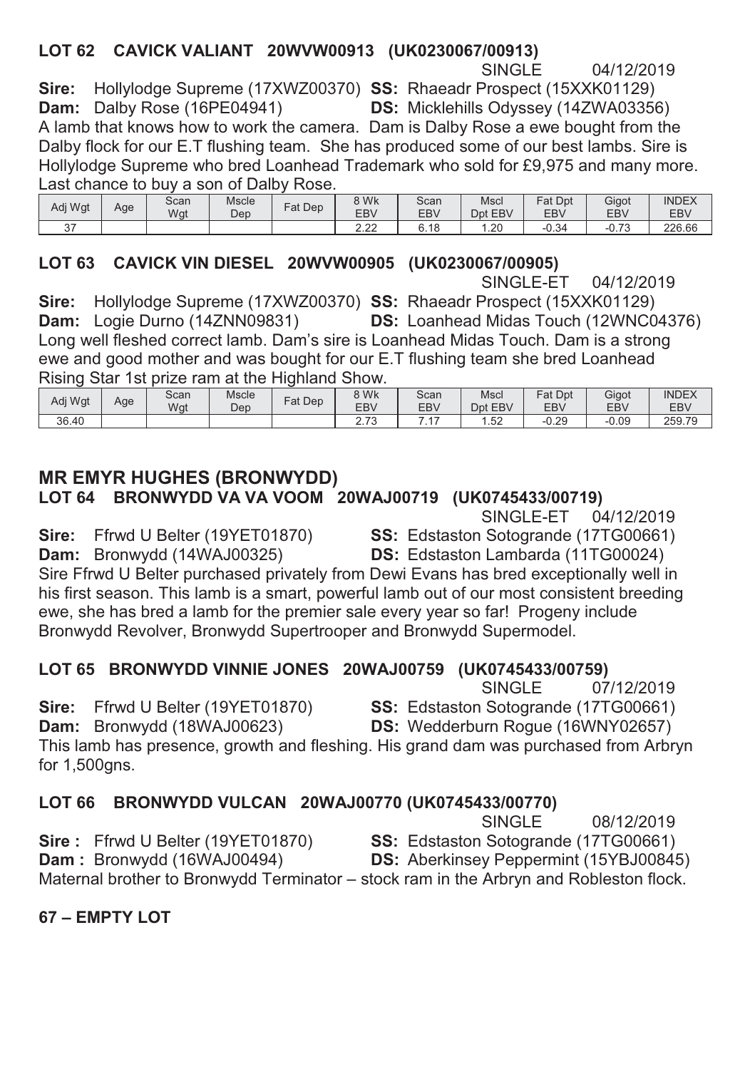### LOT 62 CAVICK VALIANT 20WVW00913 (UK0230067/00913)

SINGLE 04/12/2019

**Sire:** Hollylodge Supreme (17XWZ00370) **SS:** Rhaeadr Prospect (15XXK01129)
**Dam:** Dalby Rose (16PE04941) **DS:** Micklehills Odyssey (14ZWA03356)

A lamb that knows how to work the camera. Dam is Dalby Rose a ewe bought from the Dalby flock for our E.T flushing team. She has produced some of our best lambs. Sire is Hollylodge Supreme who bred Loanhead Trademark who sold for £9,975 and many more. Last chance to buy a son of Dalby Rose.

| Adj Wgt | Age | Scan Wgt | Mscle Dep | Fat Dep | 8 Wk EBV | Scan EBV | Mscl Dpt EBV | Fat Dpt EBV | Gigot EBV | INDEX EBV |
|---|---|---|---|---|---|---|---|---|---|---|
| 37 | | | | | 2.22 | 6.18 | 1.20 | -0.34 | -0.73 | 226.66 |

### LOT 63 CAVICK VIN DIESEL 20WVW00905 (UK0230067/00905)

SINGLE-ET 04/12/2019

**Sire:** Hollylodge Supreme (17XWZ00370) **SS:** Rhaeadr Prospect (15XXK01129)
**Dam:** Logie Durno (14ZNN09831) **DS:** Loanhead Midas Touch (12WNC04376)

Long well fleshed correct lamb. Dam's sire is Loanhead Midas Touch. Dam is a strong ewe and good mother and was bought for our E.T flushing team she bred Loanhead Rising Star 1st prize ram at the Highland Show.

| Adj Wgt | Age | Scan Wgt | Mscle Dep | Fat Dep | 8 Wk EBV | Scan EBV | Mscl Dpt EBV | Fat Dpt EBV | Gigot EBV | INDEX EBV |
|---|---|---|---|---|---|---|---|---|---|---|
| 36.40 | | | | | 2.73 | 7.17 | 1.52 | -0.29 | -0.09 | 259.79 |

## MR EMYR HUGHES (BRONWYDD)

### LOT 64 BRONWYDD VA VA VOOM 20WAJ00719 (UK0745433/00719)

SINGLE-ET 04/12/2019

**Sire:** Ffrwd U Belter (19YET01870) **SS:** Edstaston Sotogrande (17TG00661)
**Dam:** Bronwydd (14WAJ00325) **DS:** Edstaston Lambarda (11TG00024)

Sire Ffrwd U Belter purchased privately from Dewi Evans has bred exceptionally well in his first season. This lamb is a smart, powerful lamb out of our most consistent breeding ewe, she has bred a lamb for the premier sale every year so far! Progeny include Bronwydd Revolver, Bronwydd Supertrooper and Bronwydd Supermodel.

### LOT 65 BRONWYDD VINNIE JONES 20WAJ00759 (UK0745433/00759)

SINGLE 07/12/2019

**Sire:** Ffrwd U Belter (19YET01870) **SS:** Edstaston Sotogrande (17TG00661)
**Dam:** Bronwydd (18WAJ00623) **DS:** Wedderburn Rogue (16WNY02657)

This lamb has presence, growth and fleshing. His grand dam was purchased from Arbryn for 1,500gns.

### LOT 66 BRONWYDD VULCAN 20WAJ00770 (UK0745433/00770)

SINGLE 08/12/2019

**Sire :** Ffrwd U Belter (19YET01870) **SS:** Edstaston Sotogrande (17TG00661)
**Dam :** Bronwydd (16WAJ00494) **DS:** Aberkinsey Peppermint (15YBJ00845)

Maternal brother to Bronwydd Terminator – stock ram in the Arbryn and Robleston flock.

### 67 – EMPTY LOT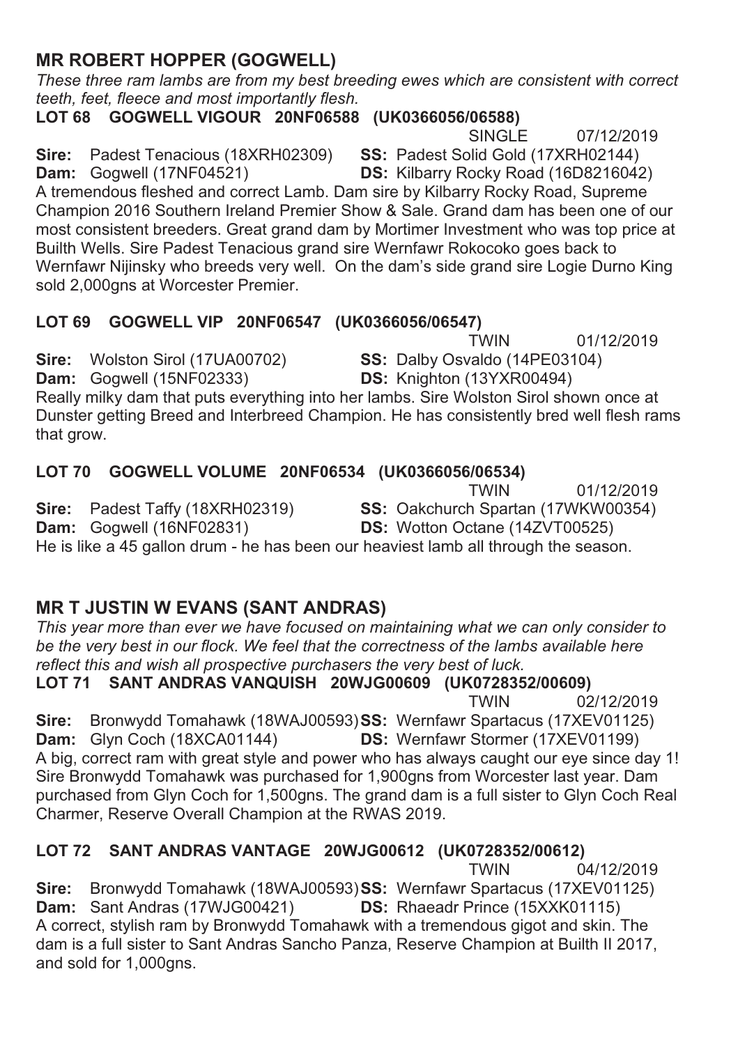## MR ROBERT HOPPER (GOGWELL)

*These three ram lambs are from my best breeding ewes which are consistent with correct teeth, feet, fleece and most importantly flesh.*

### LOT 68 GOGWELL VIGOUR 20NF06588 (UK0366056/06588)

SINGLE 07/12/2019

**Sire:** Padest Tenacious (18XRH02309) **SS:** Padest Solid Gold (17XRH02144)
**Dam:** Gogwell (17NF04521) **DS:** Kilbarry Rocky Road (16D8216042)

A tremendous fleshed and correct Lamb. Dam sire by Kilbarry Rocky Road, Supreme Champion 2016 Southern Ireland Premier Show & Sale. Grand dam has been one of our most consistent breeders. Great grand dam by Mortimer Investment who was top price at Builth Wells. Sire Padest Tenacious grand sire Wernfawr Rokocoko goes back to Wernfawr Nijinsky who breeds very well. On the dam's side grand sire Logie Durno King sold 2,000gns at Worcester Premier.

### LOT 69 GOGWELL VIP 20NF06547 (UK0366056/06547)

TWIN 01/12/2019

**Sire:** Wolston Sirol (17UA00702) **SS:** Dalby Osvaldo (14PE03104)
**Dam:** Gogwell (15NF02333) **DS:** Knighton (13YXR00494)

Really milky dam that puts everything into her lambs. Sire Wolston Sirol shown once at Dunster getting Breed and Interbreed Champion. He has consistently bred well flesh rams that grow.

### LOT 70 GOGWELL VOLUME 20NF06534 (UK0366056/06534)

TWIN 01/12/2019

**Sire:** Padest Taffy (18XRH02319) **SS:** Oakchurch Spartan (17WKW00354)
**Dam:** Gogwell (16NF02831) **DS:** Wotton Octane (14ZVT00525)

He is like a 45 gallon drum - he has been our heaviest lamb all through the season.

## MR T JUSTIN W EVANS (SANT ANDRAS)

*This year more than ever we have focused on maintaining what we can only consider to be the very best in our flock. We feel that the correctness of the lambs available here reflect this and wish all prospective purchasers the very best of luck.*

### LOT 71 SANT ANDRAS VANQUISH 20WJG00609 (UK0728352/00609)

TWIN 02/12/2019

**Sire:** Bronwydd Tomahawk (18WAJ00593) **SS:** Wernfawr Spartacus (17XEV01125)
**Dam:** Glyn Coch (18XCA01144) **DS:** Wernfawr Stormer (17XEV01199)

A big, correct ram with great style and power who has always caught our eye since day 1! Sire Bronwydd Tomahawk was purchased for 1,900gns from Worcester last year. Dam purchased from Glyn Coch for 1,500gns. The grand dam is a full sister to Glyn Coch Real Charmer, Reserve Overall Champion at the RWAS 2019.

### LOT 72 SANT ANDRAS VANTAGE 20WJG00612 (UK0728352/00612)

TWIN 04/12/2019

**Sire:** Bronwydd Tomahawk (18WAJ00593) **SS:** Wernfawr Spartacus (17XEV01125)
**Dam:** Sant Andras (17WJG00421) **DS:** Rhaeadr Prince (15XXK01115)

A correct, stylish ram by Bronwydd Tomahawk with a tremendous gigot and skin. The dam is a full sister to Sant Andras Sancho Panza, Reserve Champion at Builth II 2017, and sold for 1,000gns.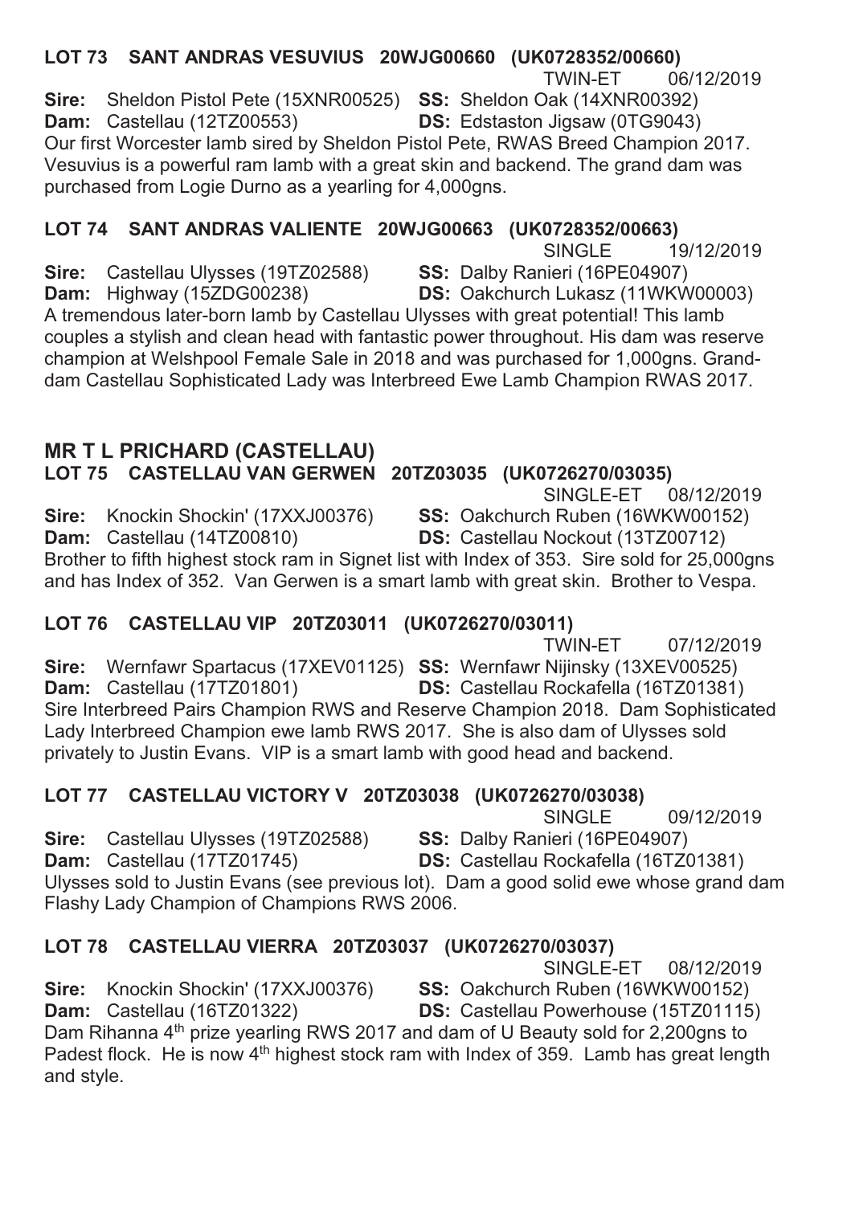### LOT 73 SANT ANDRAS VESUVIUS 20WJG00660 (UK0728352/00660)

TWIN-ET 06/12/2019

**Sire:** Sheldon Pistol Pete (15XNR00525) **SS:** Sheldon Oak (14XNR00392)
**Dam:** Castellau (12TZ00553) **DS:** Edstaston Jigsaw (0TG9043)

Our first Worcester lamb sired by Sheldon Pistol Pete, RWAS Breed Champion 2017. Vesuvius is a powerful ram lamb with a great skin and backend. The grand dam was purchased from Logie Durno as a yearling for 4,000gns.

### LOT 74 SANT ANDRAS VALIENTE 20WJG00663 (UK0728352/00663)

SINGLE 19/12/2019

**Sire:** Castellau Ulysses (19TZ02588) **SS:** Dalby Ranieri (16PE04907)
**Dam:** Highway (15ZDG00238) **DS:** Oakchurch Lukasz (11WKW00003)

A tremendous later-born lamb by Castellau Ulysses with great potential! This lamb couples a stylish and clean head with fantastic power throughout. His dam was reserve champion at Welshpool Female Sale in 2018 and was purchased for 1,000gns. Grand-dam Castellau Sophisticated Lady was Interbreed Ewe Lamb Champion RWAS 2017.

## MR T L PRICHARD (CASTELLAU)

### LOT 75 CASTELLAU VAN GERWEN 20TZ03035 (UK0726270/03035)

SINGLE-ET 08/12/2019

**Sire:** Knockin Shockin' (17XXJ00376) **SS:** Oakchurch Ruben (16WKW00152)
**Dam:** Castellau (14TZ00810) **DS:** Castellau Nockout (13TZ00712)

Brother to fifth highest stock ram in Signet list with Index of 353. Sire sold for 25,000gns and has Index of 352. Van Gerwen is a smart lamb with great skin. Brother to Vespa.

### LOT 76 CASTELLAU VIP 20TZ03011 (UK0726270/03011)

TWIN-ET 07/12/2019

**Sire:** Wernfawr Spartacus (17XEV01125) **SS:** Wernfawr Nijinsky (13XEV00525)
**Dam:** Castellau (17TZ01801) **DS:** Castellau Rockafella (16TZ01381)

Sire Interbreed Pairs Champion RWS and Reserve Champion 2018. Dam Sophisticated Lady Interbreed Champion ewe lamb RWS 2017. She is also dam of Ulysses sold privately to Justin Evans. VIP is a smart lamb with good head and backend.

### LOT 77 CASTELLAU VICTORY V 20TZ03038 (UK0726270/03038)

SINGLE 09/12/2019

**Sire:** Castellau Ulysses (19TZ02588) **SS:** Dalby Ranieri (16PE04907)
**Dam:** Castellau (17TZ01745) **DS:** Castellau Rockafella (16TZ01381)

Ulysses sold to Justin Evans (see previous lot). Dam a good solid ewe whose grand dam Flashy Lady Champion of Champions RWS 2006.

### LOT 78 CASTELLAU VIERRA 20TZ03037 (UK0726270/03037)

SINGLE-ET 08/12/2019

**Sire:** Knockin Shockin' (17XXJ00376) **SS:** Oakchurch Ruben (16WKW00152)
**Dam:** Castellau (16TZ01322) **DS:** Castellau Powerhouse (15TZ01115)

Dam Rihanna 4th prize yearling RWS 2017 and dam of U Beauty sold for 2,200gns to Padest flock. He is now 4th highest stock ram with Index of 359. Lamb has great length and style.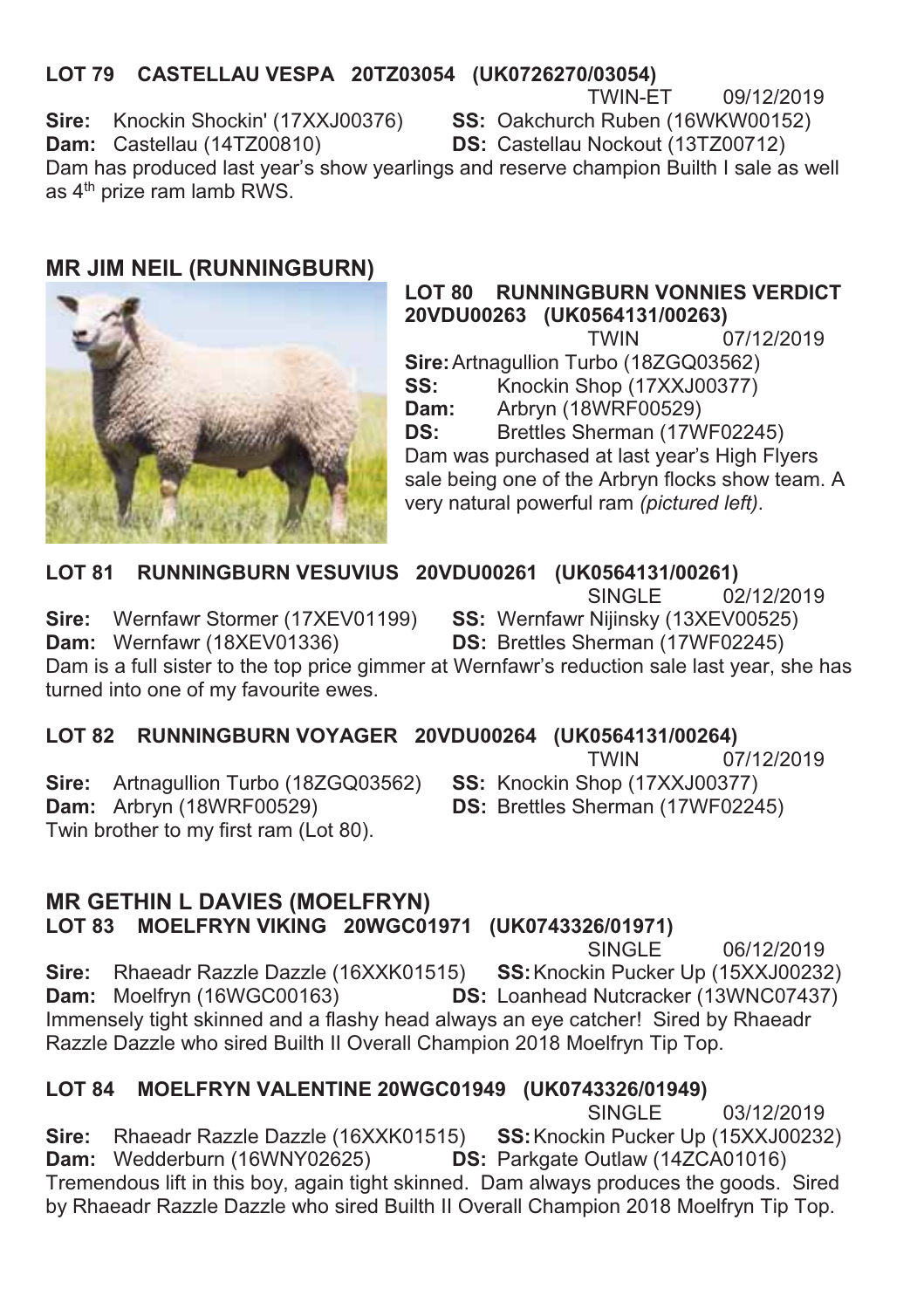**LOT 79 CASTELLAU VESPA 20TZ03054 (UK0726270/03054)**

TWIN-ET 09/12/2019

**Sire:** Knockin Shockin' (17XXJ00376) **SS:** Oakchurch Ruben (16WKW00152)
**Dam:** Castellau (14TZ00810) **DS:** Castellau Nockout (13TZ00712)

Dam has produced last year's show yearlings and reserve champion Builth I sale as well as 4th prize ram lamb RWS.

## MR JIM NEIL (RUNNINGBURN)

**LOT 80 RUNNINGBURN VONNIES VERDICT 20VDU00263 (UK0564131/00263)**

TWIN 07/12/2019

**Sire:** Artnagullion Turbo (18ZGQ03562)
**SS:** Knockin Shop (17XXJ00377)
**Dam:** Arbryn (18WRF00529)
**DS:** Brettles Sherman (17WF02245)

Dam was purchased at last year's High Flyers sale being one of the Arbryn flocks show team. A very natural powerful ram *(pictured left)*.

**LOT 81 RUNNINGBURN VESUVIUS 20VDU00261 (UK0564131/00261)**

SINGLE 02/12/2019

**Sire:** Wernfawr Stormer (17XEV01199) **SS:** Wernfawr Nijinsky (13XEV00525)
**Dam:** Wernfawr (18XEV01336) **DS:** Brettles Sherman (17WF02245)

Dam is a full sister to the top price gimmer at Wernfawr's reduction sale last year, she has turned into one of my favourite ewes.

**LOT 82 RUNNINGBURN VOYAGER 20VDU00264 (UK0564131/00264)**

TWIN 07/12/2019

**Sire:** Artnagullion Turbo (18ZGQ03562) **SS:** Knockin Shop (17XXJ00377)
**Dam:** Arbryn (18WRF00529) **DS:** Brettles Sherman (17WF02245)

Twin brother to my first ram (Lot 80).

## MR GETHIN L DAVIES (MOELFRYN)

**LOT 83 MOELFRYN VIKING 20WGC01971 (UK0743326/01971)**

SINGLE 06/12/2019

**Sire:** Rhaeadr Razzle Dazzle (16XXK01515) **SS:** Knockin Pucker Up (15XXJ00232)
**Dam:** Moelfryn (16WGC00163) **DS:** Loanhead Nutcracker (13WNC07437)

Immensely tight skinned and a flashy head always an eye catcher! Sired by Rhaeadr Razzle Dazzle who sired Builth II Overall Champion 2018 Moelfryn Tip Top.

**LOT 84 MOELFRYN VALENTINE 20WGC01949 (UK0743326/01949)**

SINGLE 03/12/2019

**Sire:** Rhaeadr Razzle Dazzle (16XXK01515) **SS:** Knockin Pucker Up (15XXJ00232)
**Dam:** Wedderburn (16WNY02625) **DS:** Parkgate Outlaw (14ZCA01016)

Tremendous lift in this boy, again tight skinned. Dam always produces the goods. Sired by Rhaeadr Razzle Dazzle who sired Builth II Overall Champion 2018 Moelfryn Tip Top.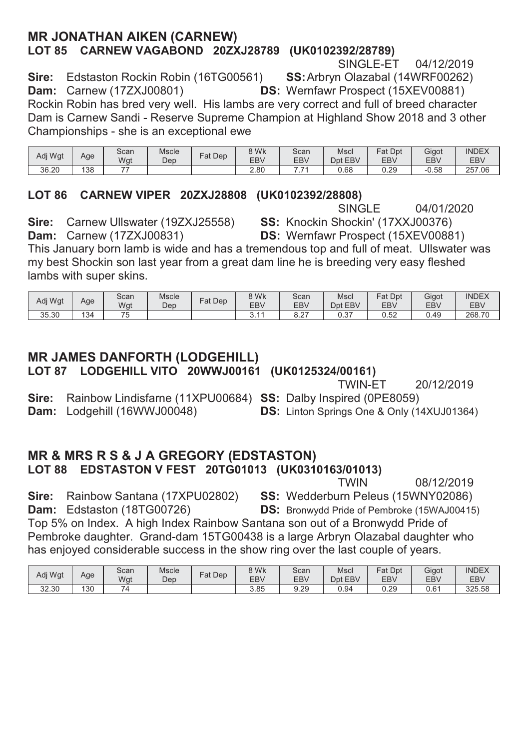## MR JONATHAN AIKEN (CARNEW)

### LOT 85 CARNEW VAGABOND 20ZXJ28789 (UK0102392/28789)

SINGLE-ET 04/12/2019

**Sire:** Edstaston Rockin Robin (16TG00561) **SS:** Arbryn Olazabal (14WRF00262)
**Dam:** Carnew (17ZXJ00801) **DS:** Wernfawr Prospect (15XEV00881)

Rockin Robin has bred very well. His lambs are very correct and full of breed character
Dam is Carnew Sandi - Reserve Supreme Champion at Highland Show 2018 and 3 other Championships - she is an exceptional ewe

| Adj Wgt | Age | Scan Wgt | Mscle Dep | Fat Dep | 8 Wk EBV | Scan EBV | Mscl Dpt EBV | Fat Dpt EBV | Gigot EBV | INDEX EBV |
|---|---|---|---|---|---|---|---|---|---|---|
| 36.20 | 138 | 77 | | | 2.80 | 7.71 | 0.68 | 0.29 | -0.58 | 257.06 |

### LOT 86 CARNEW VIPER 20ZXJ28808 (UK0102392/28808)

SINGLE 04/01/2020

**Sire:** Carnew Ullswater (19ZXJ25558) **SS:** Knockin Shockin' (17XXJ00376)
**Dam:** Carnew (17ZXJ00831) **DS:** Wernfawr Prospect (15XEV00881)

This January born lamb is wide and has a tremendous top and full of meat. Ullswater was my best Shockin son last year from a great dam line he is breeding very easy fleshed lambs with super skins.

| Adj Wgt | Age | Scan Wgt | Mscle Dep | Fat Dep | 8 Wk EBV | Scan EBV | Mscl Dpt EBV | Fat Dpt EBV | Gigot EBV | INDEX EBV |
|---|---|---|---|---|---|---|---|---|---|---|
| 35.30 | 134 | 75 | | | 3.11 | 8.27 | 0.37 | 0.52 | 0.49 | 268.70 |

## MR JAMES DANFORTH (LODGEHILL)

### LOT 87 LODGEHILL VITO 20WWJ00161 (UK0125324/00161)

TWIN-ET 20/12/2019

**Sire:** Rainbow Lindisfarne (11XPU00684) **SS:** Dalby Inspired (0PE8059)
**Dam:** Lodgehill (16WWJ00048) **DS:** Linton Springs One & Only (14XUJ01364)

## MR & MRS R S & J A GREGORY (EDSTASTON)

### LOT 88 EDSTASTON V FEST 20TG01013 (UK0310163/01013)

TWIN 08/12/2019

**Sire:** Rainbow Santana (17XPU02802) **SS:** Wedderburn Peleus (15WNY02086)
**Dam:** Edstaston (18TG00726) **DS:** Bronwydd Pride of Pembroke (15WAJ00415)

Top 5% on Index. A high Index Rainbow Santana son out of a Bronwydd Pride of Pembroke daughter. Grand-dam 15TG00438 is a large Arbryn Olazabal daughter who has enjoyed considerable success in the show ring over the last couple of years.

| Adj Wgt | Age | Scan Wgt | Mscle Dep | Fat Dep | 8 Wk EBV | Scan EBV | Mscl Dpt EBV | Fat Dpt EBV | Gigot EBV | INDEX EBV |
|---|---|---|---|---|---|---|---|---|---|---|
| 32.30 | 130 | 74 | | | 3.85 | 9.29 | 0.94 | 0.29 | 0.61 | 325.58 |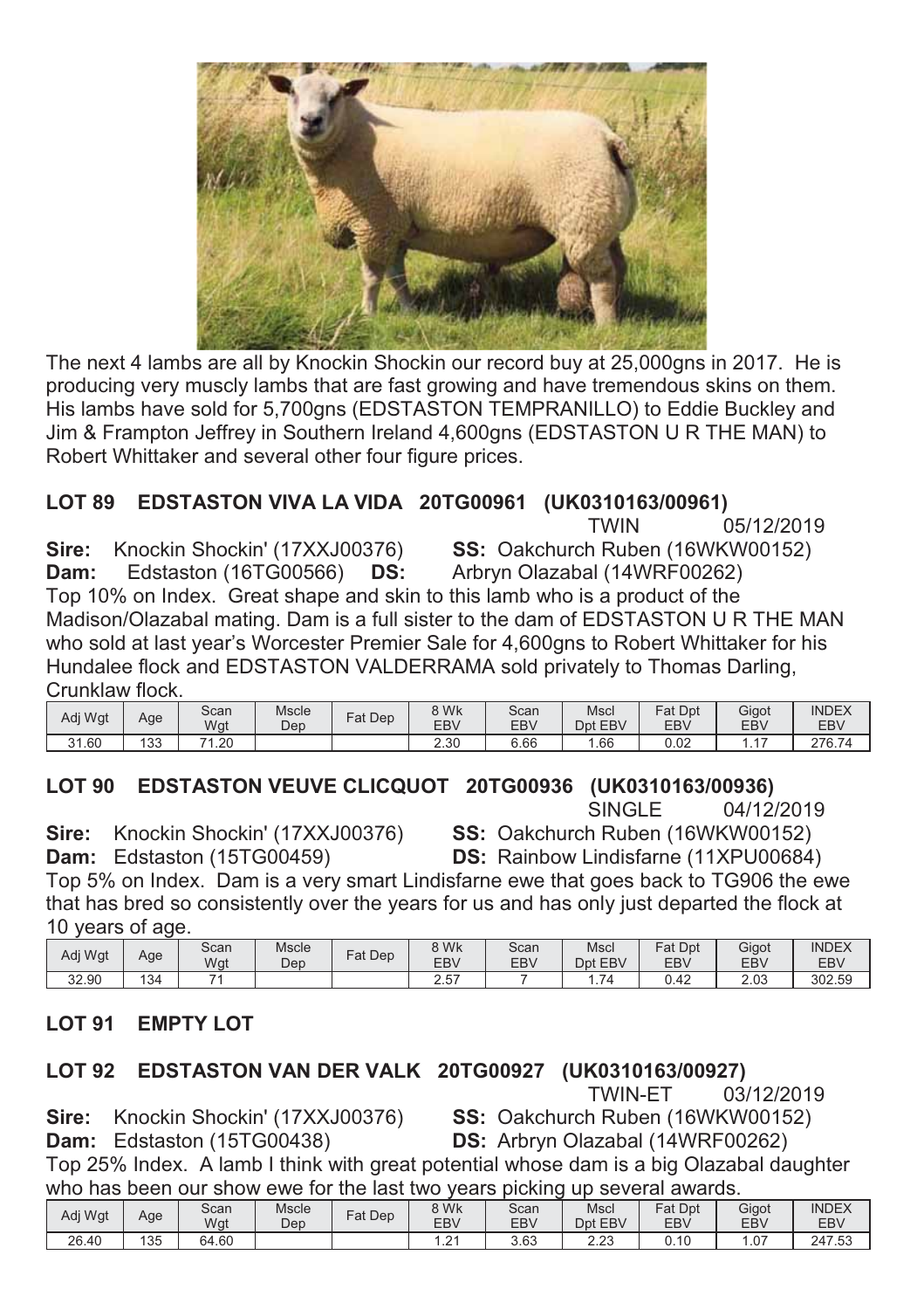The next 4 lambs are all by Knockin Shockin our record buy at 25,000gns in 2017. He is producing very muscly lambs that are fast growing and have tremendous skins on them. His lambs have sold for 5,700gns (EDSTASTON TEMPRANILLO) to Eddie Buckley and Jim & Frampton Jeffrey in Southern Ireland 4,600gns (EDSTASTON U R THE MAN) to Robert Whittaker and several other four figure prices.

## LOT 89 EDSTASTON VIVA LA VIDA 20TG00961 (UK0310163/00961)

TWIN 05/12/2019

**Sire:** Knockin Shockin' (17XXJ00376) **SS:** Oakchurch Ruben (16WKW00152)
**Dam:** Edstaston (16TG00566) **DS:** Arbryn Olazabal (14WRF00262)

Top 10% on Index. Great shape and skin to this lamb who is a product of the Madison/Olazabal mating. Dam is a full sister to the dam of EDSTASTON U R THE MAN who sold at last year's Worcester Premier Sale for 4,600gns to Robert Whittaker for his Hundalee flock and EDSTASTON VALDERRAMA sold privately to Thomas Darling, Crunklaw flock.

| Adj Wgt | Age | Scan Wgt | Mscle Dep | Fat Dep | 8 Wk EBV | Scan EBV | Mscl Dpt EBV | Fat Dpt EBV | Gigot EBV | INDEX EBV |
|---|---|---|---|---|---|---|---|---|---|---|
| 31.60 | 133 | 71.20 | | | 2.30 | 6.66 | 1.66 | 0.02 | 1.17 | 276.74 |

## LOT 90 EDSTASTON VEUVE CLICQUOT 20TG00936 (UK0310163/00936)

SINGLE 04/12/2019

**Sire:** Knockin Shockin' (17XXJ00376) **SS:** Oakchurch Ruben (16WKW00152)
**Dam:** Edstaston (15TG00459) **DS:** Rainbow Lindisfarne (11XPU00684)

Top 5% on Index. Dam is a very smart Lindisfarne ewe that goes back to TG906 the ewe that has bred so consistently over the years for us and has only just departed the flock at 10 years of age.

| Adj Wgt | Age | Scan Wgt | Mscle Dep | Fat Dep | 8 Wk EBV | Scan EBV | Mscl Dpt EBV | Fat Dpt EBV | Gigot EBV | INDEX EBV |
|---|---|---|---|---|---|---|---|---|---|---|
| 32.90 | 134 | 71 | | | 2.57 | 7 | 1.74 | 0.42 | 2.03 | 302.59 |

## LOT 91 EMPTY LOT

## LOT 92 EDSTASTON VAN DER VALK 20TG00927 (UK0310163/00927)

TWIN-ET 03/12/2019

**Sire:** Knockin Shockin' (17XXJ00376) **SS:** Oakchurch Ruben (16WKW00152)
**Dam:** Edstaston (15TG00438) **DS:** Arbryn Olazabal (14WRF00262)

Top 25% Index. A lamb I think with great potential whose dam is a big Olazabal daughter who has been our show ewe for the last two years picking up several awards.

| Adj Wgt | Age | Scan Wgt | Mscle Dep | Fat Dep | 8 Wk EBV | Scan EBV | Mscl Dpt EBV | Fat Dpt EBV | Gigot EBV | INDEX EBV |
|---|---|---|---|---|---|---|---|---|---|---|
| 26.40 | 135 | 64.60 | | | 1.21 | 3.63 | 2.23 | 0.10 | 1.07 | 247.53 |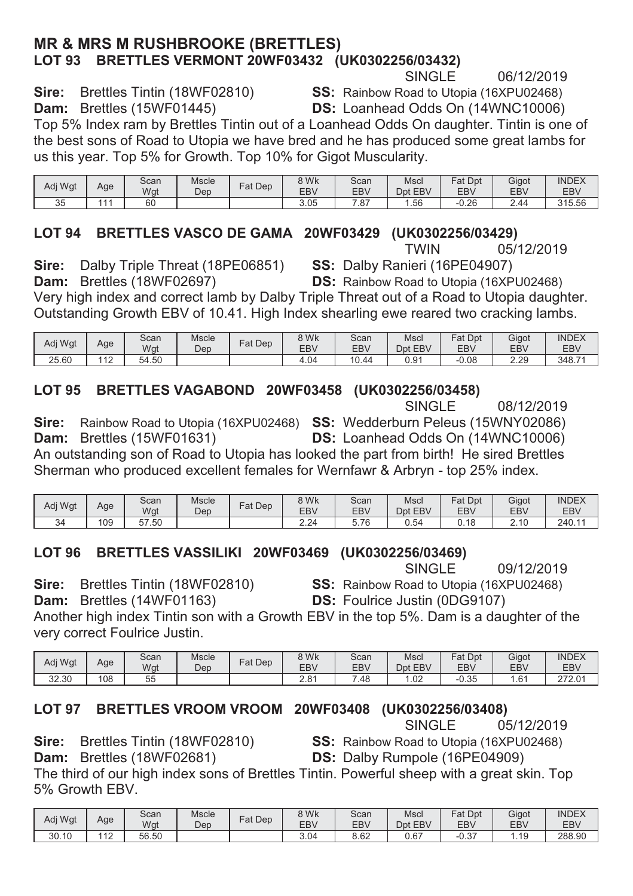## MR & MRS M RUSHBROOKE (BRETTLES)

### LOT 93 BRETTLES VERMONT 20WF03432 (UK0302256/03432)

SINGLE 06/12/2019

**Sire:** Brettles Tintin (18WF02810) **SS:** Rainbow Road to Utopia (16XPU02468)
**Dam:** Brettles (15WF01445) **DS:** Loanhead Odds On (14WNC10006)

Top 5% Index ram by Brettles Tintin out of a Loanhead Odds On daughter. Tintin is one of the best sons of Road to Utopia we have bred and he has produced some great lambs for us this year. Top 5% for Growth. Top 10% for Gigot Muscularity.

| Adj Wgt | Age | Scan Wgt | Mscle Dep | Fat Dep | 8 Wk EBV | Scan EBV | Mscl Dpt EBV | Fat Dpt EBV | Gigot EBV | INDEX EBV |
|---|---|---|---|---|---|---|---|---|---|---|
| 35 | 111 | 60 | | | 3.05 | 7.87 | 1.56 | -0.26 | 2.44 | 315.56 |

### LOT 94 BRETTLES VASCO DE GAMA 20WF03429 (UK0302256/03429)

TWIN 05/12/2019

**Sire:** Dalby Triple Threat (18PE06851) **SS:** Dalby Ranieri (16PE04907)
**Dam:** Brettles (18WF02697) **DS:** Rainbow Road to Utopia (16XPU02468)

Very high index and correct lamb by Dalby Triple Threat out of a Road to Utopia daughter. Outstanding Growth EBV of 10.41. High Index shearling ewe reared two cracking lambs.

| Adj Wgt | Age | Scan Wgt | Mscle Dep | Fat Dep | 8 Wk EBV | Scan EBV | Mscl Dpt EBV | Fat Dpt EBV | Gigot EBV | INDEX EBV |
|---|---|---|---|---|---|---|---|---|---|---|
| 25.60 | 112 | 54.50 | | | 4.04 | 10.44 | 0.91 | -0.08 | 2.29 | 348.71 |

### LOT 95 BRETTLES VAGABOND 20WF03458 (UK0302256/03458)

SINGLE 08/12/2019

**Sire:** Rainbow Road to Utopia (16XPU02468) **SS:** Wedderburn Peleus (15WNY02086)
**Dam:** Brettles (15WF01631) **DS:** Loanhead Odds On (14WNC10006)

An outstanding son of Road to Utopia has looked the part from birth! He sired Brettles Sherman who produced excellent females for Wernfawr & Arbryn - top 25% index.

| Adj Wgt | Age | Scan Wgt | Mscle Dep | Fat Dep | 8 Wk EBV | Scan EBV | Mscl Dpt EBV | Fat Dpt EBV | Gigot EBV | INDEX EBV |
|---|---|---|---|---|---|---|---|---|---|---|
| 34 | 109 | 57.50 | | | 2.24 | 5.76 | 0.54 | 0.18 | 2.10 | 240.11 |

### LOT 96 BRETTLES VASSILIKI 20WF03469 (UK0302256/03469)

SINGLE 09/12/2019

**Sire:** Brettles Tintin (18WF02810) **SS:** Rainbow Road to Utopia (16XPU02468)
**Dam:** Brettles (14WF01163) **DS:** Foulrice Justin (0DG9107)

Another high index Tintin son with a Growth EBV in the top 5%. Dam is a daughter of the very correct Foulrice Justin.

| Adj Wgt | Age | Scan Wgt | Mscle Dep | Fat Dep | 8 Wk EBV | Scan EBV | Mscl Dpt EBV | Fat Dpt EBV | Gigot EBV | INDEX EBV |
|---|---|---|---|---|---|---|---|---|---|---|
| 32.30 | 108 | 55 | | | 2.81 | 7.48 | 1.02 | -0.35 | 1.61 | 272.01 |

### LOT 97 BRETTLES VROOM VROOM 20WF03408 (UK0302256/03408)

SINGLE 05/12/2019

**Sire:** Brettles Tintin (18WF02810) **SS:** Rainbow Road to Utopia (16XPU02468)
**Dam:** Brettles (18WF02681) **DS:** Dalby Rumpole (16PE04909)

The third of our high index sons of Brettles Tintin. Powerful sheep with a great skin. Top 5% Growth EBV.

| Adj Wgt | Age | Scan Wgt | Mscle Dep | Fat Dep | 8 Wk EBV | Scan EBV | Mscl Dpt EBV | Fat Dpt EBV | Gigot EBV | INDEX EBV |
|---|---|---|---|---|---|---|---|---|---|---|
| 30.10 | 112 | 56.50 | | | 3.04 | 8.62 | 0.67 | -0.37 | 1.19 | 288.90 |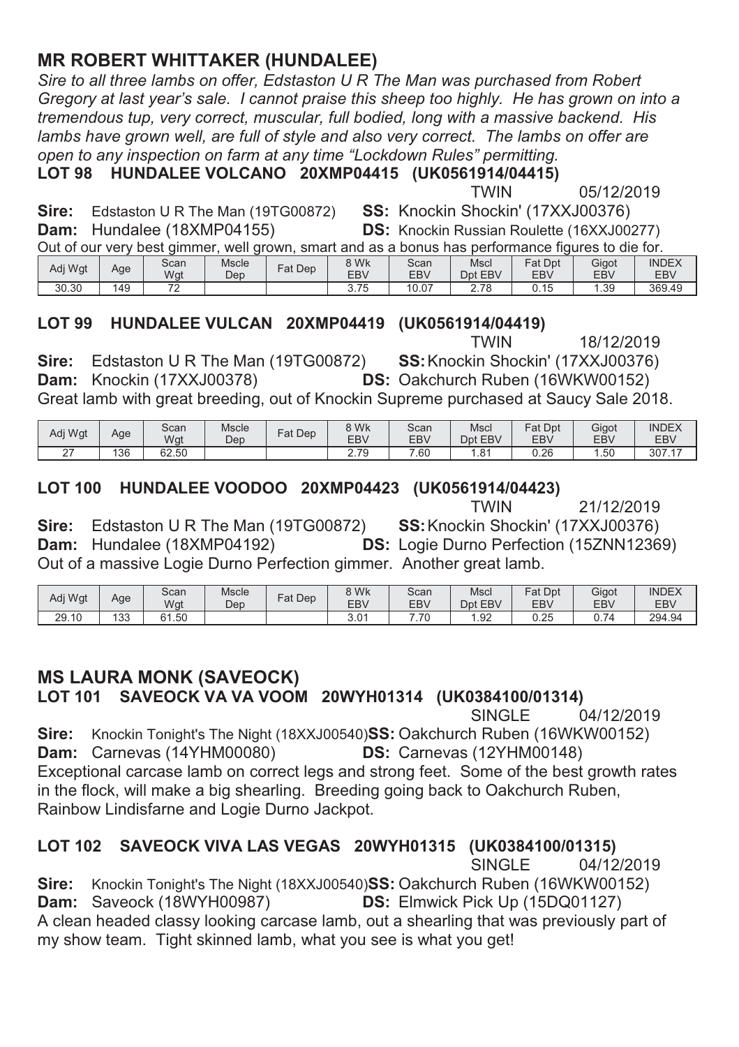## MR ROBERT WHITTAKER (HUNDALEE)

*Sire to all three lambs on offer, Edstaston U R The Man was purchased from Robert Gregory at last year's sale. I cannot praise this sheep too highly. He has grown on into a tremendous tup, very correct, muscular, full bodied, long with a massive backend. His lambs have grown well, are full of style and also very correct. The lambs on offer are open to any inspection on farm at any time "Lockdown Rules" permitting.*

### LOT 98 HUNDALEE VOLCANO 20XMP04415 (UK0561914/04415)

TWIN 05/12/2019

**Sire:** Edstaston U R The Man (19TG00872) **SS:** Knockin Shockin' (17XXJ00376)
**Dam:** Hundalee (18XMP04155) **DS:** Knockin Russian Roulette (16XXJ00277)

Out of our very best gimmer, well grown, smart and as a bonus has performance figures to die for.

| Adj Wgt | Age | Scan Wgt | Mscle Dep | Fat Dep | 8 Wk EBV | Scan EBV | Mscl Dpt EBV | Fat Dpt EBV | Gigot EBV | INDEX EBV |
|---|---|---|---|---|---|---|---|---|---|---|
| 30.30 | 149 | 72 | | | 3.75 | 10.07 | 2.78 | 0.15 | 1.39 | 369.49 |

### LOT 99 HUNDALEE VULCAN 20XMP04419 (UK0561914/04419)

TWIN 18/12/2019

**Sire:** Edstaston U R The Man (19TG00872) **SS:** Knockin Shockin' (17XXJ00376)
**Dam:** Knockin (17XXJ00378) **DS:** Oakchurch Ruben (16WKW00152)

Great lamb with great breeding, out of Knockin Supreme purchased at Saucy Sale 2018.

| Adj Wgt | Age | Scan Wgt | Mscle Dep | Fat Dep | 8 Wk EBV | Scan EBV | Mscl Dpt EBV | Fat Dpt EBV | Gigot EBV | INDEX EBV |
|---|---|---|---|---|---|---|---|---|---|---|
| 27 | 136 | 62.50 | | | 2.79 | 7.60 | 1.81 | 0.26 | 1.50 | 307.17 |

### LOT 100 HUNDALEE VOODOO 20XMP04423 (UK0561914/04423)

TWIN 21/12/2019

**Sire:** Edstaston U R The Man (19TG00872) **SS:** Knockin Shockin' (17XXJ00376)
**Dam:** Hundalee (18XMP04192) **DS:** Logie Durno Perfection (15ZNN12369)

Out of a massive Logie Durno Perfection gimmer. Another great lamb.

| Adj Wgt | Age | Scan Wgt | Mscle Dep | Fat Dep | 8 Wk EBV | Scan EBV | Mscl Dpt EBV | Fat Dpt EBV | Gigot EBV | INDEX EBV |
|---|---|---|---|---|---|---|---|---|---|---|
| 29.10 | 133 | 61.50 | | | 3.01 | 7.70 | 1.92 | 0.25 | 0.74 | 294.94 |

## MS LAURA MONK (SAVEOCK)

### LOT 101 SAVEOCK VA VA VOOM 20WYH01314 (UK0384100/01314)

SINGLE 04/12/2019

**Sire:** Knockin Tonight's The Night (18XXJ00540) **SS:** Oakchurch Ruben (16WKW00152)
**Dam:** Carnevas (14YHM00080) **DS:** Carnevas (12YHM00148)

Exceptional carcase lamb on correct legs and strong feet. Some of the best growth rates in the flock, will make a big shearling. Breeding going back to Oakchurch Ruben, Rainbow Lindisfarne and Logie Durno Jackpot.

### LOT 102 SAVEOCK VIVA LAS VEGAS 20WYH01315 (UK0384100/01315)

SINGLE 04/12/2019

**Sire:** Knockin Tonight's The Night (18XXJ00540) **SS:** Oakchurch Ruben (16WKW00152)
**Dam:** Saveock (18WYH00987) **DS:** Elmwick Pick Up (15DQ01127)

A clean headed classy looking carcase lamb, out a shearling that was previously part of my show team. Tight skinned lamb, what you see is what you get!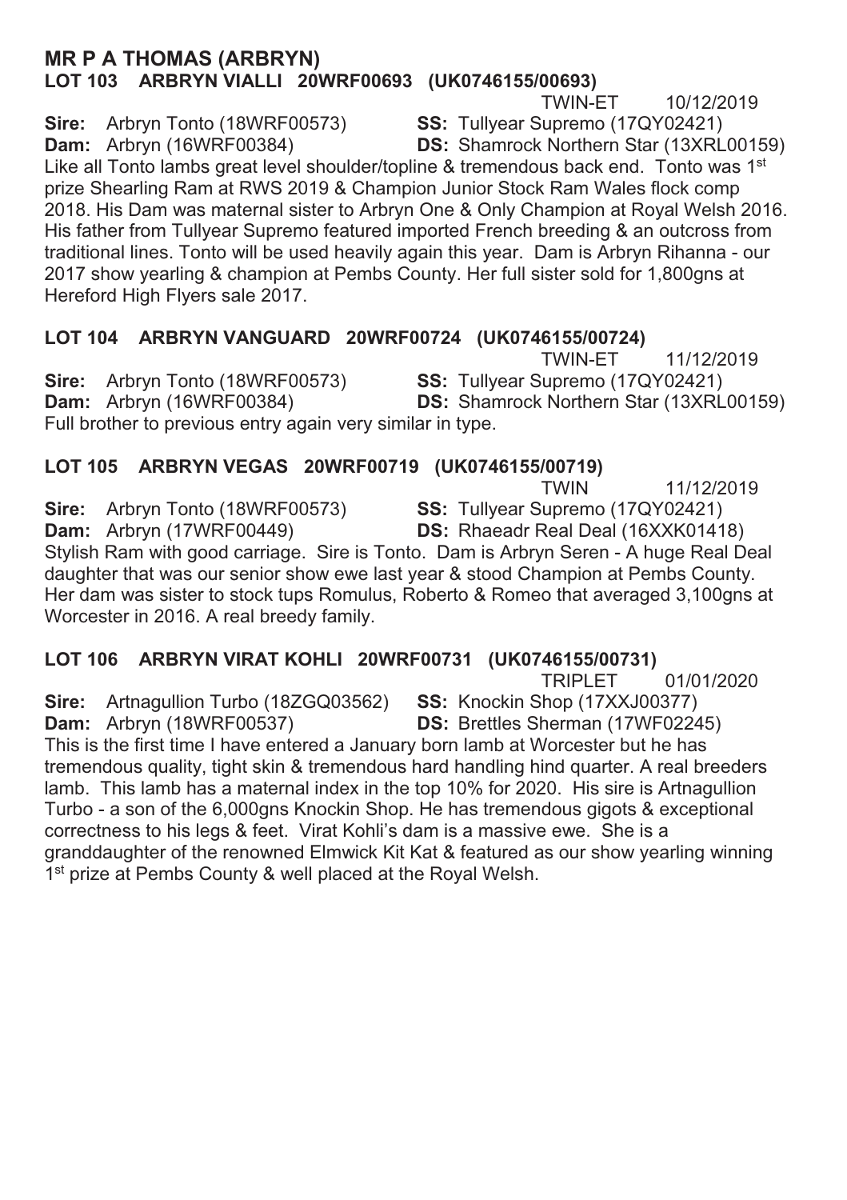## MR P A THOMAS (ARBRYN)

### LOT 103 ARBRYN VIALLI 20WRF00693 (UK0746155/00693)

TWIN-ET 10/12/2019

**Sire:** Arbryn Tonto (18WRF00573) **SS:** Tullyear Supremo (17QY02421)
**Dam:** Arbryn (16WRF00384) **DS:** Shamrock Northern Star (13XRL00159)

Like all Tonto lambs great level shoulder/topline & tremendous back end. Tonto was 1st prize Shearling Ram at RWS 2019 & Champion Junior Stock Ram Wales flock comp 2018. His Dam was maternal sister to Arbryn One & Only Champion at Royal Welsh 2016. His father from Tullyear Supremo featured imported French breeding & an outcross from traditional lines. Tonto will be used heavily again this year. Dam is Arbryn Rihanna - our 2017 show yearling & champion at Pembs County. Her full sister sold for 1,800gns at Hereford High Flyers sale 2017.

### LOT 104 ARBRYN VANGUARD 20WRF00724 (UK0746155/00724)

TWIN-ET 11/12/2019

**Sire:** Arbryn Tonto (18WRF00573) **SS:** Tullyear Supremo (17QY02421)
**Dam:** Arbryn (16WRF00384) **DS:** Shamrock Northern Star (13XRL00159)

Full brother to previous entry again very similar in type.

### LOT 105 ARBRYN VEGAS 20WRF00719 (UK0746155/00719)

TWIN 11/12/2019

**Sire:** Arbryn Tonto (18WRF00573) **SS:** Tullyear Supremo (17QY02421)
**Dam:** Arbryn (17WRF00449) **DS:** Rhaeadr Real Deal (16XXK01418)

Stylish Ram with good carriage. Sire is Tonto. Dam is Arbryn Seren - A huge Real Deal daughter that was our senior show ewe last year & stood Champion at Pembs County. Her dam was sister to stock tups Romulus, Roberto & Romeo that averaged 3,100gns at Worcester in 2016. A real breedy family.

### LOT 106 ARBRYN VIRAT KOHLI 20WRF00731 (UK0746155/00731)

TRIPLET 01/01/2020

**Sire:** Artnagullion Turbo (18ZGQ03562) **SS:** Knockin Shop (17XXJ00377)
**Dam:** Arbryn (18WRF00537) **DS:** Brettles Sherman (17WF02245)

This is the first time I have entered a January born lamb at Worcester but he has tremendous quality, tight skin & tremendous hard handling hind quarter. A real breeders lamb. This lamb has a maternal index in the top 10% for 2020. His sire is Artnagullion Turbo - a son of the 6,000gns Knockin Shop. He has tremendous gigots & exceptional correctness to his legs & feet. Virat Kohli's dam is a massive ewe. She is a granddaughter of the renowned Elmwick Kit Kat & featured as our show yearling winning 1st prize at Pembs County & well placed at the Royal Welsh.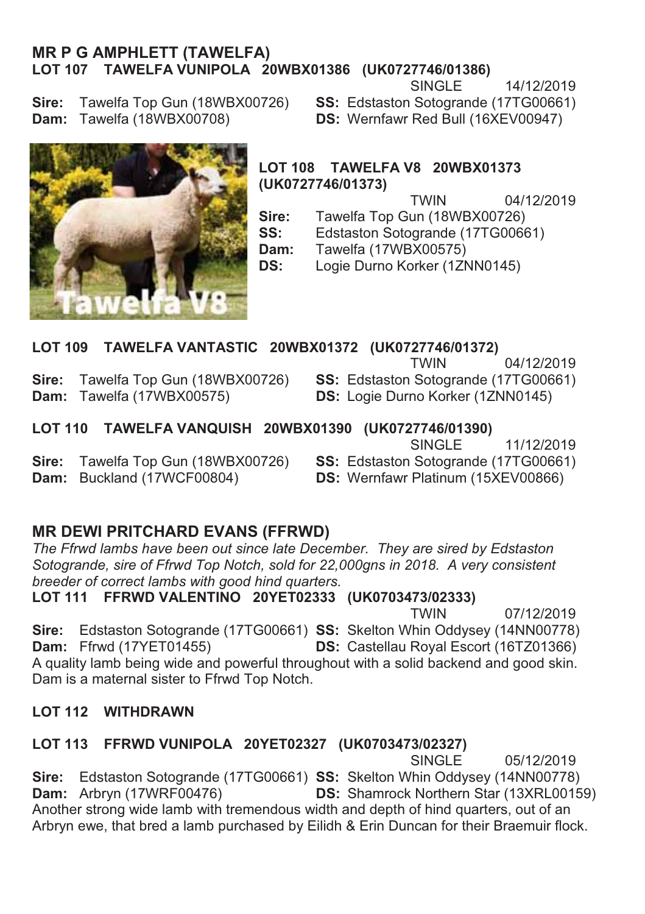## MR P G AMPHLETT (TAWELFA)

### LOT 107 TAWELFA VUNIPOLA 20WBX01386 (UK0727746/01386)

SINGLE 14/12/2019

**Sire:** Tawelfa Top Gun (18WBX00726)
**SS:** Edstaston Sotogrande (17TG00661)
**Dam:** Tawelfa (18WBX00708)
**DS:** Wernfawr Red Bull (16XEV00947)

### LOT 108 TAWELFA V8 20WBX01373 (UK0727746/01373)

TWIN 04/12/2019

**Sire:** Tawelfa Top Gun (18WBX00726)
**SS:** Edstaston Sotogrande (17TG00661)
**Dam:** Tawelfa (17WBX00575)
**DS:** Logie Durno Korker (1ZNN0145)

Tawelfa V8

### LOT 109 TAWELFA VANTASTIC 20WBX01372 (UK0727746/01372)

TWIN 04/12/2019

**Sire:** Tawelfa Top Gun (18WBX00726)
**SS:** Edstaston Sotogrande (17TG00661)
**Dam:** Tawelfa (17WBX00575)
**DS:** Logie Durno Korker (1ZNN0145)

### LOT 110 TAWELFA VANQUISH 20WBX01390 (UK0727746/01390)

SINGLE 11/12/2019

**Sire:** Tawelfa Top Gun (18WBX00726)
**SS:** Edstaston Sotogrande (17TG00661)
**Dam:** Buckland (17WCF00804)
**DS:** Wernfawr Platinum (15XEV00866)

## MR DEWI PRITCHARD EVANS (FFRWD)

*The Ffrwd lambs have been out since late December. They are sired by Edstaston Sotogrande, sire of Ffrwd Top Notch, sold for 22,000gns in 2018. A very consistent breeder of correct lambs with good hind quarters.*

### LOT 111 FFRWD VALENTINO 20YET02333 (UK0703473/02333)

TWIN 07/12/2019

**Sire:** Edstaston Sotogrande (17TG00661)
**SS:** Skelton Whin Oddysey (14NN00778)
**Dam:** Ffrwd (17YET01455)
**DS:** Castellau Royal Escort (16TZ01366)

A quality lamb being wide and powerful throughout with a solid backend and good skin. Dam is a maternal sister to Ffrwd Top Notch.

### LOT 112 WITHDRAWN

### LOT 113 FFRWD VUNIPOLA 20YET02327 (UK0703473/02327)

SINGLE 05/12/2019

**Sire:** Edstaston Sotogrande (17TG00661)
**SS:** Skelton Whin Oddysey (14NN00778)
**Dam:** Arbryn (17WRF00476)
**DS:** Shamrock Northern Star (13XRL00159)

Another strong wide lamb with tremendous width and depth of hind quarters, out of an Arbryn ewe, that bred a lamb purchased by Eilidh & Erin Duncan for their Braemuir flock.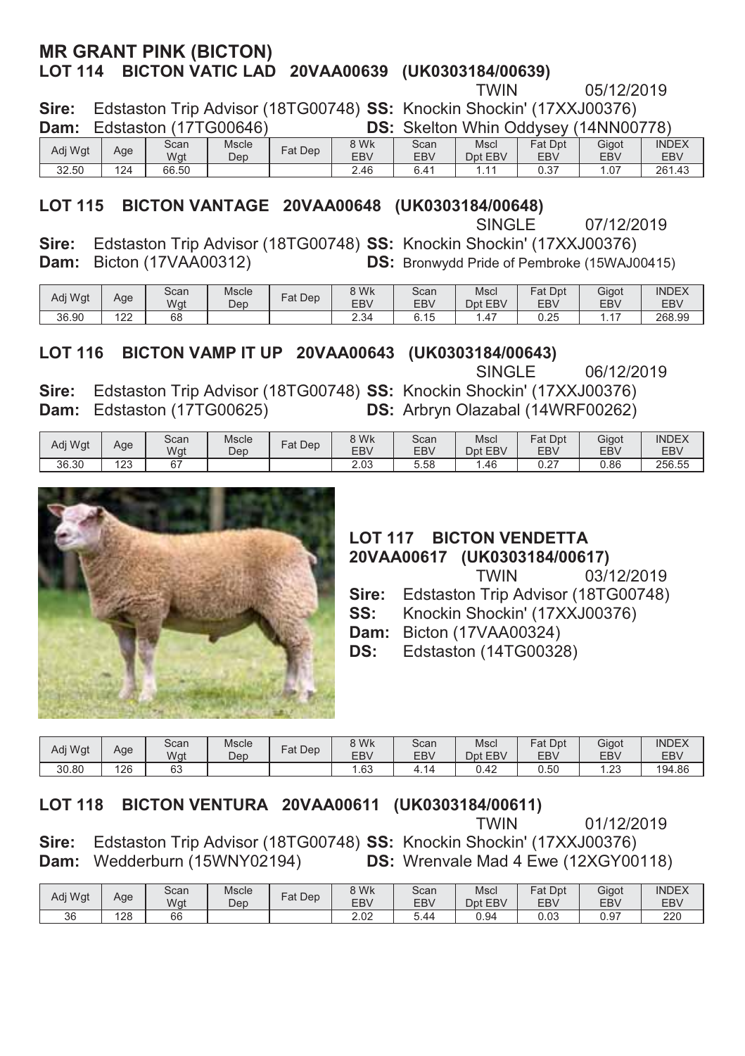## MR GRANT PINK (BICTON)

### LOT 114 BICTON VATIC LAD 20VAA00639 (UK0303184/00639)

TWIN 05/12/2019

**Sire:** Edstaston Trip Advisor (18TG00748) **SS:** Knockin Shockin' (17XXJ00376)
**Dam:** Edstaston (17TG00646) **DS:** Skelton Whin Oddysey (14NN00778)

| Adj Wgt | Age | Scan Wgt | Mscle Dep | Fat Dep | 8 Wk EBV | Scan EBV | Mscl Dpt EBV | Fat Dpt EBV | Gigot EBV | INDEX EBV |
|---|---|---|---|---|---|---|---|---|---|---|
| 32.50 | 124 | 66.50 | | | 2.46 | 6.41 | 1.11 | 0.37 | 1.07 | 261.43 |

### LOT 115 BICTON VANTAGE 20VAA00648 (UK0303184/00648)

SINGLE 07/12/2019

**Sire:** Edstaston Trip Advisor (18TG00748) **SS:** Knockin Shockin' (17XXJ00376)
**Dam:** Bicton (17VAA00312) **DS:** Bronwydd Pride of Pembroke (15WAJ00415)

| Adj Wgt | Age | Scan Wgt | Mscle Dep | Fat Dep | 8 Wk EBV | Scan EBV | Mscl Dpt EBV | Fat Dpt EBV | Gigot EBV | INDEX EBV |
|---|---|---|---|---|---|---|---|---|---|---|
| 36.90 | 122 | 68 | | | 2.34 | 6.15 | 1.47 | 0.25 | 1.17 | 268.99 |

### LOT 116 BICTON VAMP IT UP 20VAA00643 (UK0303184/00643)

SINGLE 06/12/2019

**Sire:** Edstaston Trip Advisor (18TG00748) **SS:** Knockin Shockin' (17XXJ00376)
**Dam:** Edstaston (17TG00625) **DS:** Arbryn Olazabal (14WRF00262)

| Adj Wgt | Age | Scan Wgt | Mscle Dep | Fat Dep | 8 Wk EBV | Scan EBV | Mscl Dpt EBV | Fat Dpt EBV | Gigot EBV | INDEX EBV |
|---|---|---|---|---|---|---|---|---|---|---|
| 36.30 | 123 | 67 | | | 2.03 | 5.58 | 1.46 | 0.27 | 0.86 | 256.55 |

### LOT 117 BICTON VENDETTA 20VAA00617 (UK0303184/00617)

TWIN 03/12/2019

**Sire:** Edstaston Trip Advisor (18TG00748)
**SS:** Knockin Shockin' (17XXJ00376)
**Dam:** Bicton (17VAA00324)
**DS:** Edstaston (14TG00328)

| Adj Wgt | Age | Scan Wgt | Mscle Dep | Fat Dep | 8 Wk EBV | Scan EBV | Mscl Dpt EBV | Fat Dpt EBV | Gigot EBV | INDEX EBV |
|---|---|---|---|---|---|---|---|---|---|---|
| 30.80 | 126 | 63 | | | 1.63 | 4.14 | 0.42 | 0.50 | 1.23 | 194.86 |

### LOT 118 BICTON VENTURA 20VAA00611 (UK0303184/00611)

TWIN 01/12/2019

**Sire:** Edstaston Trip Advisor (18TG00748) **SS:** Knockin Shockin' (17XXJ00376)
**Dam:** Wedderburn (15WNY02194) **DS:** Wrenvale Mad 4 Ewe (12XGY00118)

| Adj Wgt | Age | Scan Wgt | Mscle Dep | Fat Dep | 8 Wk EBV | Scan EBV | Mscl Dpt EBV | Fat Dpt EBV | Gigot EBV | INDEX EBV |
|---|---|---|---|---|---|---|---|---|---|---|
| 36 | 128 | 66 | | | 2.02 | 5.44 | 0.94 | 0.03 | 0.97 | 220 |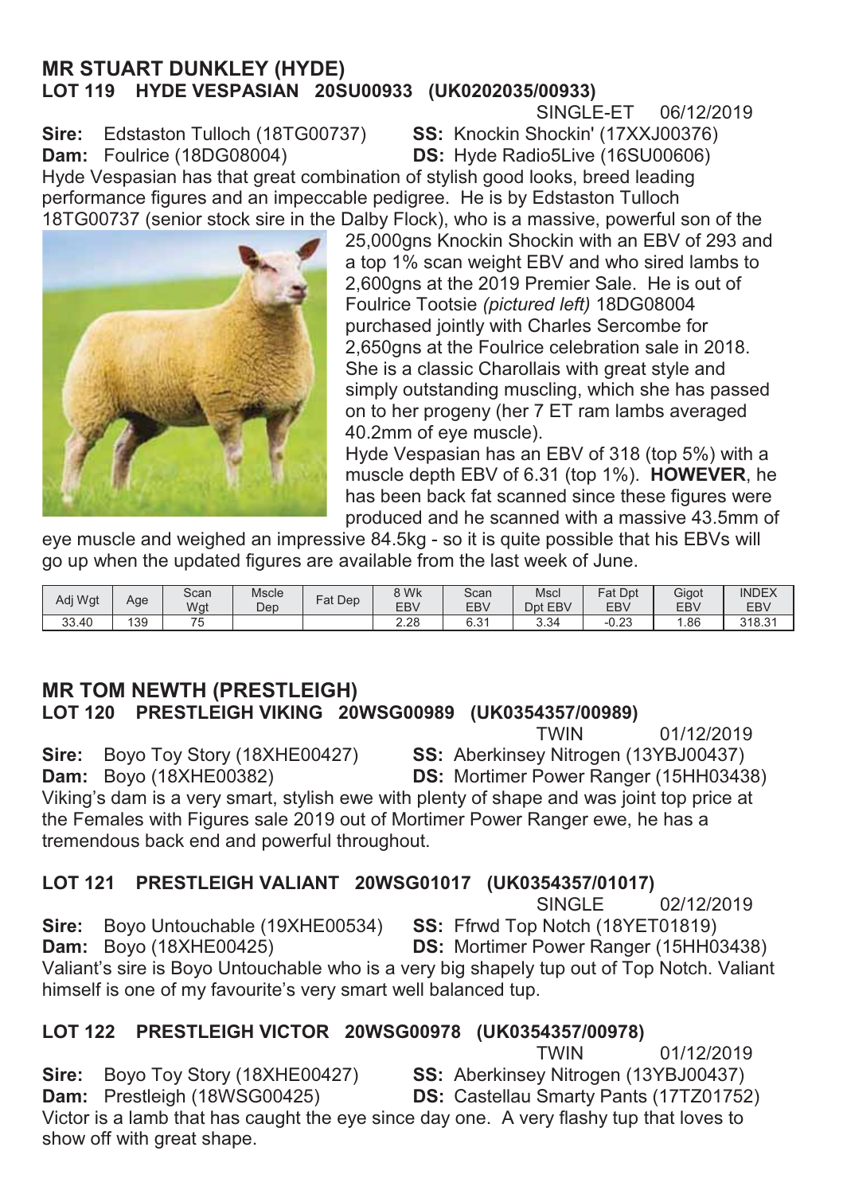## MR STUART DUNKLEY (HYDE)
### LOT 119 HYDE VESPASIAN 20SU00933 (UK0202035/00933)

SINGLE-ET 06/12/2019

**Sire:** Edstaston Tulloch (18TG00737) **SS:** Knockin Shockin' (17XXJ00376)
**Dam:** Foulrice (18DG08004) **DS:** Hyde Radio5Live (16SU00606)

Hyde Vespasian has that great combination of stylish good looks, breed leading performance figures and an impeccable pedigree. He is by Edstaston Tulloch 18TG00737 (senior stock sire in the Dalby Flock), who is a massive, powerful son of the 25,000gns Knockin Shockin with an EBV of 293 and a top 1% scan weight EBV and who sired lambs to 2,600gns at the 2019 Premier Sale. He is out of Foulrice Tootsie *(pictured left)* 18DG08004 purchased jointly with Charles Sercombe for 2,650gns at the Foulrice celebration sale in 2018. She is a classic Charollais with great style and simply outstanding muscling, which she has passed on to her progeny (her 7 ET ram lambs averaged 40.2mm of eye muscle).

Hyde Vespasian has an EBV of 318 (top 5%) with a muscle depth EBV of 6.31 (top 1%). **HOWEVER**, he has been back fat scanned since these figures were produced and he scanned with a massive 43.5mm of eye muscle and weighed an impressive 84.5kg - so it is quite possible that his EBVs will go up when the updated figures are available from the last week of June.

| Adj Wgt | Age | Scan Wgt | Mscle Dep | Fat Dep | 8 Wk EBV | Scan EBV | Mscl Dpt EBV | Fat Dpt EBV | Gigot EBV | INDEX EBV |
|---|---|---|---|---|---|---|---|---|---|---|
| 33.40 | 139 | 75 | | | 2.28 | 6.31 | 3.34 | -0.23 | 1.86 | 318.31 |

## MR TOM NEWTH (PRESTLEIGH)
### LOT 120 PRESTLEIGH VIKING 20WSG00989 (UK0354357/00989)

TWIN 01/12/2019

**Sire:** Boyo Toy Story (18XHE00427) **SS:** Aberkinsey Nitrogen (13YBJ00437)
**Dam:** Boyo (18XHE00382) **DS:** Mortimer Power Ranger (15HH03438)

Viking's dam is a very smart, stylish ewe with plenty of shape and was joint top price at the Females with Figures sale 2019 out of Mortimer Power Ranger ewe, he has a tremendous back end and powerful throughout.

### LOT 121 PRESTLEIGH VALIANT 20WSG01017 (UK0354357/01017)

SINGLE 02/12/2019

**Sire:** Boyo Untouchable (19XHE00534) **SS:** Ffrwd Top Notch (18YET01819)
**Dam:** Boyo (18XHE00425) **DS:** Mortimer Power Ranger (15HH03438)

Valiant's sire is Boyo Untouchable who is a very big shapely tup out of Top Notch. Valiant himself is one of my favourite's very smart well balanced tup.

### LOT 122 PRESTLEIGH VICTOR 20WSG00978 (UK0354357/00978)

TWIN 01/12/2019

**Sire:** Boyo Toy Story (18XHE00427) **SS:** Aberkinsey Nitrogen (13YBJ00437)
**Dam:** Prestleigh (18WSG00425) **DS:** Castellau Smarty Pants (17TZ01752)

Victor is a lamb that has caught the eye since day one. A very flashy tup that loves to show off with great shape.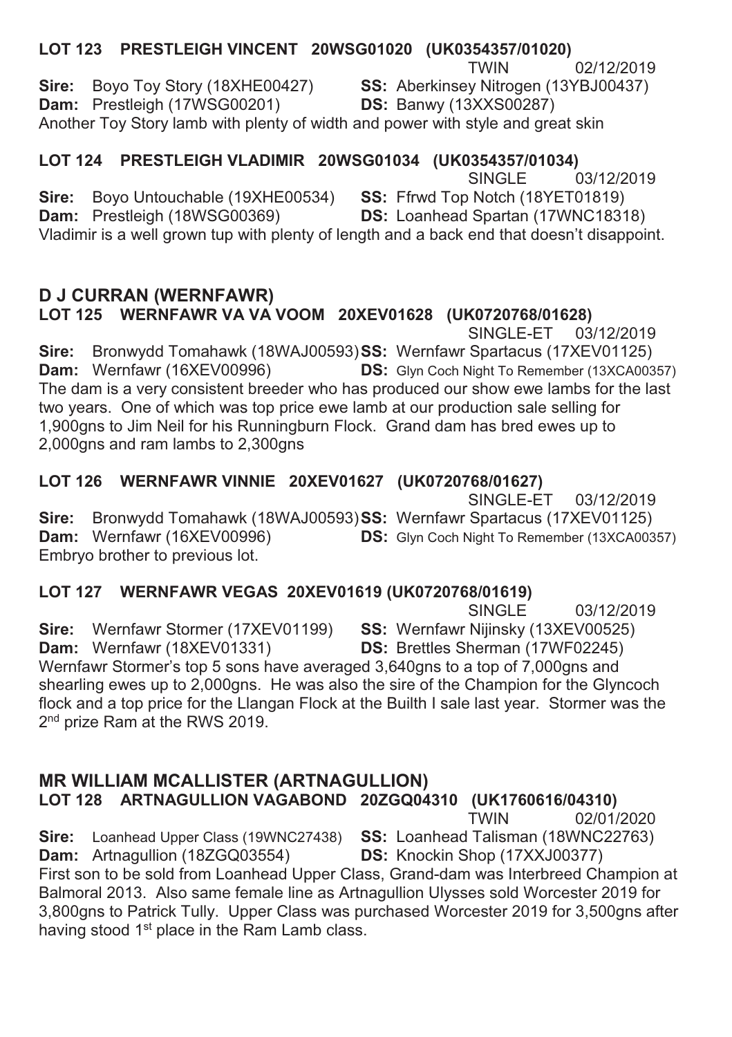### LOT 123 PRESTLEIGH VINCENT 20WSG01020 (UK0354357/01020)

TWIN 02/12/2019

**Sire:** Boyo Toy Story (18XHE00427) **SS:** Aberkinsey Nitrogen (13YBJ00437)
**Dam:** Prestleigh (17WSG00201) **DS:** Banwy (13XXS00287)

Another Toy Story lamb with plenty of width and power with style and great skin

### LOT 124 PRESTLEIGH VLADIMIR 20WSG01034 (UK0354357/01034)

SINGLE 03/12/2019

**Sire:** Boyo Untouchable (19XHE00534) **SS:** Ffrwd Top Notch (18YET01819)
**Dam:** Prestleigh (18WSG00369) **DS:** Loanhead Spartan (17WNC18318)

Vladimir is a well grown tup with plenty of length and a back end that doesn't disappoint.

## D J CURRAN (WERNFAWR)

### LOT 125 WERNFAWR VA VA VOOM 20XEV01628 (UK0720768/01628)

SINGLE-ET 03/12/2019

**Sire:** Bronwydd Tomahawk (18WAJ00593) **SS:** Wernfawr Spartacus (17XEV01125)
**Dam:** Wernfawr (16XEV00996) **DS:** Glyn Coch Night To Remember (13XCA00357)

The dam is a very consistent breeder who has produced our show ewe lambs for the last two years. One of which was top price ewe lamb at our production sale selling for 1,900gns to Jim Neil for his Runningburn Flock. Grand dam has bred ewes up to 2,000gns and ram lambs to 2,300gns

### LOT 126 WERNFAWR VINNIE 20XEV01627 (UK0720768/01627)

SINGLE-ET 03/12/2019

**Sire:** Bronwydd Tomahawk (18WAJ00593) **SS:** Wernfawr Spartacus (17XEV01125)
**Dam:** Wernfawr (16XEV00996) **DS:** Glyn Coch Night To Remember (13XCA00357)

Embryo brother to previous lot.

### LOT 127 WERNFAWR VEGAS 20XEV01619 (UK0720768/01619)

SINGLE 03/12/2019

**Sire:** Wernfawr Stormer (17XEV01199) **SS:** Wernfawr Nijinsky (13XEV00525)
**Dam:** Wernfawr (18XEV01331) **DS:** Brettles Sherman (17WF02245)

Wernfawr Stormer's top 5 sons have averaged 3,640gns to a top of 7,000gns and shearling ewes up to 2,000gns. He was also the sire of the Champion for the Glyncoch flock and a top price for the Llangan Flock at the Builth I sale last year. Stormer was the 2nd prize Ram at the RWS 2019.

## MR WILLIAM MCALLISTER (ARTNAGULLION)

### LOT 128 ARTNAGULLION VAGABOND 20ZGQ04310 (UK1760616/04310)

TWIN 02/01/2020

**Sire:** Loanhead Upper Class (19WNC27438) **SS:** Loanhead Talisman (18WNC22763)
**Dam:** Artnagullion (18ZGQ03554) **DS:** Knockin Shop (17XXJ00377)

First son to be sold from Loanhead Upper Class, Grand-dam was Interbreed Champion at Balmoral 2013. Also same female line as Artnagullion Ulysses sold Worcester 2019 for 3,800gns to Patrick Tully. Upper Class was purchased Worcester 2019 for 3,500gns after having stood 1st place in the Ram Lamb class.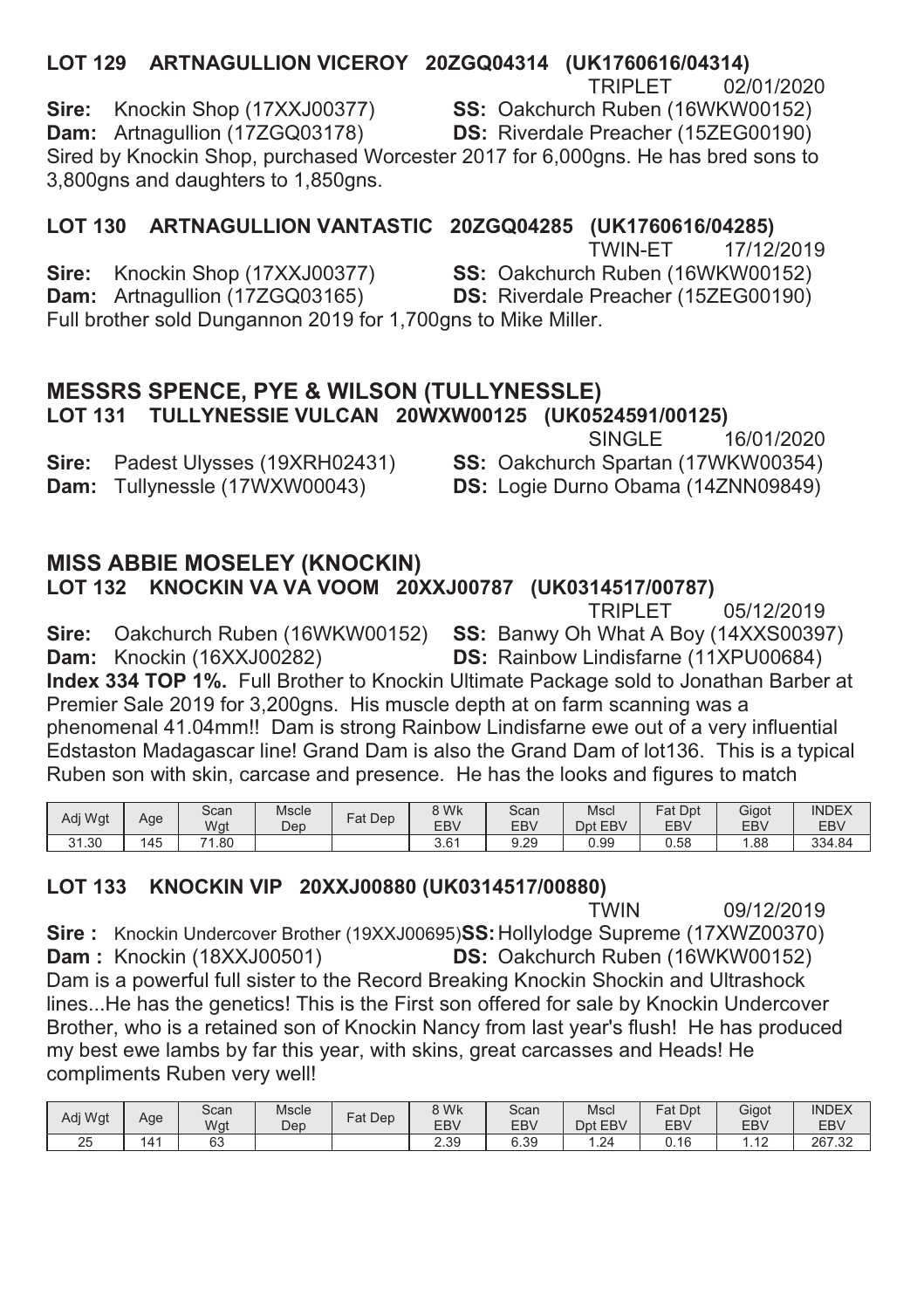**LOT 129 ARTNAGULLION VICEROY 20ZGQ04314 (UK1760616/04314)**

TRIPLET 02/01/2020

**Sire:** Knockin Shop (17XXJ00377) **SS:** Oakchurch Ruben (16WKW00152)
**Dam:** Artnagullion (17ZGQ03178) **DS:** Riverdale Preacher (15ZEG00190)

Sired by Knockin Shop, purchased Worcester 2017 for 6,000gns. He has bred sons to 3,800gns and daughters to 1,850gns.

**LOT 130 ARTNAGULLION VANTASTIC 20ZGQ04285 (UK1760616/04285)**

TWIN-ET 17/12/2019

**Sire:** Knockin Shop (17XXJ00377) **SS:** Oakchurch Ruben (16WKW00152)
**Dam:** Artnagullion (17ZGQ03165) **DS:** Riverdale Preacher (15ZEG00190)

Full brother sold Dungannon 2019 for 1,700gns to Mike Miller.

## MESSRS SPENCE, PYE & WILSON (TULLYNESSLE)

**LOT 131 TULLYNESSIE VULCAN 20WXW00125 (UK0524591/00125)**

SINGLE 16/01/2020

**Sire:** Padest Ulysses (19XRH02431) **SS:** Oakchurch Spartan (17WKW00354)
**Dam:** Tullynessle (17WXW00043) **DS:** Logie Durno Obama (14ZNN09849)

## MISS ABBIE MOSELEY (KNOCKIN)

**LOT 132 KNOCKIN VA VA VOOM 20XXJ00787 (UK0314517/00787)**

TRIPLET 05/12/2019

**Sire:** Oakchurch Ruben (16WKW00152) **SS:** Banwy Oh What A Boy (14XXS00397)
**Dam:** Knockin (16XXJ00282) **DS:** Rainbow Lindisfarne (11XPU00684)

**Index 334 TOP 1%.** Full Brother to Knockin Ultimate Package sold to Jonathan Barber at Premier Sale 2019 for 3,200gns. His muscle depth at on farm scanning was a phenomenal 41.04mm!! Dam is strong Rainbow Lindisfarne ewe out of a very influential Edstaston Madagascar line! Grand Dam is also the Grand Dam of lot136. This is a typical Ruben son with skin, carcase and presence. He has the looks and figures to match

| Adj Wgt | Age | Scan Wgt | Mscle Dep | Fat Dep | 8 Wk EBV | Scan EBV | Mscl Dpt EBV | Fat Dpt EBV | Gigot EBV | INDEX EBV |
|---|---|---|---|---|---|---|---|---|---|---|
| 31.30 | 145 | 71.80 | | | 3.61 | 9.29 | 0.99 | 0.58 | 1.88 | 334.84 |

**LOT 133 KNOCKIN VIP 20XXJ00880 (UK0314517/00880)**

TWIN 09/12/2019

**Sire :** Knockin Undercover Brother (19XXJ00695) **SS:** Hollylodge Supreme (17XWZ00370)
**Dam :** Knockin (18XXJ00501) **DS:** Oakchurch Ruben (16WKW00152)

Dam is a powerful full sister to the Record Breaking Knockin Shockin and Ultrashock lines...He has the genetics! This is the First son offered for sale by Knockin Undercover Brother, who is a retained son of Knockin Nancy from last year's flush! He has produced my best ewe lambs by far this year, with skins, great carcasses and Heads! He compliments Ruben very well!

| Adj Wgt | Age | Scan Wgt | Mscle Dep | Fat Dep | 8 Wk EBV | Scan EBV | Mscl Dpt EBV | Fat Dpt EBV | Gigot EBV | INDEX EBV |
|---|---|---|---|---|---|---|---|---|---|---|
| 25 | 141 | 63 | | | 2.39 | 6.39 | 1.24 | 0.16 | 1.12 | 267.32 |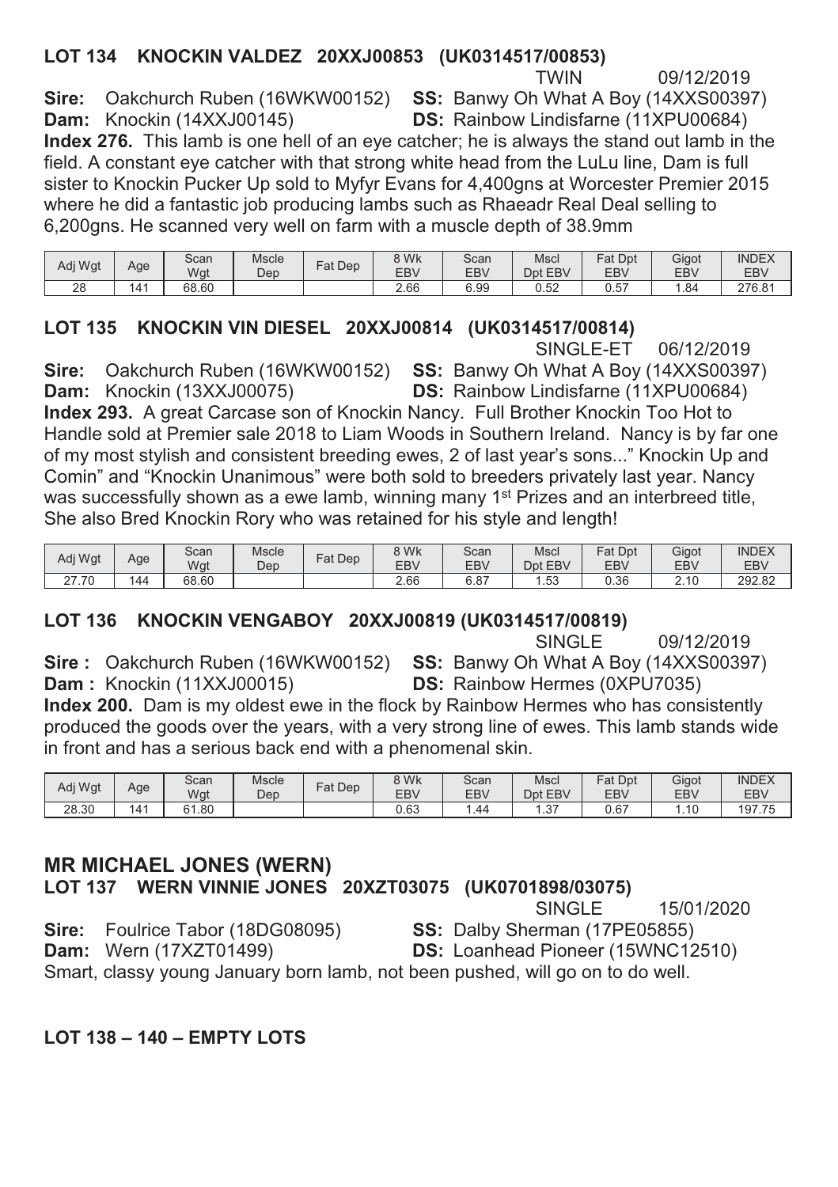### LOT 134 KNOCKIN VALDEZ 20XXJ00853 (UK0314517/00853)

TWIN 09/12/2019

**Sire:** Oakchurch Ruben (16WKW00152) **SS:** Banwy Oh What A Boy (14XXS00397)
**Dam:** Knockin (14XXJ00145) **DS:** Rainbow Lindisfarne (11XPU00684)

**Index 276.** This lamb is one hell of an eye catcher; he is always the stand out lamb in the field. A constant eye catcher with that strong white head from the LuLu line, Dam is full sister to Knockin Pucker Up sold to Myfyr Evans for 4,400gns at Worcester Premier 2015 where he did a fantastic job producing lambs such as Rhaeadr Real Deal selling to 6,200gns. He scanned very well on farm with a muscle depth of 38.9mm

| Adj Wgt | Age | Scan Wgt | Mscle Dep | Fat Dep | 8 Wk EBV | Scan EBV | Mscl Dpt EBV | Fat Dpt EBV | Gigot EBV | INDEX EBV |
|---|---|---|---|---|---|---|---|---|---|---|
| 28 | 141 | 68.60 | | | 2.66 | 6.99 | 0.52 | 0.57 | 1.84 | 276.81 |

### LOT 135 KNOCKIN VIN DIESEL 20XXJ00814 (UK0314517/00814)

SINGLE-ET 06/12/2019

**Sire:** Oakchurch Ruben (16WKW00152) **SS:** Banwy Oh What A Boy (14XXS00397)
**Dam:** Knockin (13XXJ00075) **DS:** Rainbow Lindisfarne (11XPU00684)

**Index 293.** A great Carcase son of Knockin Nancy. Full Brother Knockin Too Hot to Handle sold at Premier sale 2018 to Liam Woods in Southern Ireland. Nancy is by far one of my most stylish and consistent breeding ewes, 2 of last year's sons..." Knockin Up and Comin" and "Knockin Unanimous" were both sold to breeders privately last year. Nancy was successfully shown as a ewe lamb, winning many 1st Prizes and an interbreed title, She also Bred Knockin Rory who was retained for his style and length!

| Adj Wgt | Age | Scan Wgt | Mscle Dep | Fat Dep | 8 Wk EBV | Scan EBV | Mscl Dpt EBV | Fat Dpt EBV | Gigot EBV | INDEX EBV |
|---|---|---|---|---|---|---|---|---|---|---|
| 27.70 | 144 | 68.60 | | | 2.66 | 6.87 | 1.53 | 0.36 | 2.10 | 292.82 |

### LOT 136 KNOCKIN VENGABOY 20XXJ00819 (UK0314517/00819)

SINGLE 09/12/2019

**Sire :** Oakchurch Ruben (16WKW00152) **SS:** Banwy Oh What A Boy (14XXS00397)
**Dam :** Knockin (11XXJ00015) **DS:** Rainbow Hermes (0XPU7035)

**Index 200.** Dam is my oldest ewe in the flock by Rainbow Hermes who has consistently produced the goods over the years, with a very strong line of ewes. This lamb stands wide in front and has a serious back end with a phenomenal skin.

| Adj Wgt | Age | Scan Wgt | Mscle Dep | Fat Dep | 8 Wk EBV | Scan EBV | Mscl Dpt EBV | Fat Dpt EBV | Gigot EBV | INDEX EBV |
|---|---|---|---|---|---|---|---|---|---|---|
| 28.30 | 141 | 61.80 | | | 0.63 | 1.44 | 1.37 | 0.67 | 1.10 | 197.75 |

## MR MICHAEL JONES (WERN)

### LOT 137 WERN VINNIE JONES 20XZT03075 (UK0701898/03075)

SINGLE 15/01/2020

**Sire:** Foulrice Tabor (18DG08095) **SS:** Dalby Sherman (17PE05855)
**Dam:** Wern (17XZT01499) **DS:** Loanhead Pioneer (15WNC12510)

Smart, classy young January born lamb, not been pushed, will go on to do well.

### LOT 138 – 140 – EMPTY LOTS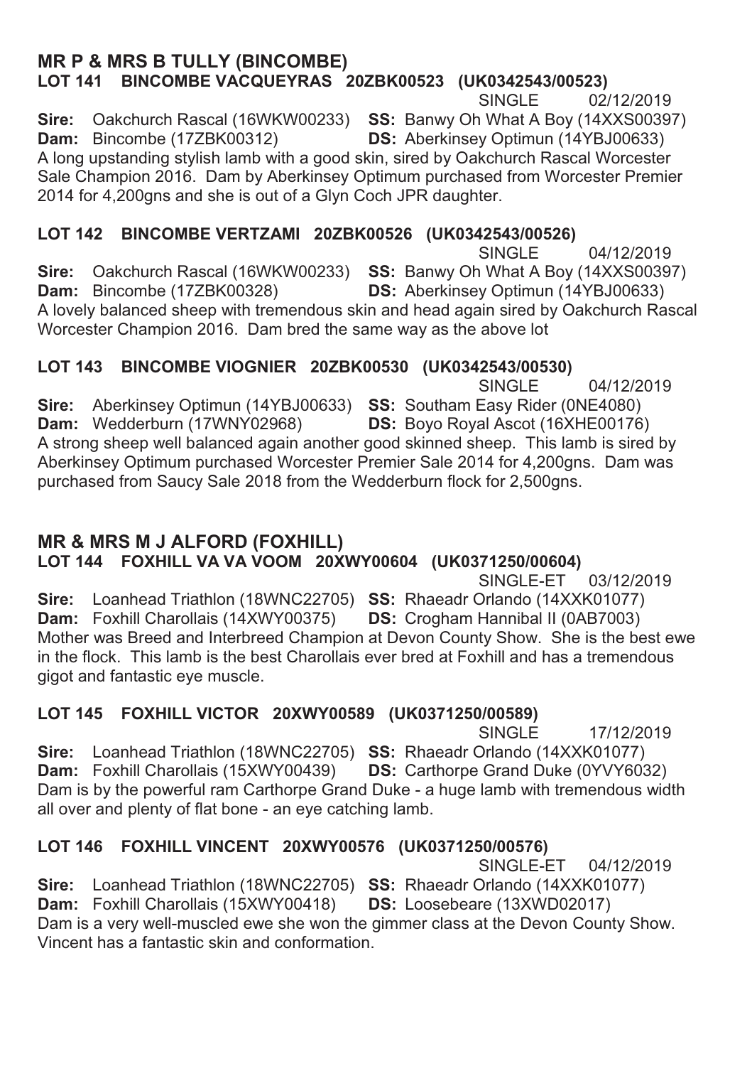## MR P & MRS B TULLY (BINCOMBE)

### LOT 141 BINCOMBE VACQUEYRAS 20ZBK00523 (UK0342543/00523)

SINGLE 02/12/2019

**Sire:** Oakchurch Rascal (16WKW00233) **SS:** Banwy Oh What A Boy (14XXS00397)
**Dam:** Bincombe (17ZBK00312) **DS:** Aberkinsey Optimun (14YBJ00633)

A long upstanding stylish lamb with a good skin, sired by Oakchurch Rascal Worcester Sale Champion 2016. Dam by Aberkinsey Optimum purchased from Worcester Premier 2014 for 4,200gns and she is out of a Glyn Coch JPR daughter.

### LOT 142 BINCOMBE VERTZAMI 20ZBK00526 (UK0342543/00526)

SINGLE 04/12/2019

**Sire:** Oakchurch Rascal (16WKW00233) **SS:** Banwy Oh What A Boy (14XXS00397)
**Dam:** Bincombe (17ZBK00328) **DS:** Aberkinsey Optimun (14YBJ00633)

A lovely balanced sheep with tremendous skin and head again sired by Oakchurch Rascal Worcester Champion 2016. Dam bred the same way as the above lot

### LOT 143 BINCOMBE VIOGNIER 20ZBK00530 (UK0342543/00530)

SINGLE 04/12/2019

**Sire:** Aberkinsey Optimun (14YBJ00633) **SS:** Southam Easy Rider (0NE4080)
**Dam:** Wedderburn (17WNY02968) **DS:** Boyo Royal Ascot (16XHE00176)

A strong sheep well balanced again another good skinned sheep. This lamb is sired by Aberkinsey Optimum purchased Worcester Premier Sale 2014 for 4,200gns. Dam was purchased from Saucy Sale 2018 from the Wedderburn flock for 2,500gns.

## MR & MRS M J ALFORD (FOXHILL)

### LOT 144 FOXHILL VA VA VOOM 20XWY00604 (UK0371250/00604)

SINGLE-ET 03/12/2019

**Sire:** Loanhead Triathlon (18WNC22705) **SS:** Rhaeadr Orlando (14XXK01077)
**Dam:** Foxhill Charollais (14XWY00375) **DS:** Crogham Hannibal II (0AB7003)

Mother was Breed and Interbreed Champion at Devon County Show. She is the best ewe in the flock. This lamb is the best Charollais ever bred at Foxhill and has a tremendous gigot and fantastic eye muscle.

### LOT 145 FOXHILL VICTOR 20XWY00589 (UK0371250/00589)

SINGLE 17/12/2019

**Sire:** Loanhead Triathlon (18WNC22705) **SS:** Rhaeadr Orlando (14XXK01077)
**Dam:** Foxhill Charollais (15XWY00439) **DS:** Carthorpe Grand Duke (0YVY6032)

Dam is by the powerful ram Carthorpe Grand Duke - a huge lamb with tremendous width all over and plenty of flat bone - an eye catching lamb.

### LOT 146 FOXHILL VINCENT 20XWY00576 (UK0371250/00576)

SINGLE-ET 04/12/2019

**Sire:** Loanhead Triathlon (18WNC22705) **SS:** Rhaeadr Orlando (14XXK01077)
**Dam:** Foxhill Charollais (15XWY00418) **DS:** Loosebeare (13XWD02017)

Dam is a very well-muscled ewe she won the gimmer class at the Devon County Show. Vincent has a fantastic skin and conformation.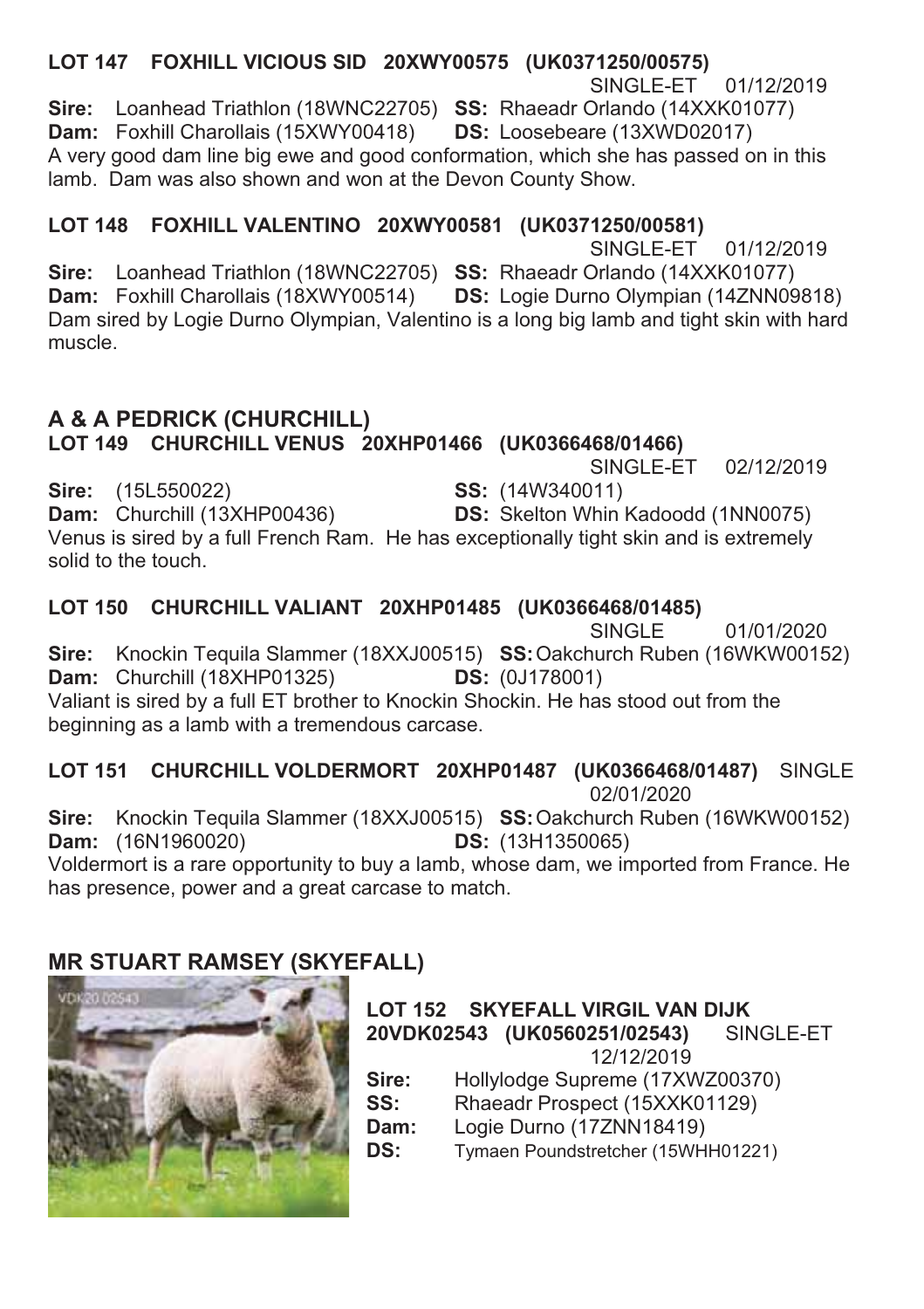**LOT 147 FOXHILL VICIOUS SID 20XWY00575 (UK0371250/00575)**

SINGLE-ET 01/12/2019

**Sire:** Loanhead Triathlon (18WNC22705) **SS:** Rhaeadr Orlando (14XXK01077)
**Dam:** Foxhill Charollais (15XWY00418) **DS:** Loosebeare (13XWD02017)

A very good dam line big ewe and good conformation, which she has passed on in this lamb. Dam was also shown and won at the Devon County Show.

**LOT 148 FOXHILL VALENTINO 20XWY00581 (UK0371250/00581)**

SINGLE-ET 01/12/2019

**Sire:** Loanhead Triathlon (18WNC22705) **SS:** Rhaeadr Orlando (14XXK01077)
**Dam:** Foxhill Charollais (18XWY00514) **DS:** Logie Durno Olympian (14ZNN09818)

Dam sired by Logie Durno Olympian, Valentino is a long big lamb and tight skin with hard muscle.

## A & A PEDRICK (CHURCHILL)

**LOT 149 CHURCHILL VENUS 20XHP01466 (UK0366468/01466)**

SINGLE-ET 02/12/2019

**Sire:** (15L550022) **SS:** (14W340011)
**Dam:** Churchill (13XHP00436) **DS:** Skelton Whin Kadoodd (1NN0075)

Venus is sired by a full French Ram. He has exceptionally tight skin and is extremely solid to the touch.

**LOT 150 CHURCHILL VALIANT 20XHP01485 (UK0366468/01485)**

SINGLE 01/01/2020

**Sire:** Knockin Tequila Slammer (18XXJ00515) **SS:** Oakchurch Ruben (16WKW00152)
**Dam:** Churchill (18XHP01325) **DS:** (0J178001)

Valiant is sired by a full ET brother to Knockin Shockin. He has stood out from the beginning as a lamb with a tremendous carcase.

**LOT 151 CHURCHILL VOLDERMORT 20XHP01487 (UK0366468/01487)** SINGLE 02/01/2020

**Sire:** Knockin Tequila Slammer (18XXJ00515) **SS:** Oakchurch Ruben (16WKW00152)
**Dam:** (16N1960020) **DS:** (13H1350065)

Voldermort is a rare opportunity to buy a lamb, whose dam, we imported from France. He has presence, power and a great carcase to match.

## MR STUART RAMSEY (SKYEFALL)

**LOT 152 SKYEFALL VIRGIL VAN DIJK 20VDK02543 (UK0560251/02543)** SINGLE-ET 12/12/2019

**Sire:** Hollylodge Supreme (17XWZ00370)
**SS:** Rhaeadr Prospect (15XXK01129)
**Dam:** Logie Durno (17ZNN18419)
**DS:** Tymaen Poundstretcher (15WHH01221)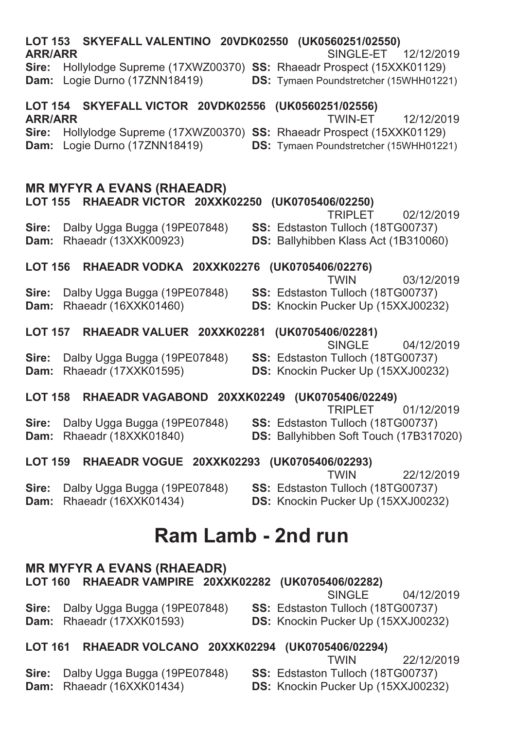**LOT 153 SKYEFALL VALENTINO 20VDK02550 (UK0560251/02550)**
**ARR/ARR** SINGLE-ET 12/12/2019
**Sire:** Hollylodge Supreme (17XWZ00370) **SS:** Rhaeadr Prospect (15XXK01129)
**Dam:** Logie Durno (17ZNN18419) **DS:** Tymaen Poundstretcher (15WHH01221)

**LOT 154 SKYEFALL VICTOR 20VDK02556 (UK0560251/02556)**
**ARR/ARR** TWIN-ET 12/12/2019
**Sire:** Hollylodge Supreme (17XWZ00370) **SS:** Rhaeadr Prospect (15XXK01129)
**Dam:** Logie Durno (17ZNN18419) **DS:** Tymaen Poundstretcher (15WHH01221)

**MR MYFYR A EVANS (RHAEADR)**
**LOT 155 RHAEADR VICTOR 20XXK02250 (UK0705406/02250)**
TRIPLET 02/12/2019
**Sire:** Dalby Ugga Bugga (19PE07848) **SS:** Edstaston Tulloch (18TG00737)
**Dam:** Rhaeadr (13XXK00923) **DS:** Ballyhibben Klass Act (1B310060)

**LOT 156 RHAEADR VODKA 20XXK02276 (UK0705406/02276)**
TWIN 03/12/2019
**Sire:** Dalby Ugga Bugga (19PE07848) **SS:** Edstaston Tulloch (18TG00737)
**Dam:** Rhaeadr (16XXK01460) **DS:** Knockin Pucker Up (15XXJ00232)

**LOT 157 RHAEADR VALUER 20XXK02281 (UK0705406/02281)**
SINGLE 04/12/2019
**Sire:** Dalby Ugga Bugga (19PE07848) **SS:** Edstaston Tulloch (18TG00737)
**Dam:** Rhaeadr (17XXK01595) **DS:** Knockin Pucker Up (15XXJ00232)

**LOT 158 RHAEADR VAGABOND 20XXK02249 (UK0705406/02249)**
TRIPLET 01/12/2019
**Sire:** Dalby Ugga Bugga (19PE07848) **SS:** Edstaston Tulloch (18TG00737)
**Dam:** Rhaeadr (18XXK01840) **DS:** Ballyhibben Soft Touch (17B317020)

**LOT 159 RHAEADR VOGUE 20XXK02293 (UK0705406/02293)**
TWIN 22/12/2019
**Sire:** Dalby Ugga Bugga (19PE07848) **SS:** Edstaston Tulloch (18TG00737)
**Dam:** Rhaeadr (16XXK01434) **DS:** Knockin Pucker Up (15XXJ00232)

# Ram Lamb - 2nd run

**MR MYFYR A EVANS (RHAEADR)**
**LOT 160 RHAEADR VAMPIRE 20XXK02282 (UK0705406/02282)**
SINGLE 04/12/2019
**Sire:** Dalby Ugga Bugga (19PE07848) **SS:** Edstaston Tulloch (18TG00737)
**Dam:** Rhaeadr (17XXK01593) **DS:** Knockin Pucker Up (15XXJ00232)

**LOT 161 RHAEADR VOLCANO 20XXK02294 (UK0705406/02294)**
TWIN 22/12/2019
**Sire:** Dalby Ugga Bugga (19PE07848) **SS:** Edstaston Tulloch (18TG00737)
**Dam:** Rhaeadr (16XXK01434) **DS:** Knockin Pucker Up (15XXJ00232)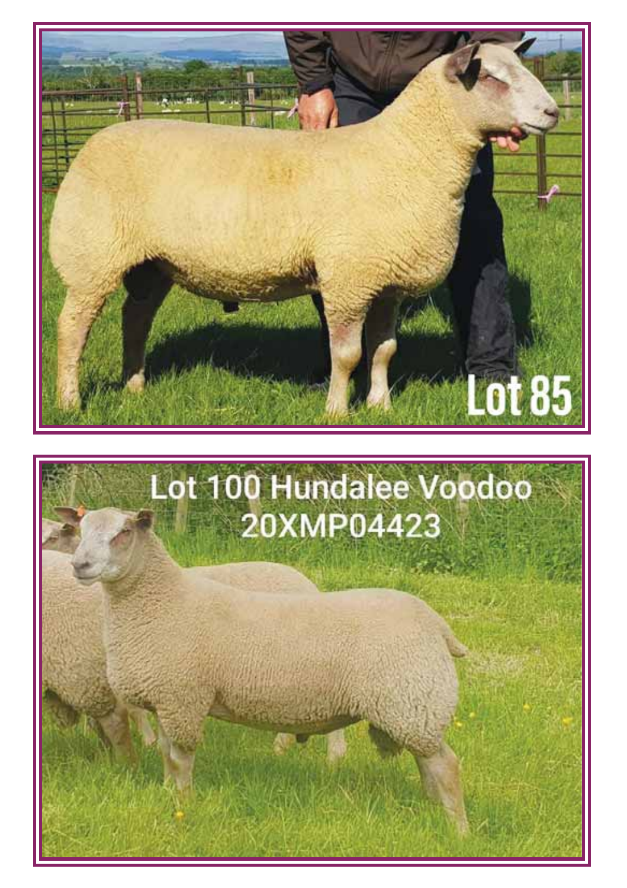Lot 85

Lot 100 Hundalee Voodoo
20XMP04423